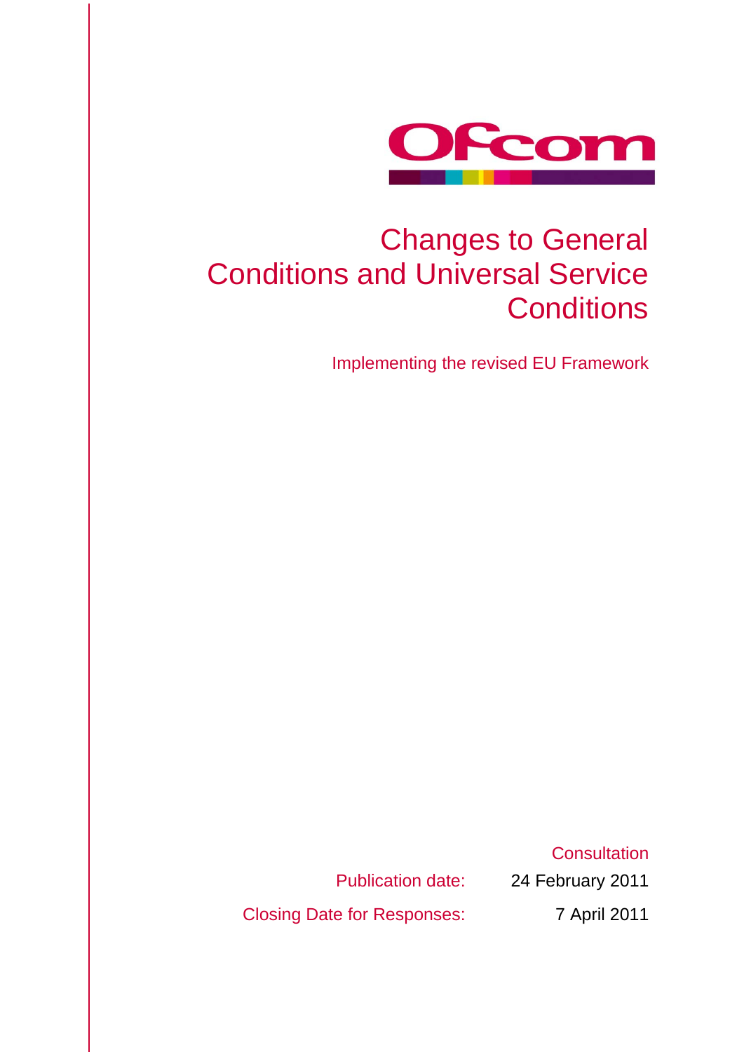Ofcom

# Changes to General Conditions and Universal Service Conditions

Implementing the revised EU Framework

Consultation

Publication date: 24 February 2011

Closing Date for Responses: 7 April 2011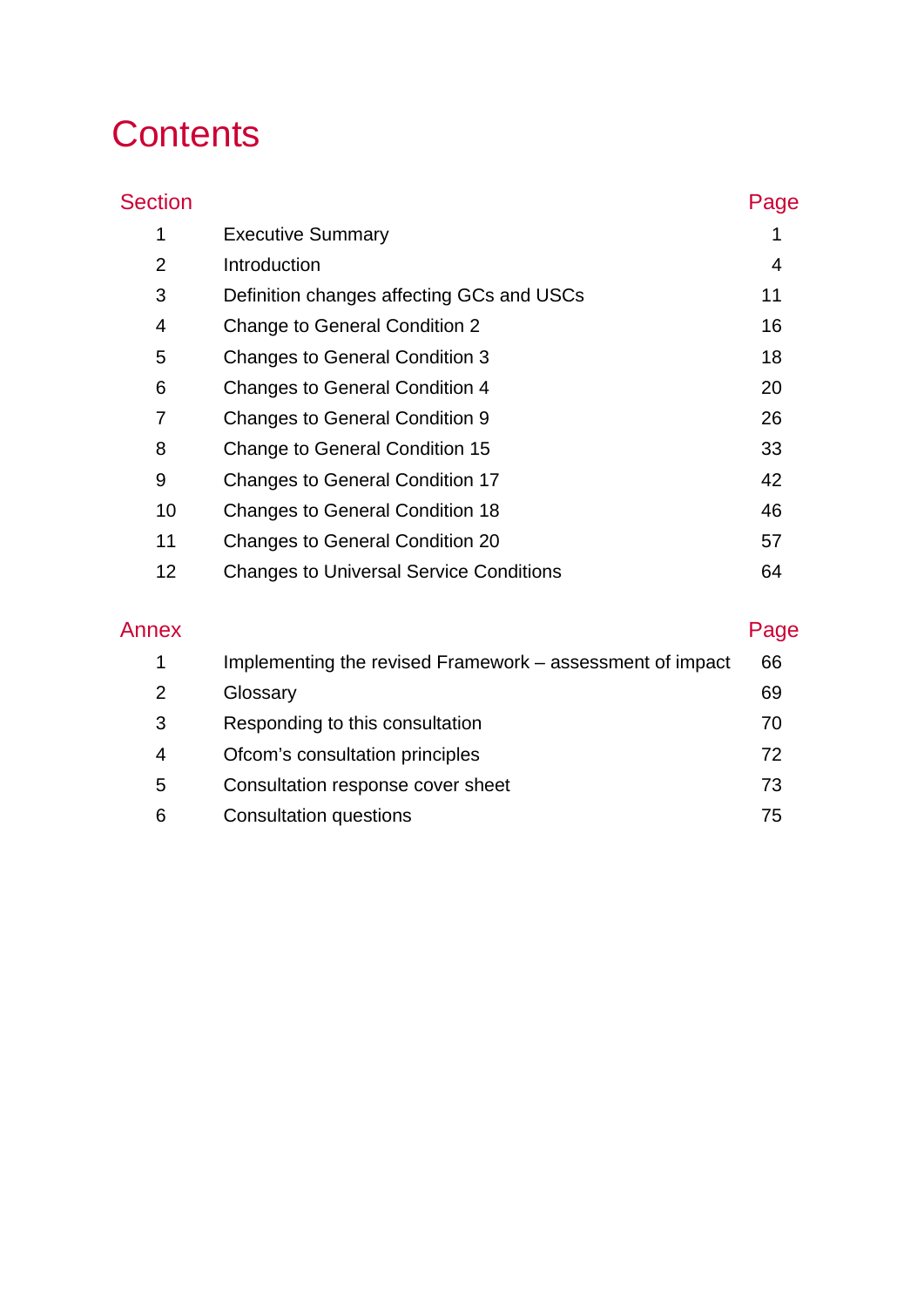# Contents

| Section | | Page |
|---|---|---|
| 1 | Executive Summary | 1 |
| 2 | Introduction | 4 |
| 3 | Definition changes affecting GCs and USCs | 11 |
| 4 | Change to General Condition 2 | 16 |
| 5 | Changes to General Condition 3 | 18 |
| 6 | Changes to General Condition 4 | 20 |
| 7 | Changes to General Condition 9 | 26 |
| 8 | Change to General Condition 15 | 33 |
| 9 | Changes to General Condition 17 | 42 |
| 10 | Changes to General Condition 18 | 46 |
| 11 | Changes to General Condition 20 | 57 |
| 12 | Changes to Universal Service Conditions | 64 |

| Annex | | Page |
|---|---|---|
| 1 | Implementing the revised Framework – assessment of impact | 66 |
| 2 | Glossary | 69 |
| 3 | Responding to this consultation | 70 |
| 4 | Ofcom's consultation principles | 72 |
| 5 | Consultation response cover sheet | 73 |
| 6 | Consultation questions | 75 |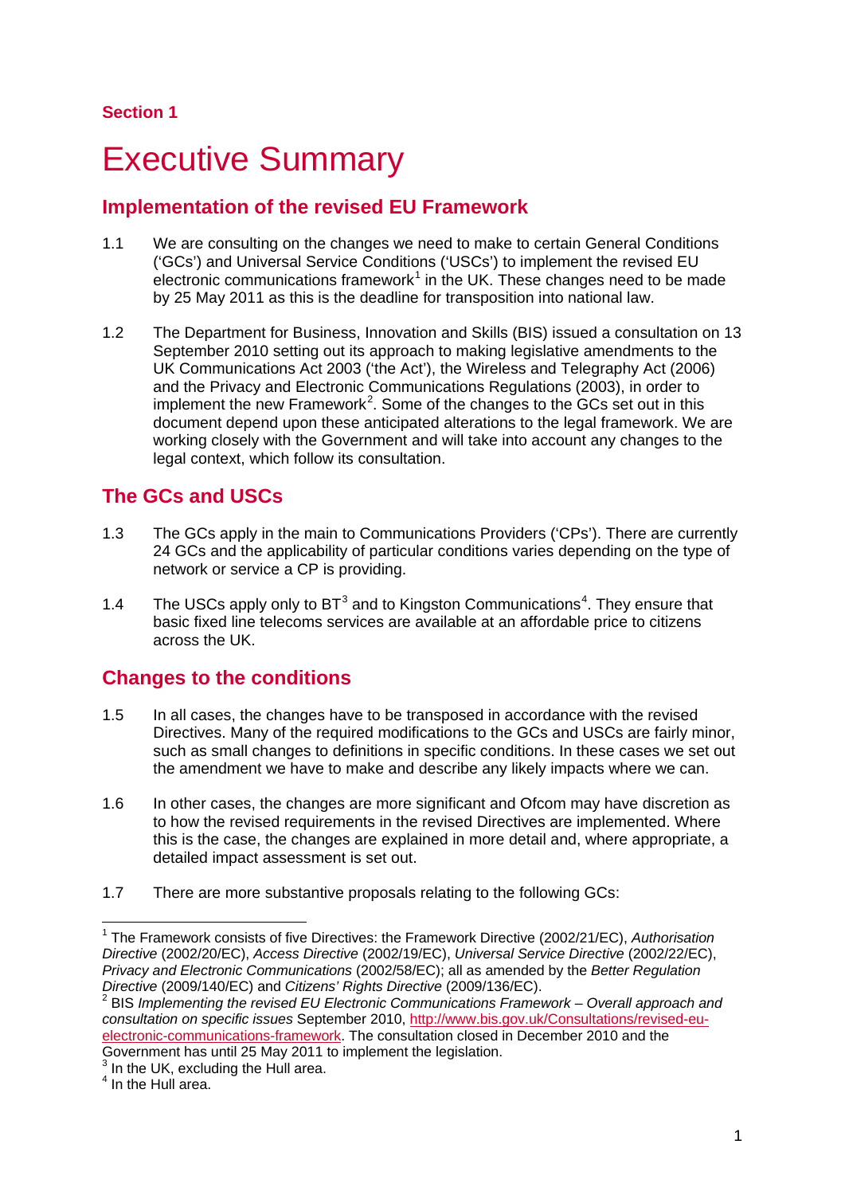**Section 1**

# Executive Summary

## Implementation of the revised EU Framework

1.1 We are consulting on the changes we need to make to certain General Conditions ('GCs') and Universal Service Conditions ('USCs') to implement the revised EU electronic communications framework[1] in the UK. These changes need to be made by 25 May 2011 as this is the deadline for transposition into national law.

1.2 The Department for Business, Innovation and Skills (BIS) issued a consultation on 13 September 2010 setting out its approach to making legislative amendments to the UK Communications Act 2003 ('the Act'), the Wireless and Telegraphy Act (2006) and the Privacy and Electronic Communications Regulations (2003), in order to implement the new Framework[2]. Some of the changes to the GCs set out in this document depend upon these anticipated alterations to the legal framework. We are working closely with the Government and will take into account any changes to the legal context, which follow its consultation.

## The GCs and USCs

1.3 The GCs apply in the main to Communications Providers ('CPs'). There are currently 24 GCs and the applicability of particular conditions varies depending on the type of network or service a CP is providing.

1.4 The USCs apply only to BT[3] and to Kingston Communications[4]. They ensure that basic fixed line telecoms services are available at an affordable price to citizens across the UK.

## Changes to the conditions

1.5 In all cases, the changes have to be transposed in accordance with the revised Directives. Many of the required modifications to the GCs and USCs are fairly minor, such as small changes to definitions in specific conditions. In these cases we set out the amendment we have to make and describe any likely impacts where we can.

1.6 In other cases, the changes are more significant and Ofcom may have discretion as to how the revised requirements in the revised Directives are implemented. Where this is the case, the changes are explained in more detail and, where appropriate, a detailed impact assessment is set out.

1.7 There are more substantive proposals relating to the following GCs:

---

[1] The Framework consists of five Directives: the Framework Directive (2002/21/EC), *Authorisation Directive* (2002/20/EC), *Access Directive* (2002/19/EC), *Universal Service Directive* (2002/22/EC), *Privacy and Electronic Communications* (2002/58/EC); all as amended by the *Better Regulation Directive* (2009/140/EC) and *Citizens' Rights Directive* (2009/136/EC).

[2] BIS *Implementing the revised EU Electronic Communications Framework – Overall approach and consultation on specific issues* September 2010, http://www.bis.gov.uk/Consultations/revised-eu-electronic-communications-framework. The consultation closed in December 2010 and the Government has until 25 May 2011 to implement the legislation.

[3] In the UK, excluding the Hull area.

[4] In the Hull area.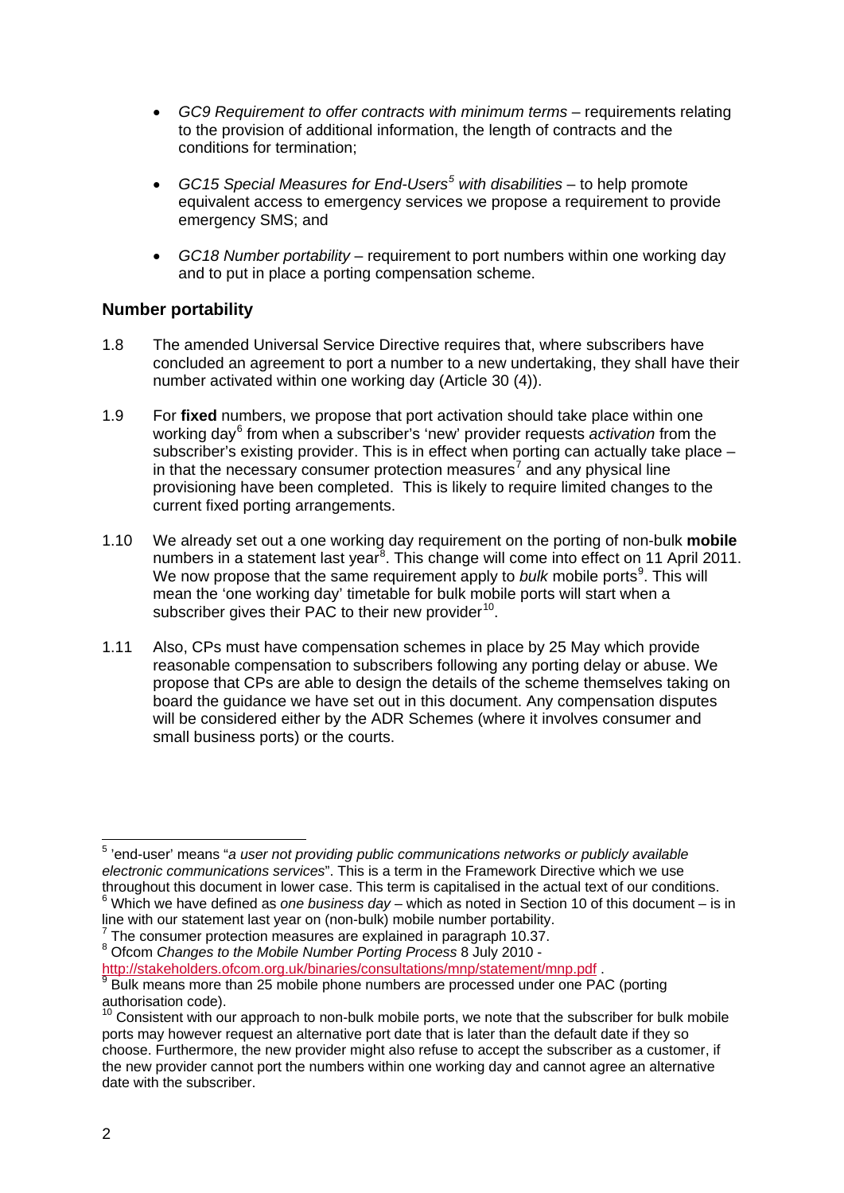- *GC9 Requirement to offer contracts with minimum terms* – requirements relating to the provision of additional information, the length of contracts and the conditions for termination;

- *GC15 Special Measures for End-Users[5] with disabilities* – to help promote equivalent access to emergency services we propose a requirement to provide emergency SMS; and

- *GC18 Number portability* – requirement to port numbers within one working day and to put in place a porting compensation scheme.

### Number portability

1.8 The amended Universal Service Directive requires that, where subscribers have concluded an agreement to port a number to a new undertaking, they shall have their number activated within one working day (Article 30 (4)).

1.9 For **fixed** numbers, we propose that port activation should take place within one working day[6] from when a subscriber's 'new' provider requests *activation* from the subscriber's existing provider. This is in effect when porting can actually take place – in that the necessary consumer protection measures[7] and any physical line provisioning have been completed. This is likely to require limited changes to the current fixed porting arrangements.

1.10 We already set out a one working day requirement on the porting of non-bulk **mobile** numbers in a statement last year[8]. This change will come into effect on 11 April 2011. We now propose that the same requirement apply to *bulk* mobile ports[9]. This will mean the 'one working day' timetable for bulk mobile ports will start when a subscriber gives their PAC to their new provider[10].

1.11 Also, CPs must have compensation schemes in place by 25 May which provide reasonable compensation to subscribers following any porting delay or abuse. We propose that CPs are able to design the details of the scheme themselves taking on board the guidance we have set out in this document. Any compensation disputes will be considered either by the ADR Schemes (where it involves consumer and small business ports) or the courts.

---

[5] 'end-user' means "*a user not providing public communications networks or publicly available electronic communications services*". This is a term in the Framework Directive which we use throughout this document in lower case. This term is capitalised in the actual text of our conditions.

[6] Which we have defined as *one business day* – which as noted in Section 10 of this document – is in line with our statement last year on (non-bulk) mobile number portability.

[7] The consumer protection measures are explained in paragraph 10.37.

[8] Ofcom *Changes to the Mobile Number Porting Process* 8 July 2010 - http://stakeholders.ofcom.org.uk/binaries/consultations/mnp/statement/mnp.pdf .

[9] Bulk means more than 25 mobile phone numbers are processed under one PAC (porting authorisation code).

[10] Consistent with our approach to non-bulk mobile ports, we note that the subscriber for bulk mobile ports may however request an alternative port date that is later than the default date if they so choose. Furthermore, the new provider might also refuse to accept the subscriber as a customer, if the new provider cannot port the numbers within one working day and cannot agree an alternative date with the subscriber.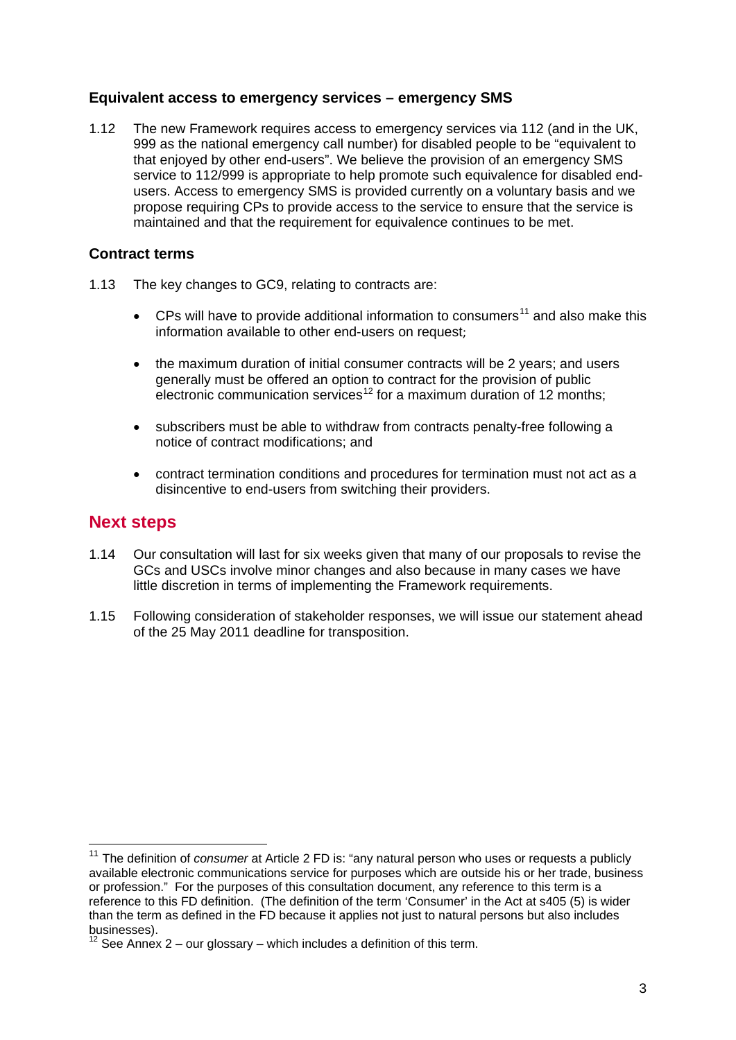### Equivalent access to emergency services – emergency SMS

1.12 The new Framework requires access to emergency services via 112 (and in the UK, 999 as the national emergency call number) for disabled people to be "equivalent to that enjoyed by other end-users". We believe the provision of an emergency SMS service to 112/999 is appropriate to help promote such equivalence for disabled end-users. Access to emergency SMS is provided currently on a voluntary basis and we propose requiring CPs to provide access to the service to ensure that the service is maintained and that the requirement for equivalence continues to be met.

### Contract terms

1.13 The key changes to GC9, relating to contracts are:

- CPs will have to provide additional information to consumers[11] and also make this information available to other end-users on request;
- the maximum duration of initial consumer contracts will be 2 years; and users generally must be offered an option to contract for the provision of public electronic communication services[12] for a maximum duration of 12 months;
- subscribers must be able to withdraw from contracts penalty-free following a notice of contract modifications; and
- contract termination conditions and procedures for termination must not act as a disincentive to end-users from switching their providers.

## Next steps

1.14 Our consultation will last for six weeks given that many of our proposals to revise the GCs and USCs involve minor changes and also because in many cases we have little discretion in terms of implementing the Framework requirements.

1.15 Following consideration of stakeholder responses, we will issue our statement ahead of the 25 May 2011 deadline for transposition.

---

[11] The definition of *consumer* at Article 2 FD is: "any natural person who uses or requests a publicly available electronic communications service for purposes which are outside his or her trade, business or profession." For the purposes of this consultation document, any reference to this term is a reference to this FD definition. (The definition of the term 'Consumer' in the Act at s405 (5) is wider than the term as defined in the FD because it applies not just to natural persons but also includes businesses).

[12] See Annex 2 – our glossary – which includes a definition of this term.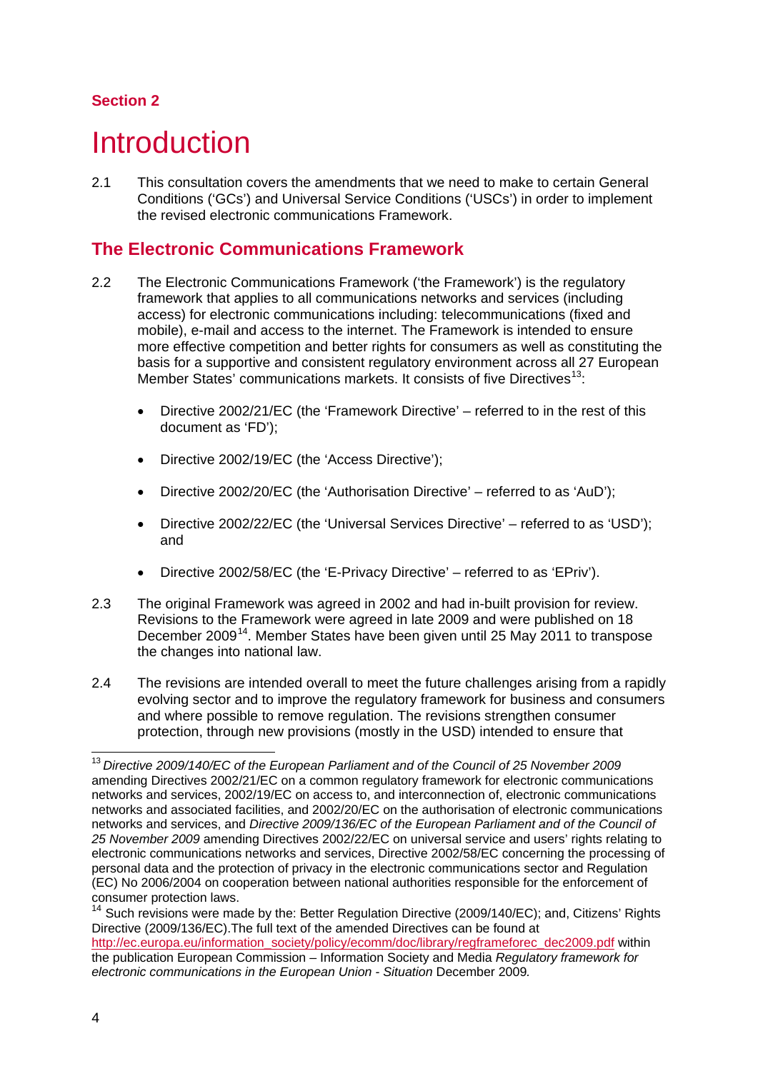**Section 2**

# Introduction

2.1 This consultation covers the amendments that we need to make to certain General Conditions ('GCs') and Universal Service Conditions ('USCs') in order to implement the revised electronic communications Framework.

## The Electronic Communications Framework

2.2 The Electronic Communications Framework ('the Framework') is the regulatory framework that applies to all communications networks and services (including access) for electronic communications including: telecommunications (fixed and mobile), e-mail and access to the internet. The Framework is intended to ensure more effective competition and better rights for consumers as well as constituting the basis for a supportive and consistent regulatory environment across all 27 European Member States' communications markets. It consists of five Directives[13]:

- Directive 2002/21/EC (the 'Framework Directive' – referred to in the rest of this document as 'FD');
- Directive 2002/19/EC (the 'Access Directive');
- Directive 2002/20/EC (the 'Authorisation Directive' – referred to as 'AuD');
- Directive 2002/22/EC (the 'Universal Services Directive' – referred to as 'USD'); and
- Directive 2002/58/EC (the 'E-Privacy Directive' – referred to as 'EPriv').

2.3 The original Framework was agreed in 2002 and had in-built provision for review. Revisions to the Framework were agreed in late 2009 and were published on 18 December 2009[14]. Member States have been given until 25 May 2011 to transpose the changes into national law.

2.4 The revisions are intended overall to meet the future challenges arising from a rapidly evolving sector and to improve the regulatory framework for business and consumers and where possible to remove regulation. The revisions strengthen consumer protection, through new provisions (mostly in the USD) intended to ensure that

---

[13] *Directive 2009/140/EC of the European Parliament and of the Council of 25 November 2009* amending Directives 2002/21/EC on a common regulatory framework for electronic communications networks and services, 2002/19/EC on access to, and interconnection of, electronic communications networks and associated facilities, and 2002/20/EC on the authorisation of electronic communications networks and services, and *Directive 2009/136/EC of the European Parliament and of the Council of 25 November 2009* amending Directives 2002/22/EC on universal service and users' rights relating to electronic communications networks and services, Directive 2002/58/EC concerning the processing of personal data and the protection of privacy in the electronic communications sector and Regulation (EC) No 2006/2004 on cooperation between national authorities responsible for the enforcement of consumer protection laws.

[14] Such revisions were made by the: Better Regulation Directive (2009/140/EC); and, Citizens' Rights Directive (2009/136/EC).The full text of the amended Directives can be found at http://ec.europa.eu/information_society/policy/ecomm/doc/library/regframeforec_dec2009.pdf within the publication European Commission – Information Society and Media *Regulatory framework for electronic communications in the European Union - Situation* December 2009*.*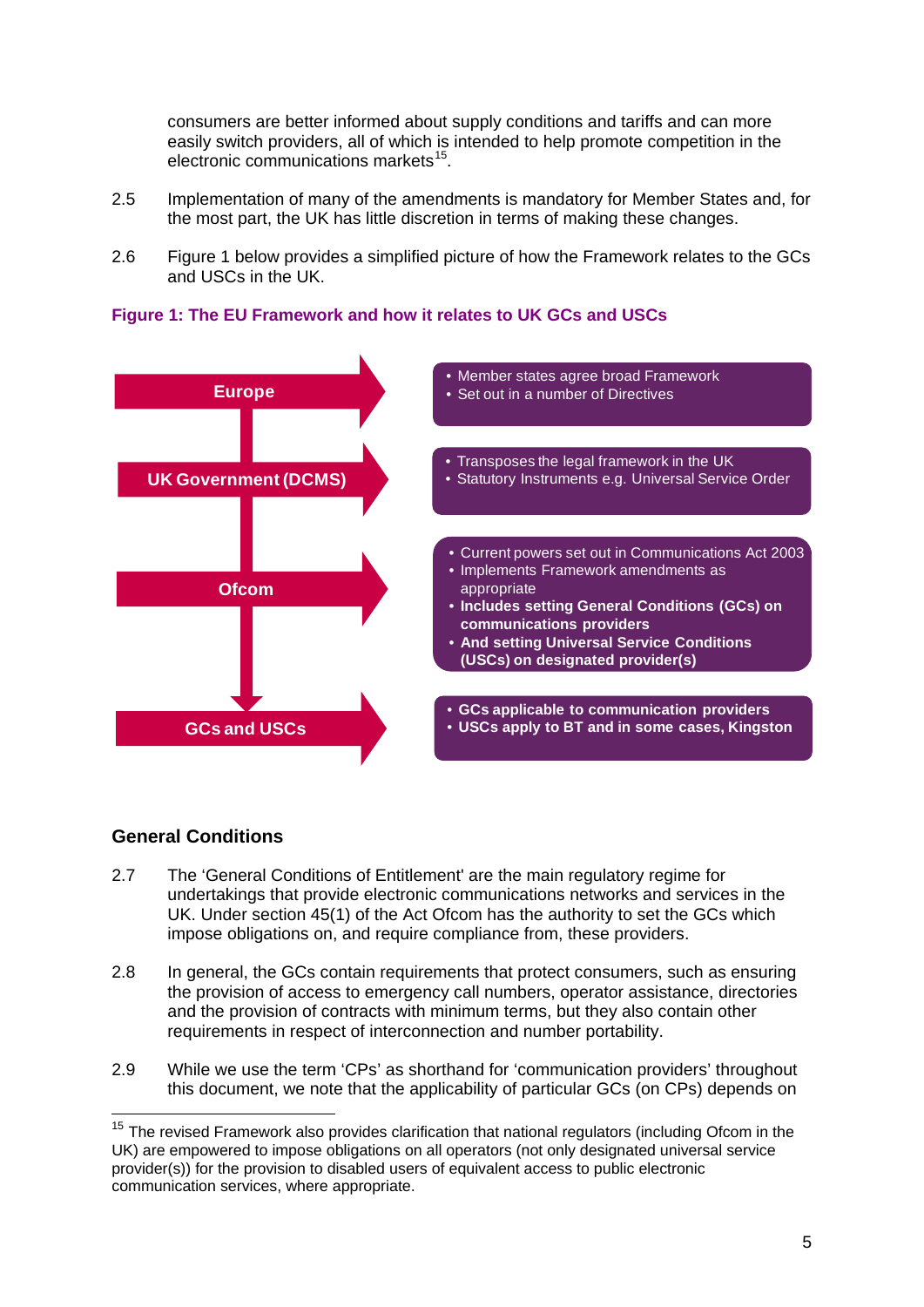consumers are better informed about supply conditions and tariffs and can more easily switch providers, all of which is intended to help promote competition in the electronic communications markets[15].

2.5 Implementation of many of the amendments is mandatory for Member States and, for the most part, the UK has little discretion in terms of making these changes.

2.6 Figure 1 below provides a simplified picture of how the Framework relates to the GCs and USCs in the UK.

**Figure 1: The EU Framework and how it relates to UK GCs and USCs**

| | |
|---|---|
| **Europe** | • Member states agree broad Framework<br>• Set out in a number of Directives |
| **UK Government (DCMS)** | • Transposes the legal framework in the UK<br>• Statutory Instruments e.g. Universal Service Order |
| **Ofcom** | • Current powers set out in Communications Act 2003<br>• Implements Framework amendments as appropriate<br>• **Includes setting General Conditions (GCs) on communications providers**<br>• **And setting Universal Service Conditions (USCs) on designated provider(s)** |
| **GCs and USCs** | • **GCs applicable to communication providers**<br>• **USCs apply to BT and in some cases, Kingston** |

## General Conditions

2.7 The 'General Conditions of Entitlement' are the main regulatory regime for undertakings that provide electronic communications networks and services in the UK. Under section 45(1) of the Act Ofcom has the authority to set the GCs which impose obligations on, and require compliance from, these providers.

2.8 In general, the GCs contain requirements that protect consumers, such as ensuring the provision of access to emergency call numbers, operator assistance, directories and the provision of contracts with minimum terms, but they also contain other requirements in respect of interconnection and number portability.

2.9 While we use the term 'CPs' as shorthand for 'communication providers' throughout this document, we note that the applicability of particular GCs (on CPs) depends on

[15] The revised Framework also provides clarification that national regulators (including Ofcom in the UK) are empowered to impose obligations on all operators (not only designated universal service provider(s)) for the provision to disabled users of equivalent access to public electronic communication services, where appropriate.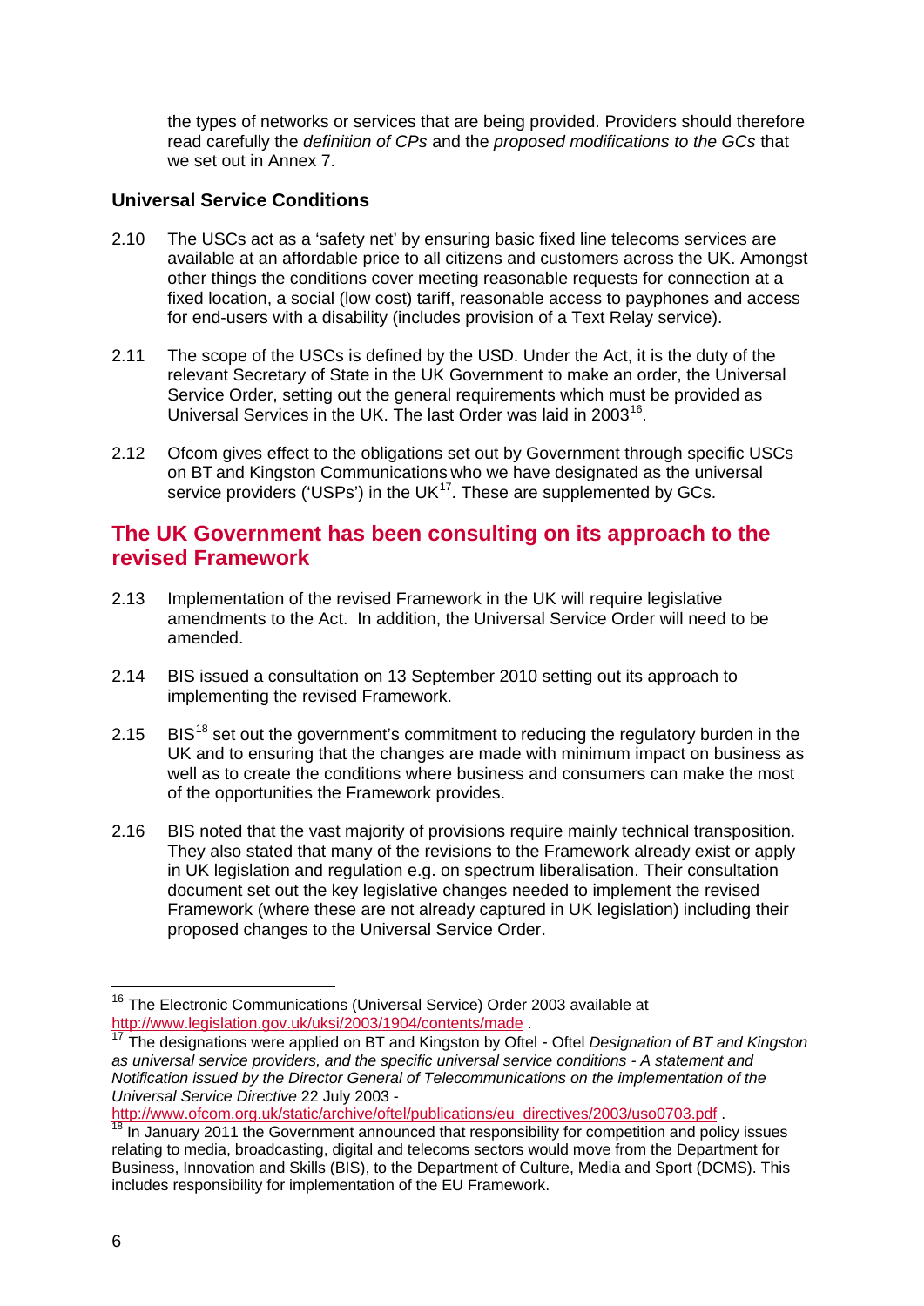the types of networks or services that are being provided. Providers should therefore read carefully the *definition of CPs* and the *proposed modifications to the GCs* that we set out in Annex 7.

### Universal Service Conditions

2.10 The USCs act as a 'safety net' by ensuring basic fixed line telecoms services are available at an affordable price to all citizens and customers across the UK. Amongst other things the conditions cover meeting reasonable requests for connection at a fixed location, a social (low cost) tariff, reasonable access to payphones and access for end-users with a disability (includes provision of a Text Relay service).

2.11 The scope of the USCs is defined by the USD. Under the Act, it is the duty of the relevant Secretary of State in the UK Government to make an order, the Universal Service Order, setting out the general requirements which must be provided as Universal Services in the UK. The last Order was laid in 2003[16].

2.12 Ofcom gives effect to the obligations set out by Government through specific USCs on BT and Kingston Communications who we have designated as the universal service providers ('USPs') in the UK[17]. These are supplemented by GCs.

## The UK Government has been consulting on its approach to the revised Framework

2.13 Implementation of the revised Framework in the UK will require legislative amendments to the Act. In addition, the Universal Service Order will need to be amended.

2.14 BIS issued a consultation on 13 September 2010 setting out its approach to implementing the revised Framework.

2.15 BIS[18] set out the government's commitment to reducing the regulatory burden in the UK and to ensuring that the changes are made with minimum impact on business as well as to create the conditions where business and consumers can make the most of the opportunities the Framework provides.

2.16 BIS noted that the vast majority of provisions require mainly technical transposition. They also stated that many of the revisions to the Framework already exist or apply in UK legislation and regulation e.g. on spectrum liberalisation. Their consultation document set out the key legislative changes needed to implement the revised Framework (where these are not already captured in UK legislation) including their proposed changes to the Universal Service Order.

---

[16] The Electronic Communications (Universal Service) Order 2003 available at http://www.legislation.gov.uk/uksi/2003/1904/contents/made .

[17] The designations were applied on BT and Kingston by Oftel - Oftel *Designation of BT and Kingston as universal service providers, and the specific universal service conditions - A statement and Notification issued by the Director General of Telecommunications on the implementation of the Universal Service Directive* 22 July 2003 - http://www.ofcom.org.uk/static/archive/oftel/publications/eu_directives/2003/uso0703.pdf .

[18] In January 2011 the Government announced that responsibility for competition and policy issues relating to media, broadcasting, digital and telecoms sectors would move from the Department for Business, Innovation and Skills (BIS), to the Department of Culture, Media and Sport (DCMS). This includes responsibility for implementation of the EU Framework.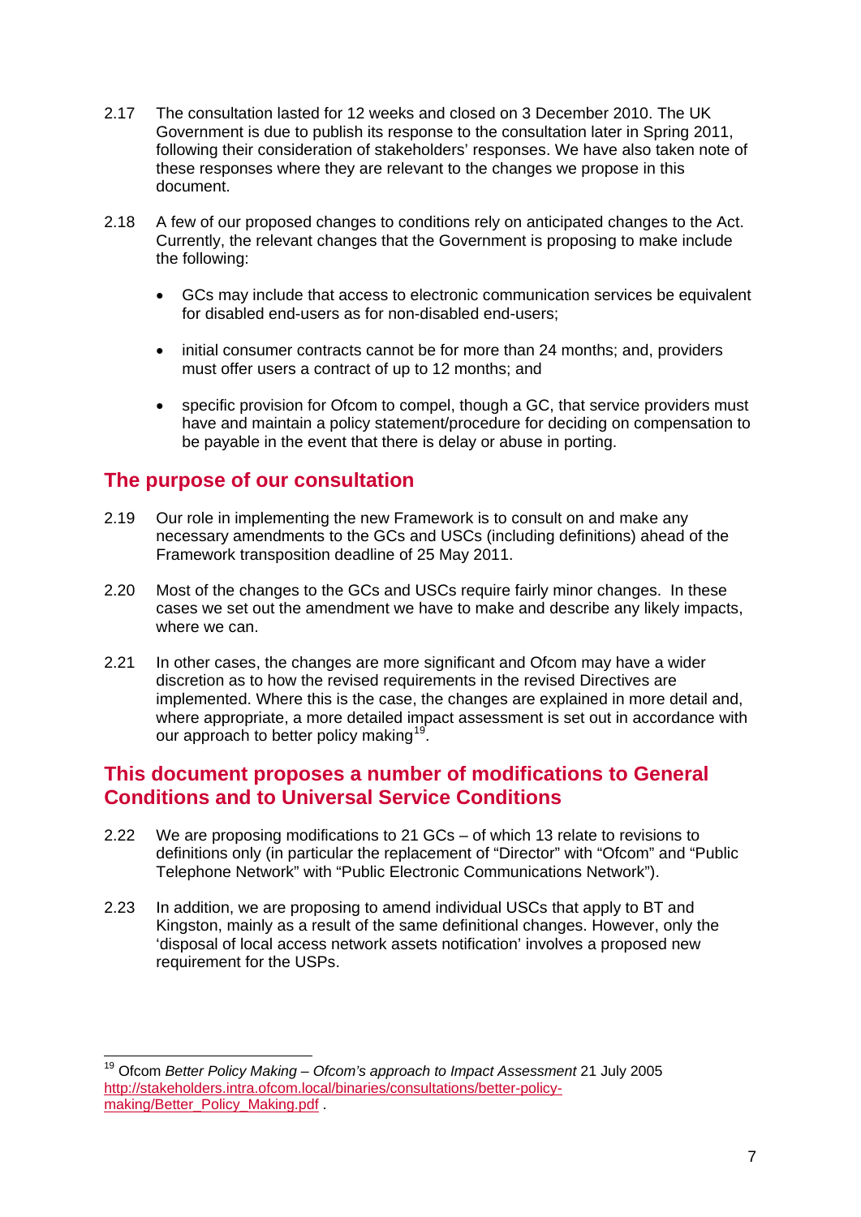2.17 The consultation lasted for 12 weeks and closed on 3 December 2010. The UK Government is due to publish its response to the consultation later in Spring 2011, following their consideration of stakeholders' responses. We have also taken note of these responses where they are relevant to the changes we propose in this document.

2.18 A few of our proposed changes to conditions rely on anticipated changes to the Act. Currently, the relevant changes that the Government is proposing to make include the following:

- GCs may include that access to electronic communication services be equivalent for disabled end-users as for non-disabled end-users;
- initial consumer contracts cannot be for more than 24 months; and, providers must offer users a contract of up to 12 months; and
- specific provision for Ofcom to compel, though a GC, that service providers must have and maintain a policy statement/procedure for deciding on compensation to be payable in the event that there is delay or abuse in porting.

## The purpose of our consultation

2.19 Our role in implementing the new Framework is to consult on and make any necessary amendments to the GCs and USCs (including definitions) ahead of the Framework transposition deadline of 25 May 2011.

2.20 Most of the changes to the GCs and USCs require fairly minor changes. In these cases we set out the amendment we have to make and describe any likely impacts, where we can.

2.21 In other cases, the changes are more significant and Ofcom may have a wider discretion as to how the revised requirements in the revised Directives are implemented. Where this is the case, the changes are explained in more detail and, where appropriate, a more detailed impact assessment is set out in accordance with our approach to better policy making[19].

## This document proposes a number of modifications to General Conditions and to Universal Service Conditions

2.22 We are proposing modifications to 21 GCs – of which 13 relate to revisions to definitions only (in particular the replacement of "Director" with "Ofcom" and "Public Telephone Network" with "Public Electronic Communications Network").

2.23 In addition, we are proposing to amend individual USCs that apply to BT and Kingston, mainly as a result of the same definitional changes. However, only the 'disposal of local access network assets notification' involves a proposed new requirement for the USPs.

---

[19] Ofcom *Better Policy Making – Ofcom's approach to Impact Assessment* 21 July 2005 http://stakeholders.intra.ofcom.local/binaries/consultations/better-policy-making/Better_Policy_Making.pdf .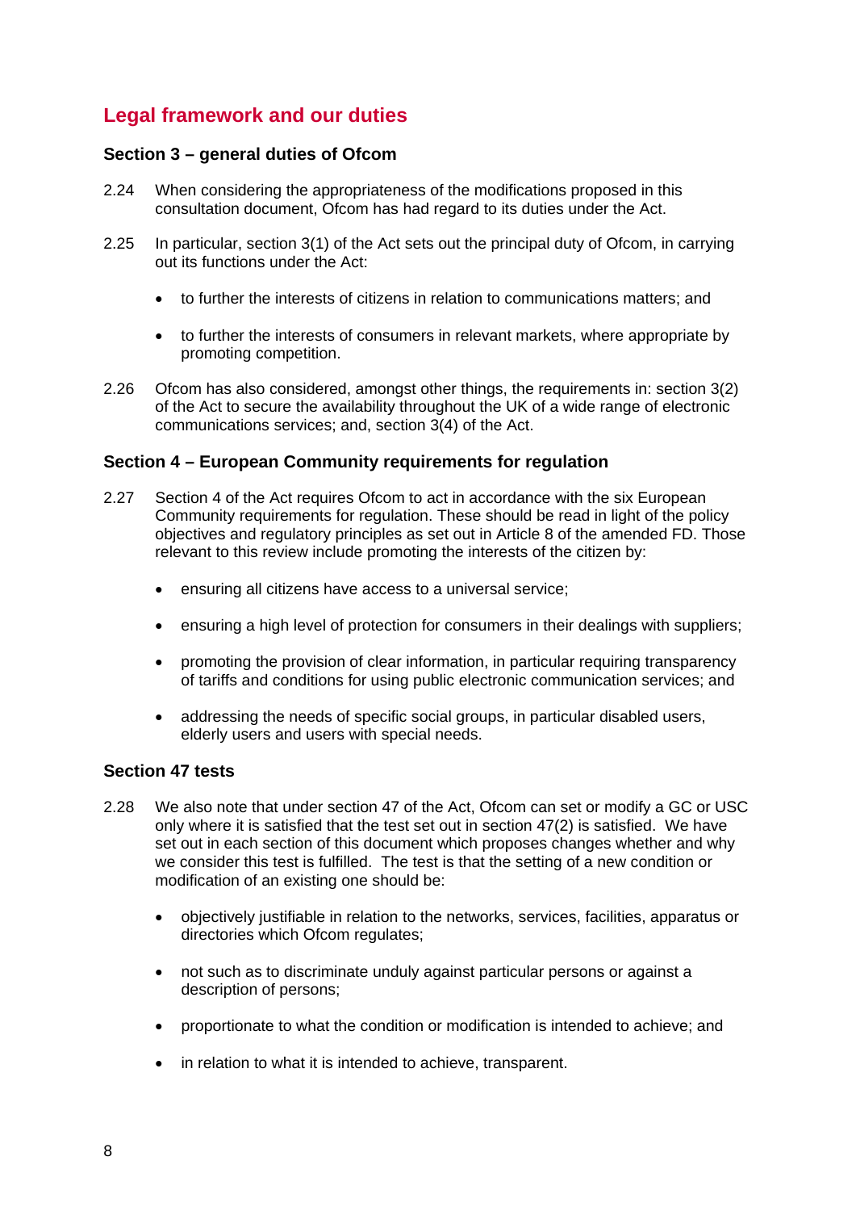## Legal framework and our duties

### Section 3 – general duties of Ofcom

2.24 When considering the appropriateness of the modifications proposed in this consultation document, Ofcom has had regard to its duties under the Act.

2.25 In particular, section 3(1) of the Act sets out the principal duty of Ofcom, in carrying out its functions under the Act:

- to further the interests of citizens in relation to communications matters; and
- to further the interests of consumers in relevant markets, where appropriate by promoting competition.

2.26 Ofcom has also considered, amongst other things, the requirements in: section 3(2) of the Act to secure the availability throughout the UK of a wide range of electronic communications services; and, section 3(4) of the Act.

### Section 4 – European Community requirements for regulation

2.27 Section 4 of the Act requires Ofcom to act in accordance with the six European Community requirements for regulation. These should be read in light of the policy objectives and regulatory principles as set out in Article 8 of the amended FD. Those relevant to this review include promoting the interests of the citizen by:

- ensuring all citizens have access to a universal service;
- ensuring a high level of protection for consumers in their dealings with suppliers;
- promoting the provision of clear information, in particular requiring transparency of tariffs and conditions for using public electronic communication services; and
- addressing the needs of specific social groups, in particular disabled users, elderly users and users with special needs.

### Section 47 tests

2.28 We also note that under section 47 of the Act, Ofcom can set or modify a GC or USC only where it is satisfied that the test set out in section 47(2) is satisfied. We have set out in each section of this document which proposes changes whether and why we consider this test is fulfilled. The test is that the setting of a new condition or modification of an existing one should be:

- objectively justifiable in relation to the networks, services, facilities, apparatus or directories which Ofcom regulates;
- not such as to discriminate unduly against particular persons or against a description of persons;
- proportionate to what the condition or modification is intended to achieve; and
- in relation to what it is intended to achieve, transparent.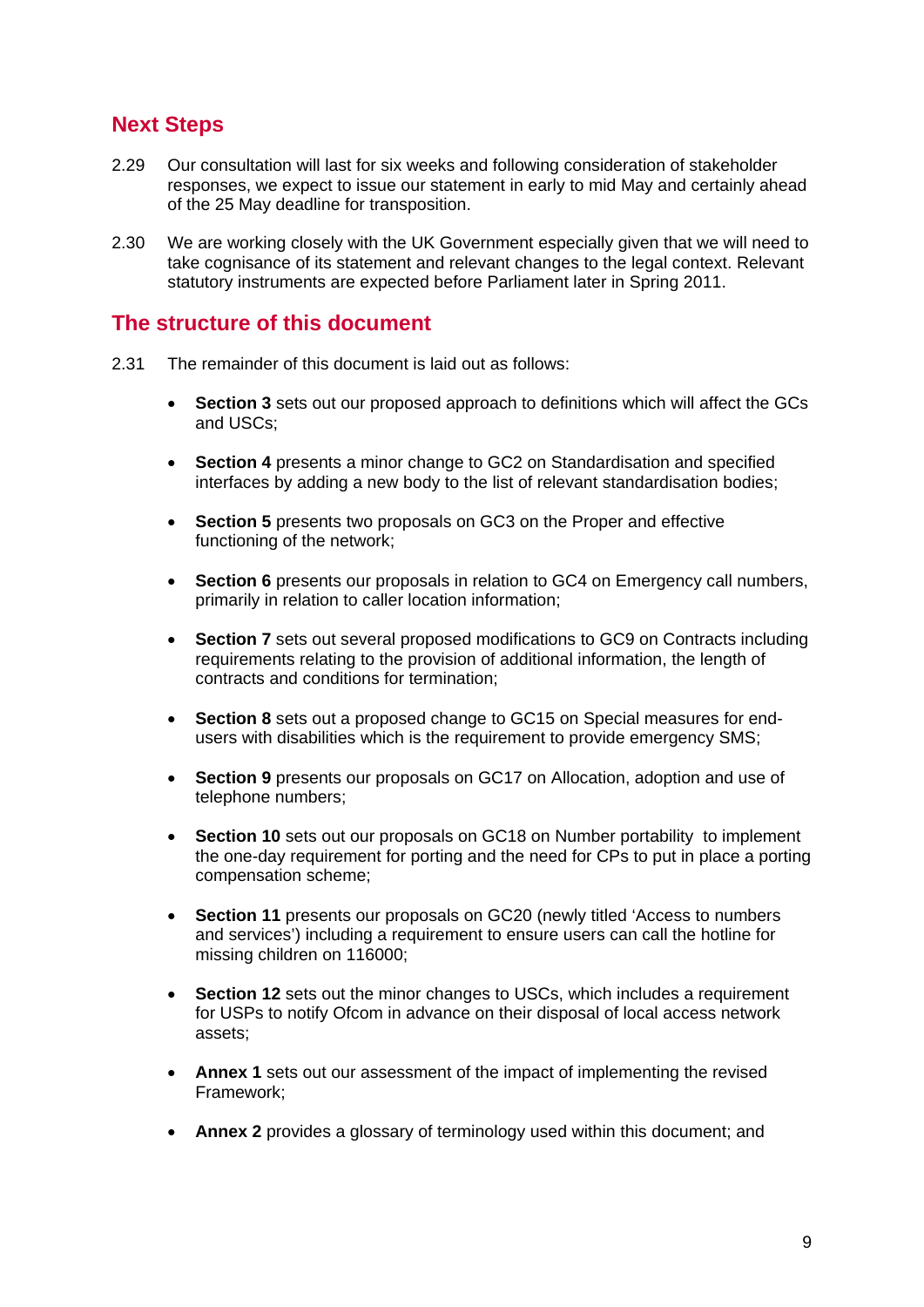## Next Steps

2.29 Our consultation will last for six weeks and following consideration of stakeholder responses, we expect to issue our statement in early to mid May and certainly ahead of the 25 May deadline for transposition.

2.30 We are working closely with the UK Government especially given that we will need to take cognisance of its statement and relevant changes to the legal context. Relevant statutory instruments are expected before Parliament later in Spring 2011.

## The structure of this document

2.31 The remainder of this document is laid out as follows:

- **Section 3** sets out our proposed approach to definitions which will affect the GCs and USCs;
- **Section 4** presents a minor change to GC2 on Standardisation and specified interfaces by adding a new body to the list of relevant standardisation bodies;
- **Section 5** presents two proposals on GC3 on the Proper and effective functioning of the network;
- **Section 6** presents our proposals in relation to GC4 on Emergency call numbers, primarily in relation to caller location information;
- **Section 7** sets out several proposed modifications to GC9 on Contracts including requirements relating to the provision of additional information, the length of contracts and conditions for termination;
- **Section 8** sets out a proposed change to GC15 on Special measures for end-users with disabilities which is the requirement to provide emergency SMS;
- **Section 9** presents our proposals on GC17 on Allocation, adoption and use of telephone numbers;
- **Section 10** sets out our proposals on GC18 on Number portability to implement the one-day requirement for porting and the need for CPs to put in place a porting compensation scheme;
- **Section 11** presents our proposals on GC20 (newly titled 'Access to numbers and services') including a requirement to ensure users can call the hotline for missing children on 116000;
- **Section 12** sets out the minor changes to USCs, which includes a requirement for USPs to notify Ofcom in advance on their disposal of local access network assets;
- **Annex 1** sets out our assessment of the impact of implementing the revised Framework;
- **Annex 2** provides a glossary of terminology used within this document; and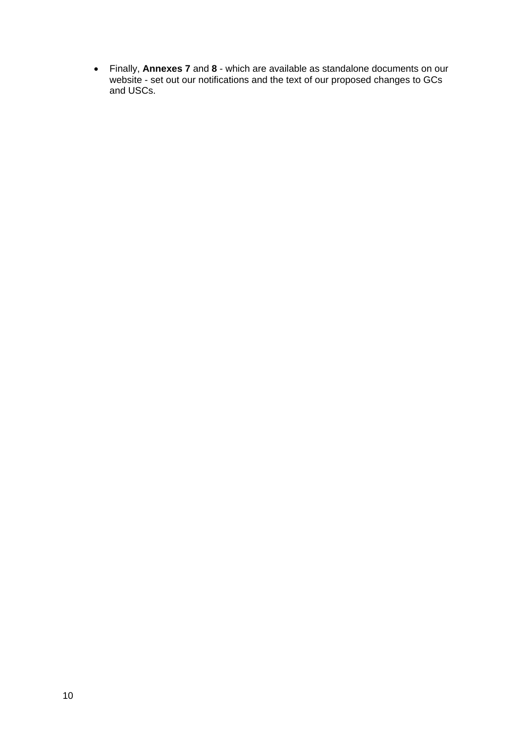- Finally, **Annexes 7** and **8** - which are available as standalone documents on our website - set out our notifications and the text of our proposed changes to GCs and USCs.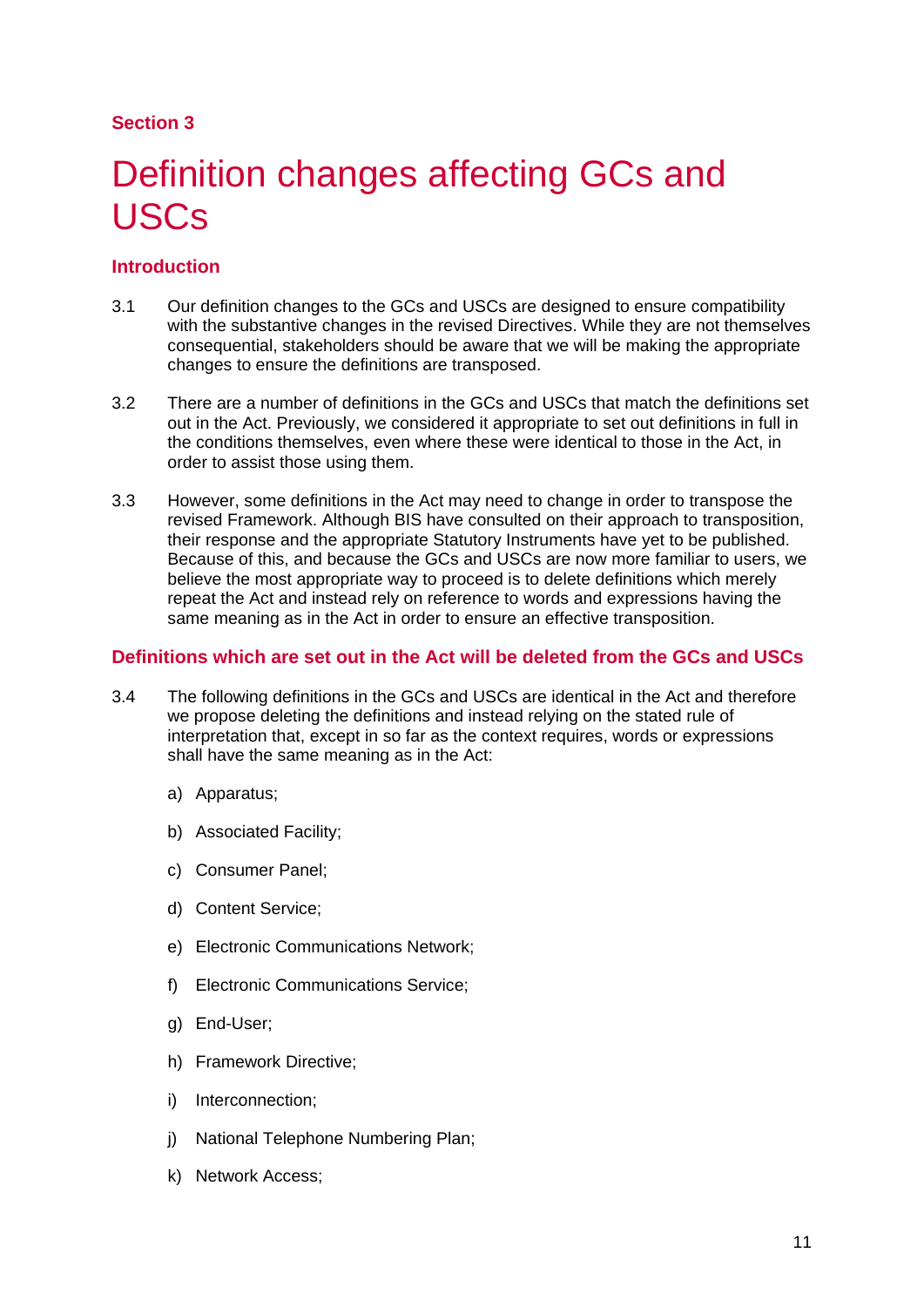**Section 3**

# Definition changes affecting GCs and USCs

## Introduction

3.1 Our definition changes to the GCs and USCs are designed to ensure compatibility with the substantive changes in the revised Directives. While they are not themselves consequential, stakeholders should be aware that we will be making the appropriate changes to ensure the definitions are transposed.

3.2 There are a number of definitions in the GCs and USCs that match the definitions set out in the Act. Previously, we considered it appropriate to set out definitions in full in the conditions themselves, even where these were identical to those in the Act, in order to assist those using them.

3.3 However, some definitions in the Act may need to change in order to transpose the revised Framework. Although BIS have consulted on their approach to transposition, their response and the appropriate Statutory Instruments have yet to be published. Because of this, and because the GCs and USCs are now more familiar to users, we believe the most appropriate way to proceed is to delete definitions which merely repeat the Act and instead rely on reference to words and expressions having the same meaning as in the Act in order to ensure an effective transposition.

## Definitions which are set out in the Act will be deleted from the GCs and USCs

3.4 The following definitions in the GCs and USCs are identical in the Act and therefore we propose deleting the definitions and instead relying on the stated rule of interpretation that, except in so far as the context requires, words or expressions shall have the same meaning as in the Act:

a) Apparatus;

b) Associated Facility;

c) Consumer Panel;

d) Content Service;

e) Electronic Communications Network;

f) Electronic Communications Service;

g) End-User;

h) Framework Directive;

i) Interconnection;

j) National Telephone Numbering Plan;

k) Network Access;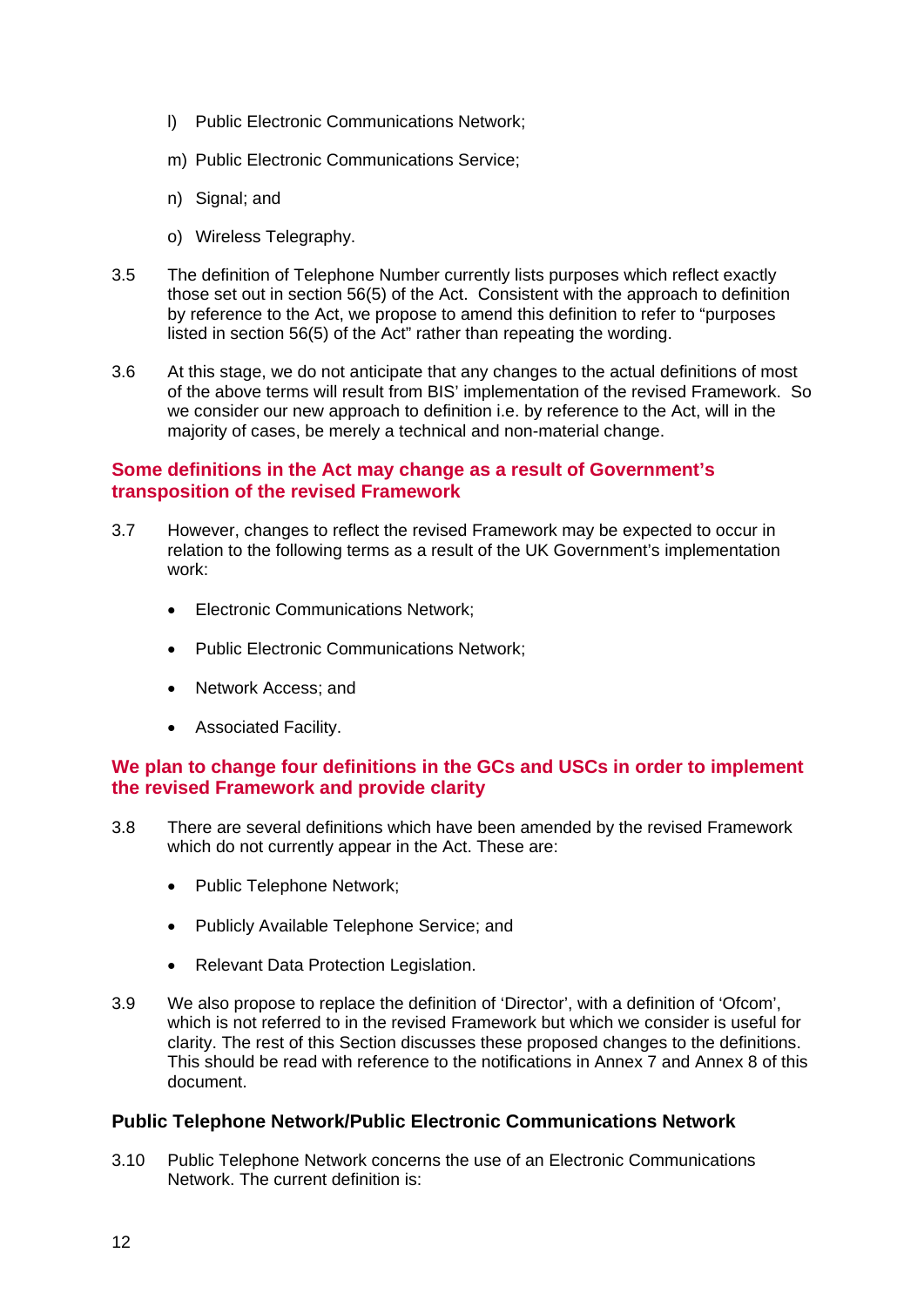l) Public Electronic Communications Network;

m) Public Electronic Communications Service;

n) Signal; and

o) Wireless Telegraphy.

3.5 The definition of Telephone Number currently lists purposes which reflect exactly those set out in section 56(5) of the Act. Consistent with the approach to definition by reference to the Act, we propose to amend this definition to refer to "purposes listed in section 56(5) of the Act" rather than repeating the wording.

3.6 At this stage, we do not anticipate that any changes to the actual definitions of most of the above terms will result from BIS' implementation of the revised Framework. So we consider our new approach to definition i.e. by reference to the Act, will in the majority of cases, be merely a technical and non-material change.

### Some definitions in the Act may change as a result of Government's transposition of the revised Framework

3.7 However, changes to reflect the revised Framework may be expected to occur in relation to the following terms as a result of the UK Government's implementation work:

- Electronic Communications Network;
- Public Electronic Communications Network;
- Network Access; and
- Associated Facility.

### We plan to change four definitions in the GCs and USCs in order to implement the revised Framework and provide clarity

3.8 There are several definitions which have been amended by the revised Framework which do not currently appear in the Act. These are:

- Public Telephone Network;
- Publicly Available Telephone Service; and
- Relevant Data Protection Legislation.

3.9 We also propose to replace the definition of 'Director', with a definition of 'Ofcom', which is not referred to in the revised Framework but which we consider is useful for clarity. The rest of this Section discusses these proposed changes to the definitions. This should be read with reference to the notifications in Annex 7 and Annex 8 of this document.

### Public Telephone Network/Public Electronic Communications Network

3.10 Public Telephone Network concerns the use of an Electronic Communications Network. The current definition is: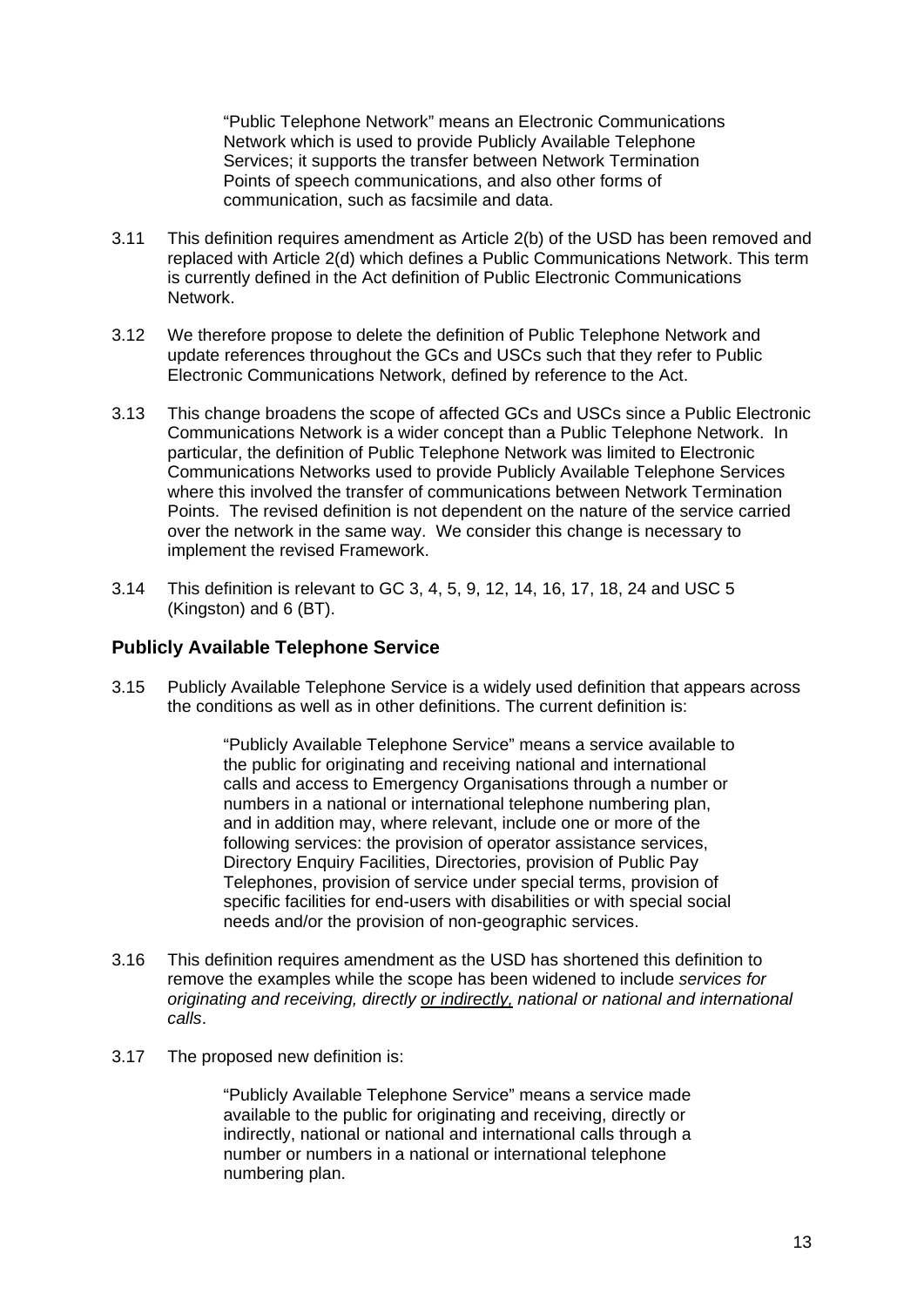> "Public Telephone Network" means an Electronic Communications Network which is used to provide Publicly Available Telephone Services; it supports the transfer between Network Termination Points of speech communications, and also other forms of communication, such as facsimile and data.

3.11 This definition requires amendment as Article 2(b) of the USD has been removed and replaced with Article 2(d) which defines a Public Communications Network. This term is currently defined in the Act definition of Public Electronic Communications Network.

3.12 We therefore propose to delete the definition of Public Telephone Network and update references throughout the GCs and USCs such that they refer to Public Electronic Communications Network, defined by reference to the Act.

3.13 This change broadens the scope of affected GCs and USCs since a Public Electronic Communications Network is a wider concept than a Public Telephone Network. In particular, the definition of Public Telephone Network was limited to Electronic Communications Networks used to provide Publicly Available Telephone Services where this involved the transfer of communications between Network Termination Points. The revised definition is not dependent on the nature of the service carried over the network in the same way. We consider this change is necessary to implement the revised Framework.

3.14 This definition is relevant to GC 3, 4, 5, 9, 12, 14, 16, 17, 18, 24 and USC 5 (Kingston) and 6 (BT).

### Publicly Available Telephone Service

3.15 Publicly Available Telephone Service is a widely used definition that appears across the conditions as well as in other definitions. The current definition is:

> "Publicly Available Telephone Service" means a service available to the public for originating and receiving national and international calls and access to Emergency Organisations through a number or numbers in a national or international telephone numbering plan, and in addition may, where relevant, include one or more of the following services: the provision of operator assistance services, Directory Enquiry Facilities, Directories, provision of Public Pay Telephones, provision of service under special terms, provision of specific facilities for end-users with disabilities or with special social needs and/or the provision of non-geographic services.

3.16 This definition requires amendment as the USD has shortened this definition to remove the examples while the scope has been widened to include *services for originating and receiving, directly <u>or indirectly,</u> national or national and international calls*.

3.17 The proposed new definition is:

> "Publicly Available Telephone Service" means a service made available to the public for originating and receiving, directly or indirectly, national or national and international calls through a number or numbers in a national or international telephone numbering plan.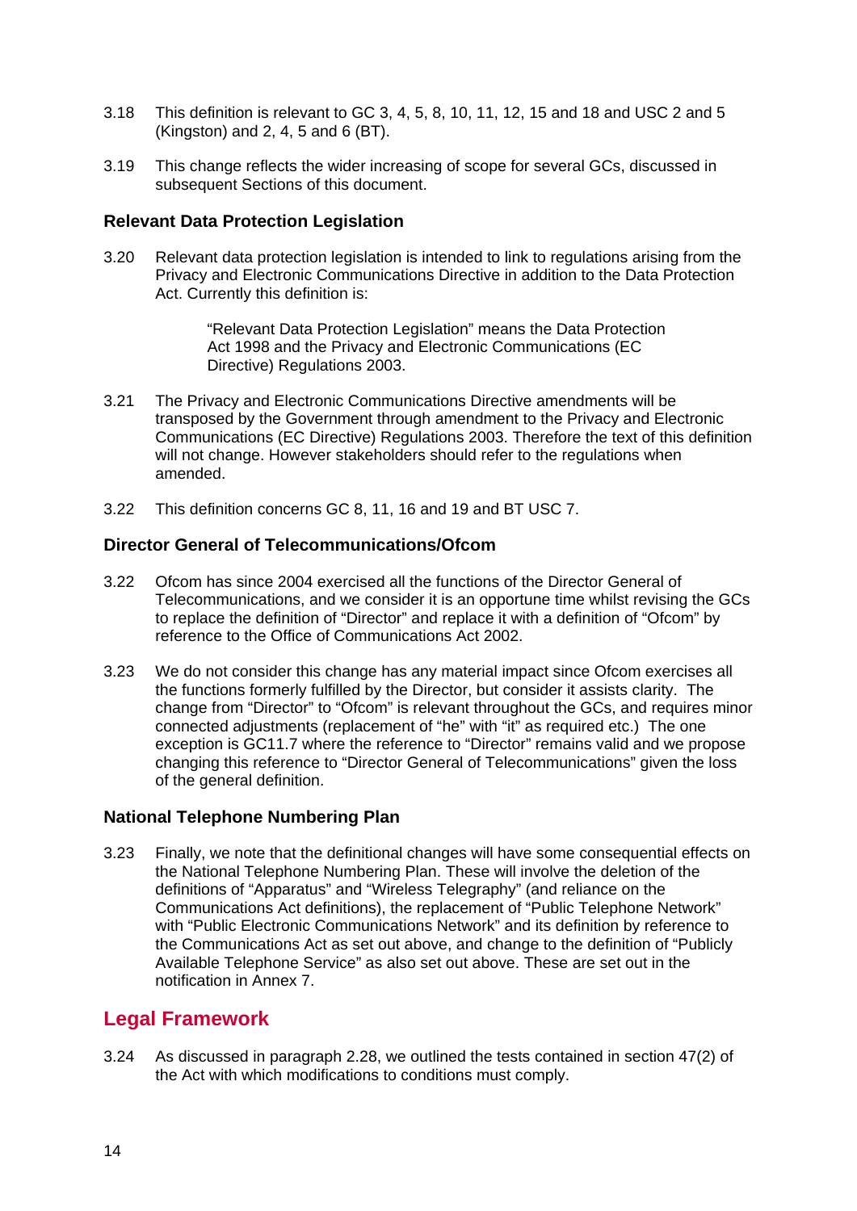3.18 This definition is relevant to GC 3, 4, 5, 8, 10, 11, 12, 15 and 18 and USC 2 and 5 (Kingston) and 2, 4, 5 and 6 (BT).

3.19 This change reflects the wider increasing of scope for several GCs, discussed in subsequent Sections of this document.

### Relevant Data Protection Legislation

3.20 Relevant data protection legislation is intended to link to regulations arising from the Privacy and Electronic Communications Directive in addition to the Data Protection Act. Currently this definition is:

> "Relevant Data Protection Legislation" means the Data Protection Act 1998 and the Privacy and Electronic Communications (EC Directive) Regulations 2003.

3.21 The Privacy and Electronic Communications Directive amendments will be transposed by the Government through amendment to the Privacy and Electronic Communications (EC Directive) Regulations 2003. Therefore the text of this definition will not change. However stakeholders should refer to the regulations when amended.

3.22 This definition concerns GC 8, 11, 16 and 19 and BT USC 7.

### Director General of Telecommunications/Ofcom

3.22 Ofcom has since 2004 exercised all the functions of the Director General of Telecommunications, and we consider it is an opportune time whilst revising the GCs to replace the definition of "Director" and replace it with a definition of "Ofcom" by reference to the Office of Communications Act 2002.

3.23 We do not consider this change has any material impact since Ofcom exercises all the functions formerly fulfilled by the Director, but consider it assists clarity. The change from "Director" to "Ofcom" is relevant throughout the GCs, and requires minor connected adjustments (replacement of "he" with "it" as required etc.) The one exception is GC11.7 where the reference to "Director" remains valid and we propose changing this reference to "Director General of Telecommunications" given the loss of the general definition.

### National Telephone Numbering Plan

3.23 Finally, we note that the definitional changes will have some consequential effects on the National Telephone Numbering Plan. These will involve the deletion of the definitions of "Apparatus" and "Wireless Telegraphy" (and reliance on the Communications Act definitions), the replacement of "Public Telephone Network" with "Public Electronic Communications Network" and its definition by reference to the Communications Act as set out above, and change to the definition of "Publicly Available Telephone Service" as also set out above. These are set out in the notification in Annex 7.

## Legal Framework

3.24 As discussed in paragraph 2.28, we outlined the tests contained in section 47(2) of the Act with which modifications to conditions must comply.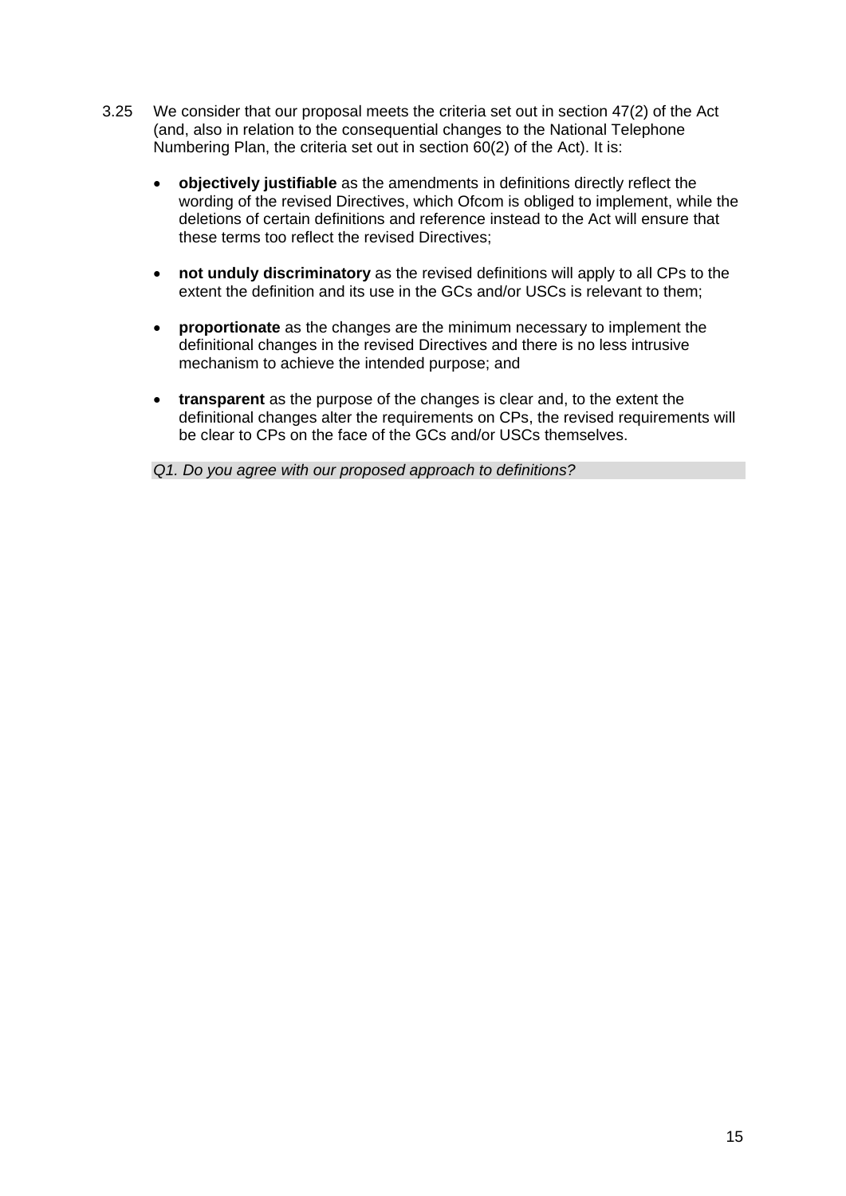3.25 We consider that our proposal meets the criteria set out in section 47(2) of the Act (and, also in relation to the consequential changes to the National Telephone Numbering Plan, the criteria set out in section 60(2) of the Act). It is:

- **objectively justifiable** as the amendments in definitions directly reflect the wording of the revised Directives, which Ofcom is obliged to implement, while the deletions of certain definitions and reference instead to the Act will ensure that these terms too reflect the revised Directives;

- **not unduly discriminatory** as the revised definitions will apply to all CPs to the extent the definition and its use in the GCs and/or USCs is relevant to them;

- **proportionate** as the changes are the minimum necessary to implement the definitional changes in the revised Directives and there is no less intrusive mechanism to achieve the intended purpose; and

- **transparent** as the purpose of the changes is clear and, to the extent the definitional changes alter the requirements on CPs, the revised requirements will be clear to CPs on the face of the GCs and/or USCs themselves.

*Q1. Do you agree with our proposed approach to definitions?*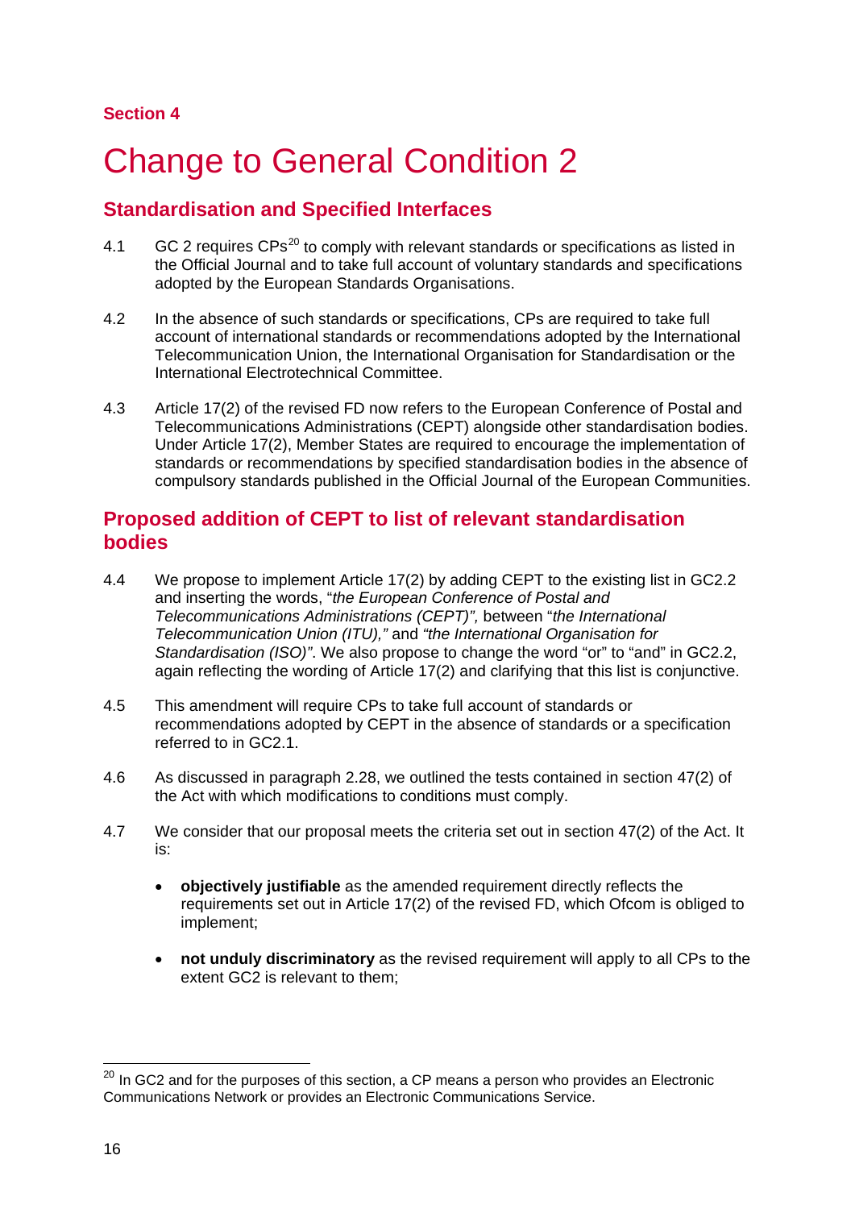**Section 4**

# Change to General Condition 2

## Standardisation and Specified Interfaces

4.1 GC 2 requires CPs[20] to comply with relevant standards or specifications as listed in the Official Journal and to take full account of voluntary standards and specifications adopted by the European Standards Organisations.

4.2 In the absence of such standards or specifications, CPs are required to take full account of international standards or recommendations adopted by the International Telecommunication Union, the International Organisation for Standardisation or the International Electrotechnical Committee.

4.3 Article 17(2) of the revised FD now refers to the European Conference of Postal and Telecommunications Administrations (CEPT) alongside other standardisation bodies. Under Article 17(2), Member States are required to encourage the implementation of standards or recommendations by specified standardisation bodies in the absence of compulsory standards published in the Official Journal of the European Communities.

## Proposed addition of CEPT to list of relevant standardisation bodies

4.4 We propose to implement Article 17(2) by adding CEPT to the existing list in GC2.2 and inserting the words, "*the European Conference of Postal and Telecommunications Administrations (CEPT)",* between "*the International Telecommunication Union (ITU),"* and *"the International Organisation for Standardisation (ISO)"*. We also propose to change the word "or" to "and" in GC2.2, again reflecting the wording of Article 17(2) and clarifying that this list is conjunctive.

4.5 This amendment will require CPs to take full account of standards or recommendations adopted by CEPT in the absence of standards or a specification referred to in GC2.1.

4.6 As discussed in paragraph 2.28, we outlined the tests contained in section 47(2) of the Act with which modifications to conditions must comply.

4.7 We consider that our proposal meets the criteria set out in section 47(2) of the Act. It is:

- **objectively justifiable** as the amended requirement directly reflects the requirements set out in Article 17(2) of the revised FD, which Ofcom is obliged to implement;
- **not unduly discriminatory** as the revised requirement will apply to all CPs to the extent GC2 is relevant to them;

[20] In GC2 and for the purposes of this section, a CP means a person who provides an Electronic Communications Network or provides an Electronic Communications Service.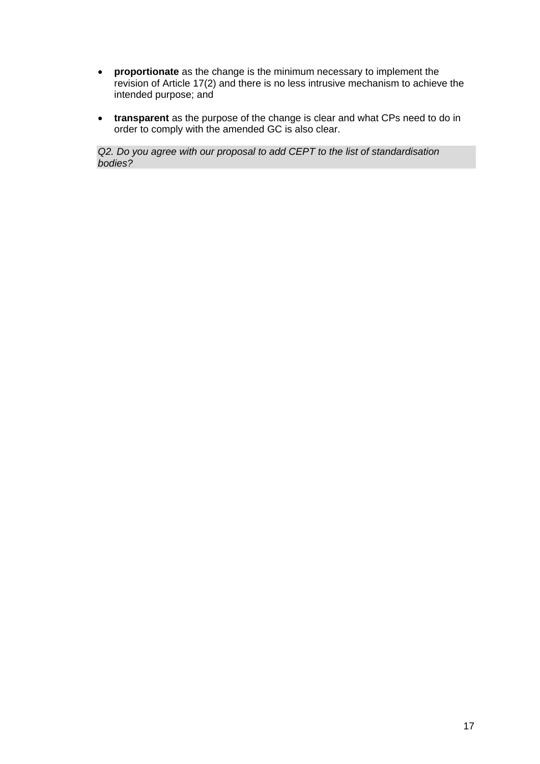- **proportionate** as the change is the minimum necessary to implement the revision of Article 17(2) and there is no less intrusive mechanism to achieve the intended purpose; and

- **transparent** as the purpose of the change is clear and what CPs need to do in order to comply with the amended GC is also clear.

*Q2. Do you agree with our proposal to add CEPT to the list of standardisation bodies?*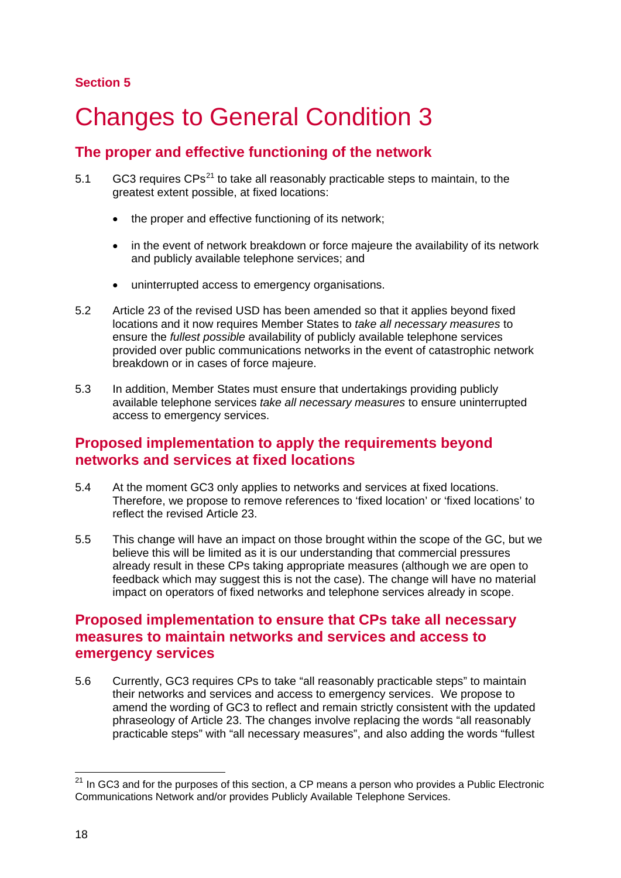**Section 5**

# Changes to General Condition 3

## The proper and effective functioning of the network

5.1 GC3 requires CPs[21] to take all reasonably practicable steps to maintain, to the greatest extent possible, at fixed locations:

- the proper and effective functioning of its network;
- in the event of network breakdown or force majeure the availability of its network and publicly available telephone services; and
- uninterrupted access to emergency organisations.

5.2 Article 23 of the revised USD has been amended so that it applies beyond fixed locations and it now requires Member States to *take all necessary measures* to ensure the *fullest possible* availability of publicly available telephone services provided over public communications networks in the event of catastrophic network breakdown or in cases of force majeure.

5.3 In addition, Member States must ensure that undertakings providing publicly available telephone services *take all necessary measures* to ensure uninterrupted access to emergency services.

## Proposed implementation to apply the requirements beyond networks and services at fixed locations

5.4 At the moment GC3 only applies to networks and services at fixed locations. Therefore, we propose to remove references to 'fixed location' or 'fixed locations' to reflect the revised Article 23.

5.5 This change will have an impact on those brought within the scope of the GC, but we believe this will be limited as it is our understanding that commercial pressures already result in these CPs taking appropriate measures (although we are open to feedback which may suggest this is not the case). The change will have no material impact on operators of fixed networks and telephone services already in scope.

## Proposed implementation to ensure that CPs take all necessary measures to maintain networks and services and access to emergency services

5.6 Currently, GC3 requires CPs to take "all reasonably practicable steps" to maintain their networks and services and access to emergency services. We propose to amend the wording of GC3 to reflect and remain strictly consistent with the updated phraseology of Article 23. The changes involve replacing the words "all reasonably practicable steps" with "all necessary measures", and also adding the words "fullest

[21] In GC3 and for the purposes of this section, a CP means a person who provides a Public Electronic Communications Network and/or provides Publicly Available Telephone Services.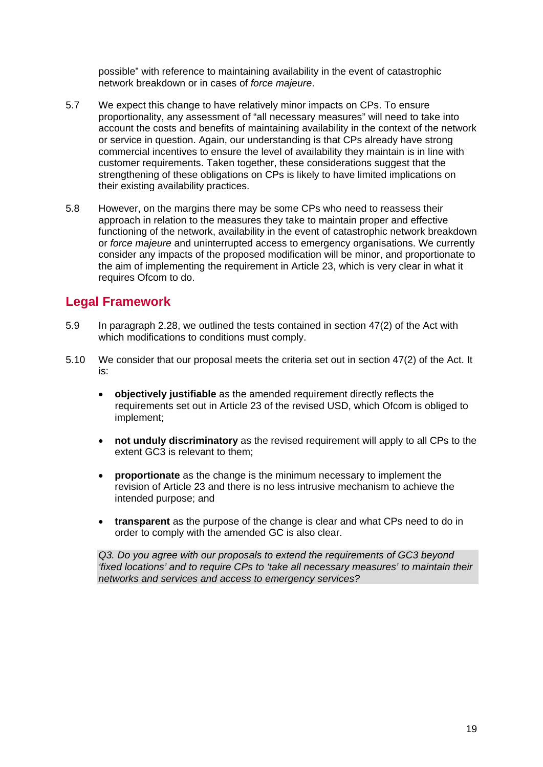possible" with reference to maintaining availability in the event of catastrophic network breakdown or in cases of *force majeure*.

5.7 We expect this change to have relatively minor impacts on CPs. To ensure proportionality, any assessment of "all necessary measures" will need to take into account the costs and benefits of maintaining availability in the context of the network or service in question. Again, our understanding is that CPs already have strong commercial incentives to ensure the level of availability they maintain is in line with customer requirements. Taken together, these considerations suggest that the strengthening of these obligations on CPs is likely to have limited implications on their existing availability practices.

5.8 However, on the margins there may be some CPs who need to reassess their approach in relation to the measures they take to maintain proper and effective functioning of the network, availability in the event of catastrophic network breakdown or *force majeure* and uninterrupted access to emergency organisations. We currently consider any impacts of the proposed modification will be minor, and proportionate to the aim of implementing the requirement in Article 23, which is very clear in what it requires Ofcom to do.

## Legal Framework

5.9 In paragraph 2.28, we outlined the tests contained in section 47(2) of the Act with which modifications to conditions must comply.

5.10 We consider that our proposal meets the criteria set out in section 47(2) of the Act. It is:

- **objectively justifiable** as the amended requirement directly reflects the requirements set out in Article 23 of the revised USD, which Ofcom is obliged to implement;
- **not unduly discriminatory** as the revised requirement will apply to all CPs to the extent GC3 is relevant to them;
- **proportionate** as the change is the minimum necessary to implement the revision of Article 23 and there is no less intrusive mechanism to achieve the intended purpose; and
- **transparent** as the purpose of the change is clear and what CPs need to do in order to comply with the amended GC is also clear.

*Q3. Do you agree with our proposals to extend the requirements of GC3 beyond 'fixed locations' and to require CPs to 'take all necessary measures' to maintain their networks and services and access to emergency services?*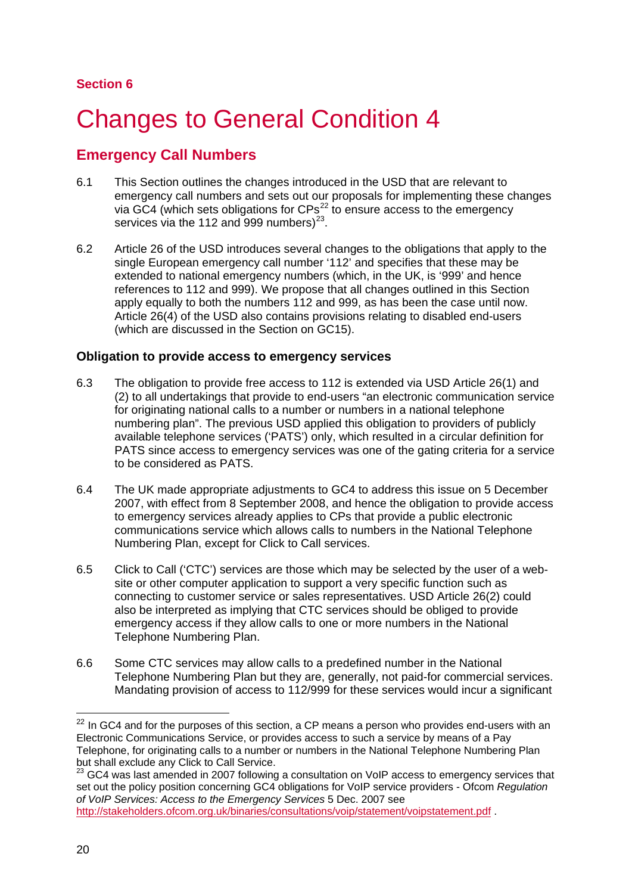Section 6

# Changes to General Condition 4

## Emergency Call Numbers

6.1 This Section outlines the changes introduced in the USD that are relevant to emergency call numbers and sets out our proposals for implementing these changes via GC4 (which sets obligations for CPs[22] to ensure access to the emergency services via the 112 and 999 numbers)[23].

6.2 Article 26 of the USD introduces several changes to the obligations that apply to the single European emergency call number '112' and specifies that these may be extended to national emergency numbers (which, in the UK, is '999' and hence references to 112 and 999). We propose that all changes outlined in this Section apply equally to both the numbers 112 and 999, as has been the case until now. Article 26(4) of the USD also contains provisions relating to disabled end-users (which are discussed in the Section on GC15).

### Obligation to provide access to emergency services

6.3 The obligation to provide free access to 112 is extended via USD Article 26(1) and (2) to all undertakings that provide to end-users "an electronic communication service for originating national calls to a number or numbers in a national telephone numbering plan". The previous USD applied this obligation to providers of publicly available telephone services ('PATS') only, which resulted in a circular definition for PATS since access to emergency services was one of the gating criteria for a service to be considered as PATS.

6.4 The UK made appropriate adjustments to GC4 to address this issue on 5 December 2007, with effect from 8 September 2008, and hence the obligation to provide access to emergency services already applies to CPs that provide a public electronic communications service which allows calls to numbers in the National Telephone Numbering Plan, except for Click to Call services.

6.5 Click to Call ('CTC') services are those which may be selected by the user of a web-site or other computer application to support a very specific function such as connecting to customer service or sales representatives. USD Article 26(2) could also be interpreted as implying that CTC services should be obliged to provide emergency access if they allow calls to one or more numbers in the National Telephone Numbering Plan.

6.6 Some CTC services may allow calls to a predefined number in the National Telephone Numbering Plan but they are, generally, not paid-for commercial services. Mandating provision of access to 112/999 for these services would incur a significant

---

[22] In GC4 and for the purposes of this section, a CP means a person who provides end-users with an Electronic Communications Service, or provides access to such a service by means of a Pay Telephone, for originating calls to a number or numbers in the National Telephone Numbering Plan but shall exclude any Click to Call Service.

[23] GC4 was last amended in 2007 following a consultation on VoIP access to emergency services that set out the policy position concerning GC4 obligations for VoIP service providers - Ofcom *Regulation of VoIP Services: Access to the Emergency Services* 5 Dec. 2007 see http://stakeholders.ofcom.org.uk/binaries/consultations/voip/statement/voipstatement.pdf .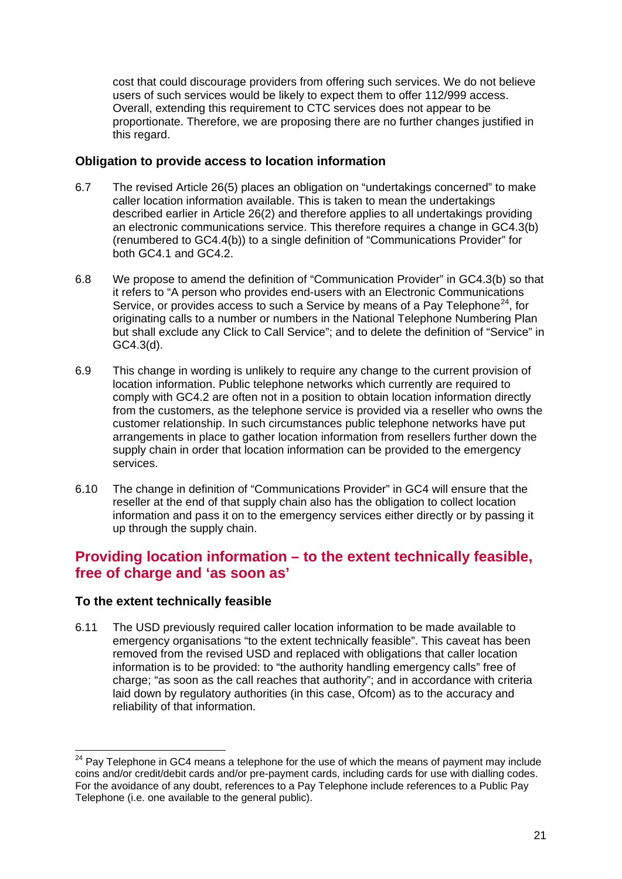cost that could discourage providers from offering such services. We do not believe users of such services would be likely to expect them to offer 112/999 access. Overall, extending this requirement to CTC services does not appear to be proportionate. Therefore, we are proposing there are no further changes justified in this regard.

### Obligation to provide access to location information

6.7 The revised Article 26(5) places an obligation on "undertakings concerned" to make caller location information available. This is taken to mean the undertakings described earlier in Article 26(2) and therefore applies to all undertakings providing an electronic communications service. This therefore requires a change in GC4.3(b) (renumbered to GC4.4(b)) to a single definition of "Communications Provider" for both GC4.1 and GC4.2.

6.8 We propose to amend the definition of "Communication Provider" in GC4.3(b) so that it refers to "A person who provides end-users with an Electronic Communications Service, or provides access to such a Service by means of a Pay Telephone[24], for originating calls to a number or numbers in the National Telephone Numbering Plan but shall exclude any Click to Call Service"; and to delete the definition of "Service" in GC4.3(d).

6.9 This change in wording is unlikely to require any change to the current provision of location information. Public telephone networks which currently are required to comply with GC4.2 are often not in a position to obtain location information directly from the customers, as the telephone service is provided via a reseller who owns the customer relationship. In such circumstances public telephone networks have put arrangements in place to gather location information from resellers further down the supply chain in order that location information can be provided to the emergency services.

6.10 The change in definition of "Communications Provider" in GC4 will ensure that the reseller at the end of that supply chain also has the obligation to collect location information and pass it on to the emergency services either directly or by passing it up through the supply chain.

## Providing location information – to the extent technically feasible, free of charge and 'as soon as'

### To the extent technically feasible

6.11 The USD previously required caller location information to be made available to emergency organisations "to the extent technically feasible". This caveat has been removed from the revised USD and replaced with obligations that caller location information is to be provided: to "the authority handling emergency calls" free of charge; "as soon as the call reaches that authority"; and in accordance with criteria laid down by regulatory authorities (in this case, Ofcom) as to the accuracy and reliability of that information.

---

[24] Pay Telephone in GC4 means a telephone for the use of which the means of payment may include coins and/or credit/debit cards and/or pre-payment cards, including cards for use with dialling codes. For the avoidance of any doubt, references to a Pay Telephone include references to a Public Pay Telephone (i.e. one available to the general public).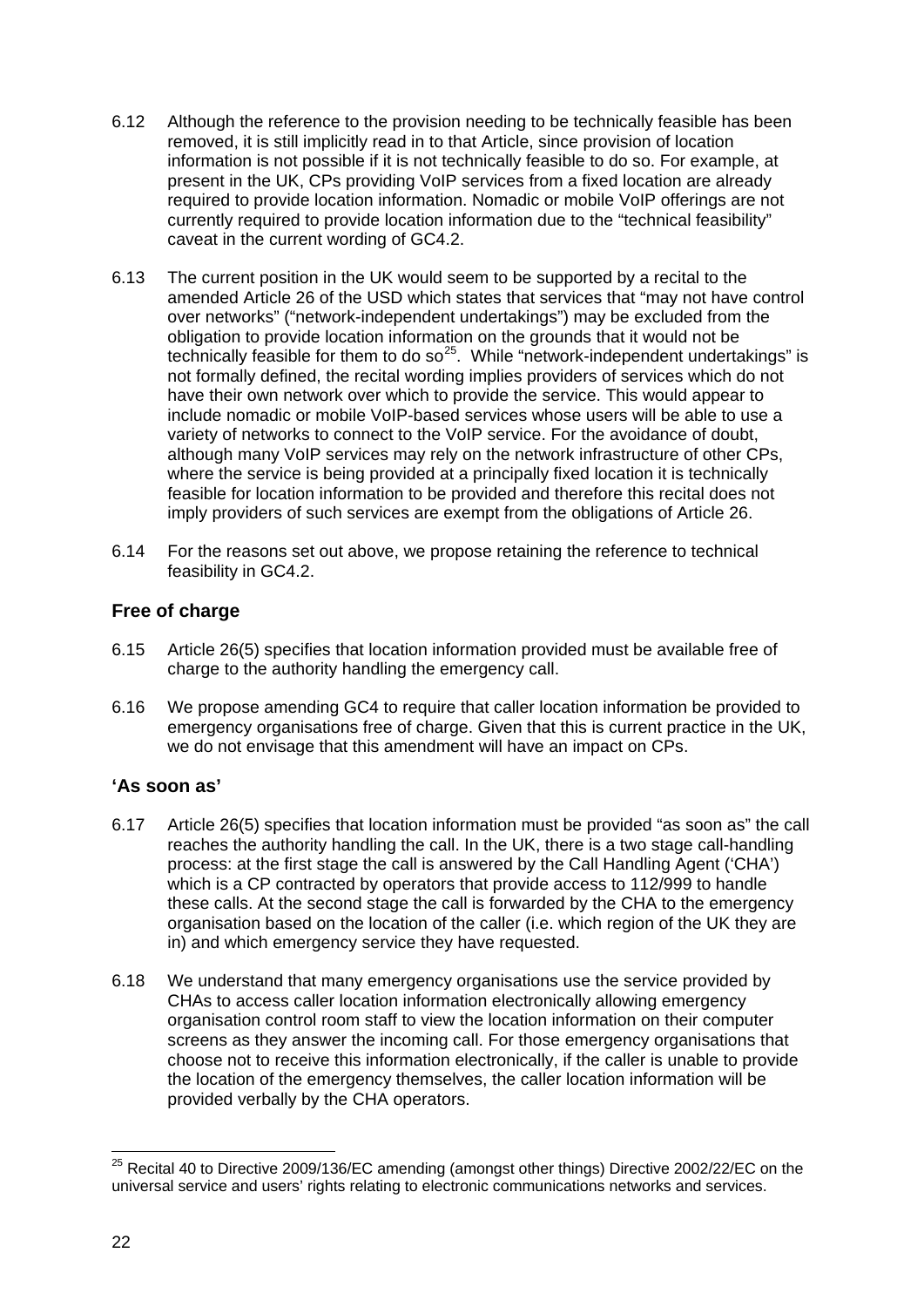6.12 Although the reference to the provision needing to be technically feasible has been removed, it is still implicitly read in to that Article, since provision of location information is not possible if it is not technically feasible to do so. For example, at present in the UK, CPs providing VoIP services from a fixed location are already required to provide location information. Nomadic or mobile VoIP offerings are not currently required to provide location information due to the "technical feasibility" caveat in the current wording of GC4.2.

6.13 The current position in the UK would seem to be supported by a recital to the amended Article 26 of the USD which states that services that "may not have control over networks" ("network-independent undertakings") may be excluded from the obligation to provide location information on the grounds that it would not be technically feasible for them to do so[25]. While "network-independent undertakings" is not formally defined, the recital wording implies providers of services which do not have their own network over which to provide the service. This would appear to include nomadic or mobile VoIP-based services whose users will be able to use a variety of networks to connect to the VoIP service. For the avoidance of doubt, although many VoIP services may rely on the network infrastructure of other CPs, where the service is being provided at a principally fixed location it is technically feasible for location information to be provided and therefore this recital does not imply providers of such services are exempt from the obligations of Article 26.

6.14 For the reasons set out above, we propose retaining the reference to technical feasibility in GC4.2.

### Free of charge

6.15 Article 26(5) specifies that location information provided must be available free of charge to the authority handling the emergency call.

6.16 We propose amending GC4 to require that caller location information be provided to emergency organisations free of charge. Given that this is current practice in the UK, we do not envisage that this amendment will have an impact on CPs.

### 'As soon as'

6.17 Article 26(5) specifies that location information must be provided "as soon as" the call reaches the authority handling the call. In the UK, there is a two stage call-handling process: at the first stage the call is answered by the Call Handling Agent ('CHA') which is a CP contracted by operators that provide access to 112/999 to handle these calls. At the second stage the call is forwarded by the CHA to the emergency organisation based on the location of the caller (i.e. which region of the UK they are in) and which emergency service they have requested.

6.18 We understand that many emergency organisations use the service provided by CHAs to access caller location information electronically allowing emergency organisation control room staff to view the location information on their computer screens as they answer the incoming call. For those emergency organisations that choose not to receive this information electronically, if the caller is unable to provide the location of the emergency themselves, the caller location information will be provided verbally by the CHA operators.

[25] Recital 40 to Directive 2009/136/EC amending (amongst other things) Directive 2002/22/EC on the universal service and users' rights relating to electronic communications networks and services.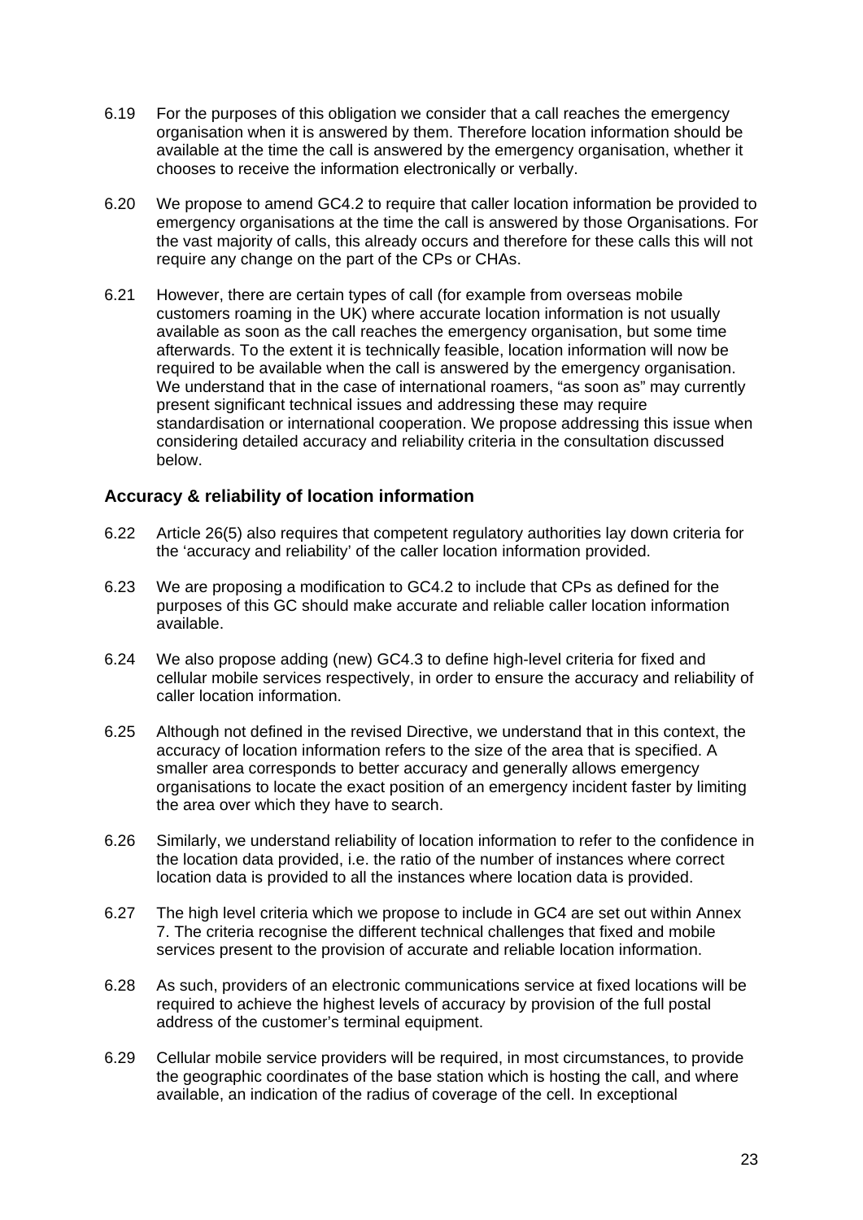6.19 For the purposes of this obligation we consider that a call reaches the emergency organisation when it is answered by them. Therefore location information should be available at the time the call is answered by the emergency organisation, whether it chooses to receive the information electronically or verbally.

6.20 We propose to amend GC4.2 to require that caller location information be provided to emergency organisations at the time the call is answered by those Organisations. For the vast majority of calls, this already occurs and therefore for these calls this will not require any change on the part of the CPs or CHAs.

6.21 However, there are certain types of call (for example from overseas mobile customers roaming in the UK) where accurate location information is not usually available as soon as the call reaches the emergency organisation, but some time afterwards. To the extent it is technically feasible, location information will now be required to be available when the call is answered by the emergency organisation. We understand that in the case of international roamers, "as soon as" may currently present significant technical issues and addressing these may require standardisation or international cooperation. We propose addressing this issue when considering detailed accuracy and reliability criteria in the consultation discussed below.

### Accuracy & reliability of location information

6.22 Article 26(5) also requires that competent regulatory authorities lay down criteria for the 'accuracy and reliability' of the caller location information provided.

6.23 We are proposing a modification to GC4.2 to include that CPs as defined for the purposes of this GC should make accurate and reliable caller location information available.

6.24 We also propose adding (new) GC4.3 to define high-level criteria for fixed and cellular mobile services respectively, in order to ensure the accuracy and reliability of caller location information.

6.25 Although not defined in the revised Directive, we understand that in this context, the accuracy of location information refers to the size of the area that is specified. A smaller area corresponds to better accuracy and generally allows emergency organisations to locate the exact position of an emergency incident faster by limiting the area over which they have to search.

6.26 Similarly, we understand reliability of location information to refer to the confidence in the location data provided, i.e. the ratio of the number of instances where correct location data is provided to all the instances where location data is provided.

6.27 The high level criteria which we propose to include in GC4 are set out within Annex 7. The criteria recognise the different technical challenges that fixed and mobile services present to the provision of accurate and reliable location information.

6.28 As such, providers of an electronic communications service at fixed locations will be required to achieve the highest levels of accuracy by provision of the full postal address of the customer's terminal equipment.

6.29 Cellular mobile service providers will be required, in most circumstances, to provide the geographic coordinates of the base station which is hosting the call, and where available, an indication of the radius of coverage of the cell. In exceptional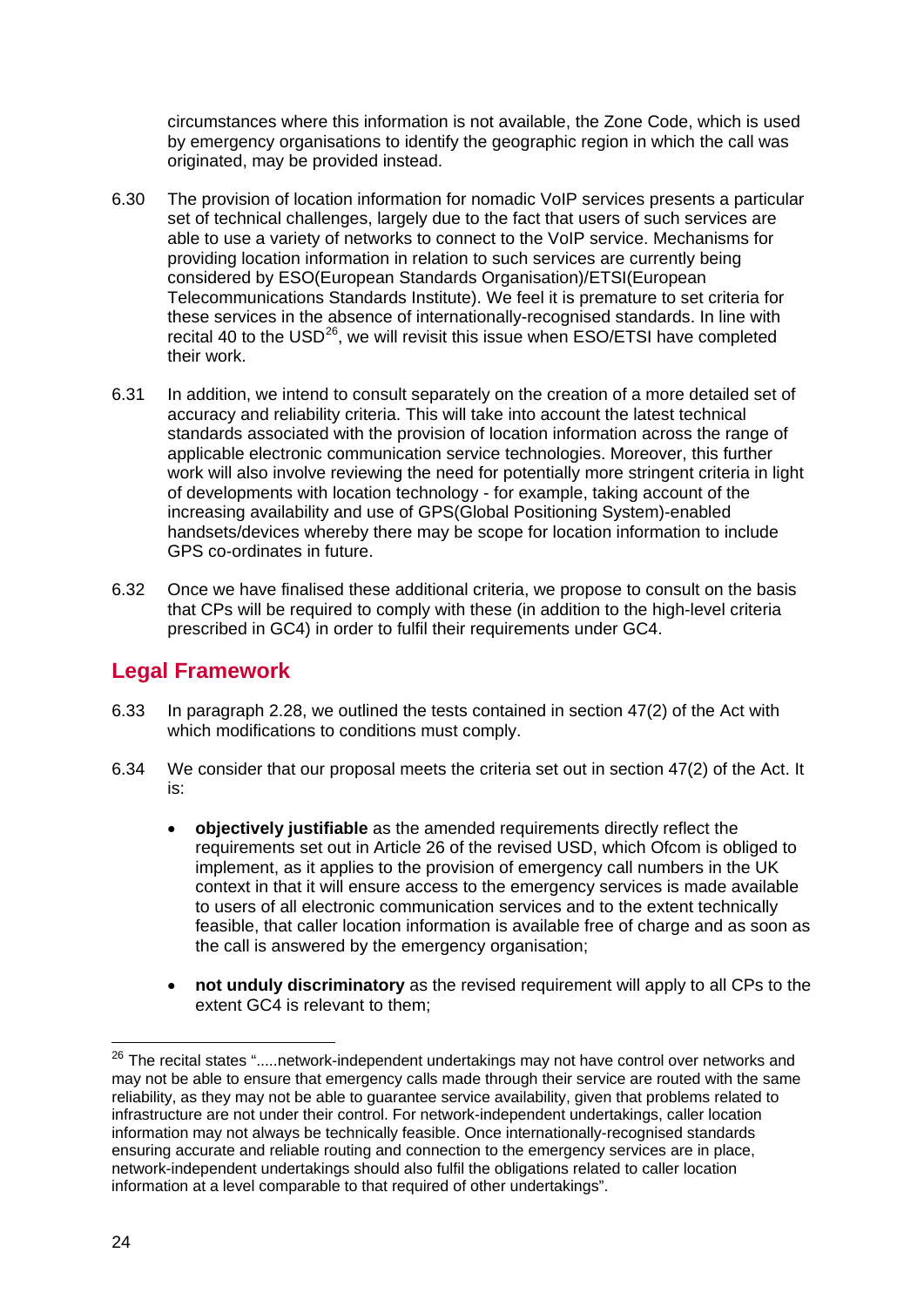circumstances where this information is not available, the Zone Code, which is used by emergency organisations to identify the geographic region in which the call was originated, may be provided instead.

6.30 The provision of location information for nomadic VoIP services presents a particular set of technical challenges, largely due to the fact that users of such services are able to use a variety of networks to connect to the VoIP service. Mechanisms for providing location information in relation to such services are currently being considered by ESO(European Standards Organisation)/ETSI(European Telecommunications Standards Institute). We feel it is premature to set criteria for these services in the absence of internationally-recognised standards. In line with recital 40 to the USD[26], we will revisit this issue when ESO/ETSI have completed their work.

6.31 In addition, we intend to consult separately on the creation of a more detailed set of accuracy and reliability criteria. This will take into account the latest technical standards associated with the provision of location information across the range of applicable electronic communication service technologies. Moreover, this further work will also involve reviewing the need for potentially more stringent criteria in light of developments with location technology - for example, taking account of the increasing availability and use of GPS(Global Positioning System)-enabled handsets/devices whereby there may be scope for location information to include GPS co-ordinates in future.

6.32 Once we have finalised these additional criteria, we propose to consult on the basis that CPs will be required to comply with these (in addition to the high-level criteria prescribed in GC4) in order to fulfil their requirements under GC4.

## Legal Framework

6.33 In paragraph 2.28, we outlined the tests contained in section 47(2) of the Act with which modifications to conditions must comply.

6.34 We consider that our proposal meets the criteria set out in section 47(2) of the Act. It is:

- **objectively justifiable** as the amended requirements directly reflect the requirements set out in Article 26 of the revised USD, which Ofcom is obliged to implement, as it applies to the provision of emergency call numbers in the UK context in that it will ensure access to the emergency services is made available to users of all electronic communication services and to the extent technically feasible, that caller location information is available free of charge and as soon as the call is answered by the emergency organisation;

- **not unduly discriminatory** as the revised requirement will apply to all CPs to the extent GC4 is relevant to them;

[26] The recital states ".....network-independent undertakings may not have control over networks and may not be able to ensure that emergency calls made through their service are routed with the same reliability, as they may not be able to guarantee service availability, given that problems related to infrastructure are not under their control. For network-independent undertakings, caller location information may not always be technically feasible. Once internationally-recognised standards ensuring accurate and reliable routing and connection to the emergency services are in place, network-independent undertakings should also fulfil the obligations related to caller location information at a level comparable to that required of other undertakings".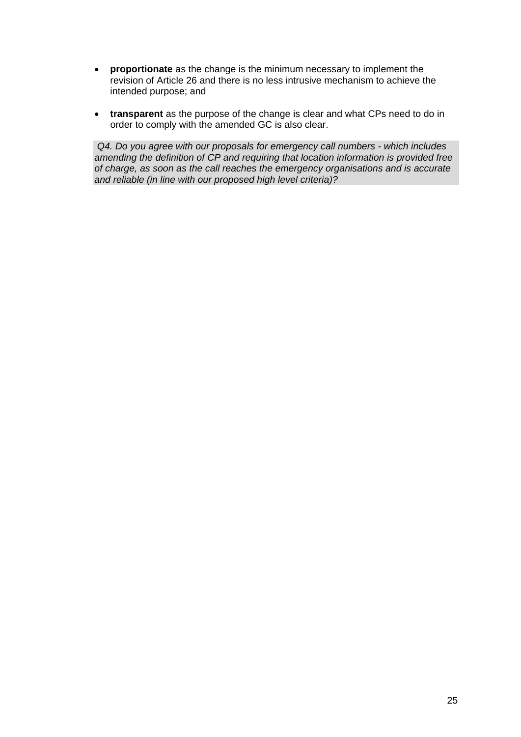- **proportionate** as the change is the minimum necessary to implement the revision of Article 26 and there is no less intrusive mechanism to achieve the intended purpose; and

- **transparent** as the purpose of the change is clear and what CPs need to do in order to comply with the amended GC is also clear.

*Q4. Do you agree with our proposals for emergency call numbers - which includes amending the definition of CP and requiring that location information is provided free of charge, as soon as the call reaches the emergency organisations and is accurate and reliable (in line with our proposed high level criteria)?*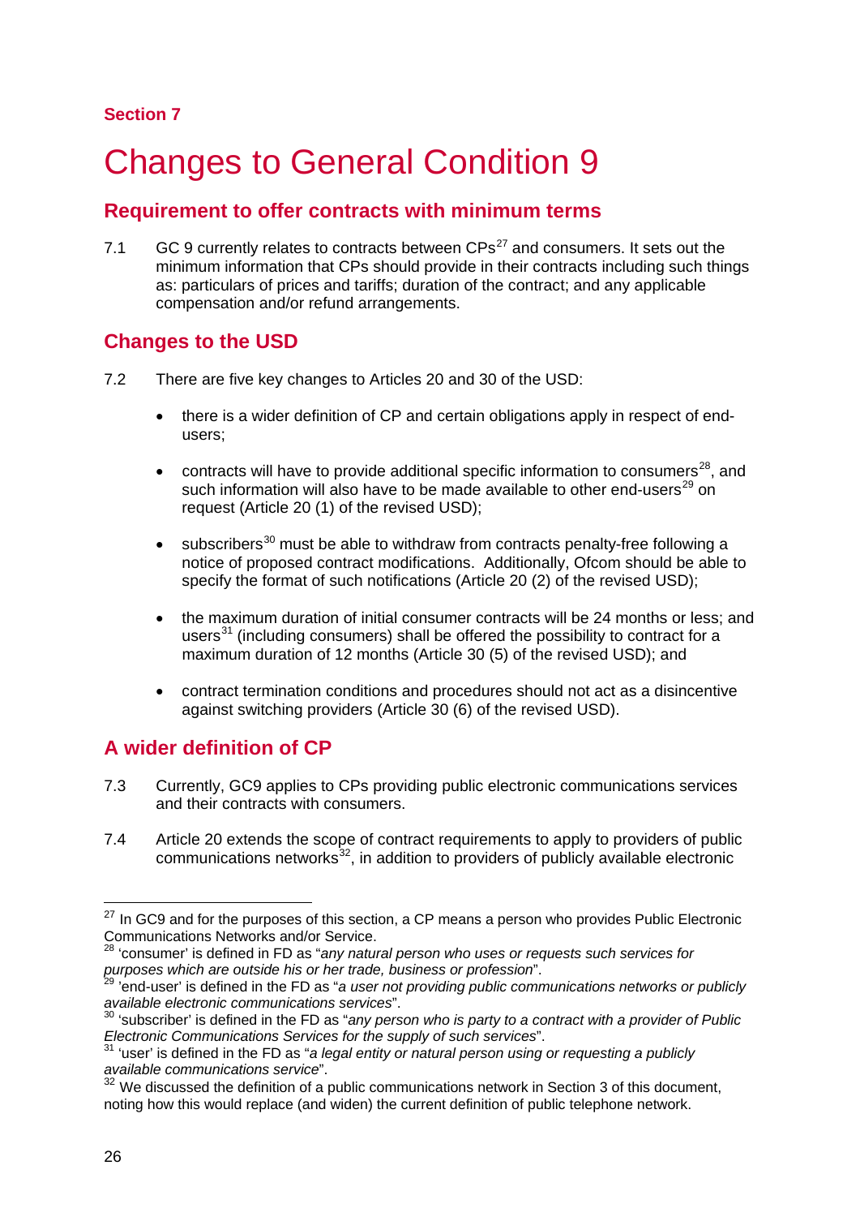Section 7

# Changes to General Condition 9

## Requirement to offer contracts with minimum terms

7.1 GC 9 currently relates to contracts between CPs[27] and consumers. It sets out the minimum information that CPs should provide in their contracts including such things as: particulars of prices and tariffs; duration of the contract; and any applicable compensation and/or refund arrangements.

## Changes to the USD

7.2 There are five key changes to Articles 20 and 30 of the USD:

- there is a wider definition of CP and certain obligations apply in respect of end-users;
- contracts will have to provide additional specific information to consumers[28], and such information will also have to be made available to other end-users[29] on request (Article 20 (1) of the revised USD);
- subscribers[30] must be able to withdraw from contracts penalty-free following a notice of proposed contract modifications. Additionally, Ofcom should be able to specify the format of such notifications (Article 20 (2) of the revised USD);
- the maximum duration of initial consumer contracts will be 24 months or less; and users[31] (including consumers) shall be offered the possibility to contract for a maximum duration of 12 months (Article 30 (5) of the revised USD); and
- contract termination conditions and procedures should not act as a disincentive against switching providers (Article 30 (6) of the revised USD).

## A wider definition of CP

7.3 Currently, GC9 applies to CPs providing public electronic communications services and their contracts with consumers.

7.4 Article 20 extends the scope of contract requirements to apply to providers of public communications networks[32], in addition to providers of publicly available electronic

[27] In GC9 and for the purposes of this section, a CP means a person who provides Public Electronic Communications Networks and/or Service.

[28] 'consumer' is defined in FD as "*any natural person who uses or requests such services for purposes which are outside his or her trade, business or profession*".

[29] 'end-user' is defined in the FD as "*a user not providing public communications networks or publicly available electronic communications service*".

[30] 'subscriber' is defined in the FD as "*any person who is party to a contract with a provider of Public Electronic Communications Services for the supply of such services*".

[31] 'user' is defined in the FD as "*a legal entity or natural person using or requesting a publicly available communications service*".

[32] We discussed the definition of a public communications network in Section 3 of this document, noting how this would replace (and widen) the current definition of public telephone network.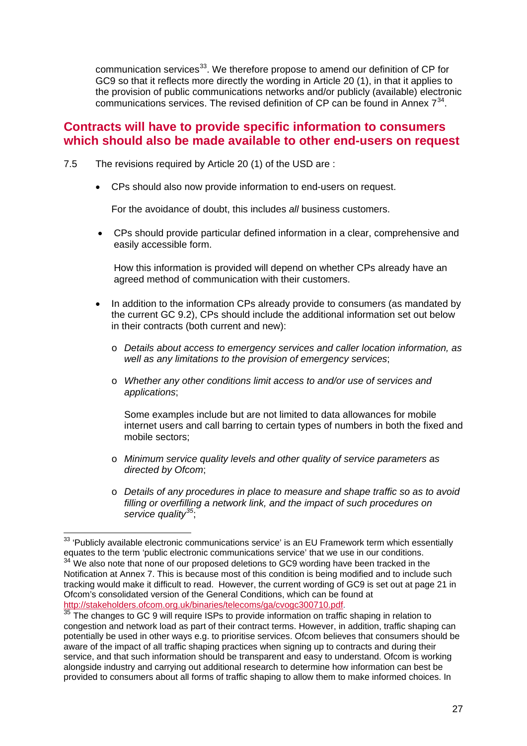communication services[33]. We therefore propose to amend our definition of CP for GC9 so that it reflects more directly the wording in Article 20 (1), in that it applies to the provision of public communications networks and/or publicly (available) electronic communications services. The revised definition of CP can be found in Annex 7[34].

## Contracts will have to provide specific information to consumers which should also be made available to other end-users on request

7.5 The revisions required by Article 20 (1) of the USD are :

- CPs should also now provide information to end-users on request.

  For the avoidance of doubt, this includes *all* business customers.

- CPs should provide particular defined information in a clear, comprehensive and easily accessible form.

  How this information is provided will depend on whether CPs already have an agreed method of communication with their customers.

- In addition to the information CPs already provide to consumers (as mandated by the current GC 9.2), CPs should include the additional information set out below in their contracts (both current and new):

  - *Details about access to emergency services and caller location information, as well as any limitations to the provision of emergency services*;
  - *Whether any other conditions limit access to and/or use of services and applications*;

    Some examples include but are not limited to data allowances for mobile internet users and call barring to certain types of numbers in both the fixed and mobile sectors;

  - *Minimum service quality levels and other quality of service parameters as directed by Ofcom*;
  - *Details of any procedures in place to measure and shape traffic so as to avoid filling or overfilling a network link, and the impact of such procedures on service quality*[35];

---

[33] 'Publicly available electronic communications service' is an EU Framework term which essentially equates to the term 'public electronic communications service' that we use in our conditions.

[34] We also note that none of our proposed deletions to GC9 wording have been tracked in the Notification at Annex 7. This is because most of this condition is being modified and to include such tracking would make it difficult to read. However, the current wording of GC9 is set out at page 21 in Ofcom's consolidated version of the General Conditions, which can be found at http://stakeholders.ofcom.org.uk/binaries/telecoms/ga/cvogc300710.pdf.

[35] The changes to GC 9 will require ISPs to provide information on traffic shaping in relation to congestion and network load as part of their contract terms. However, in addition, traffic shaping can potentially be used in other ways e.g. to prioritise services. Ofcom believes that consumers should be aware of the impact of all traffic shaping practices when signing up to contracts and during their service, and that such information should be transparent and easy to understand. Ofcom is working alongside industry and carrying out additional research to determine how information can best be provided to consumers about all forms of traffic shaping to allow them to make informed choices. In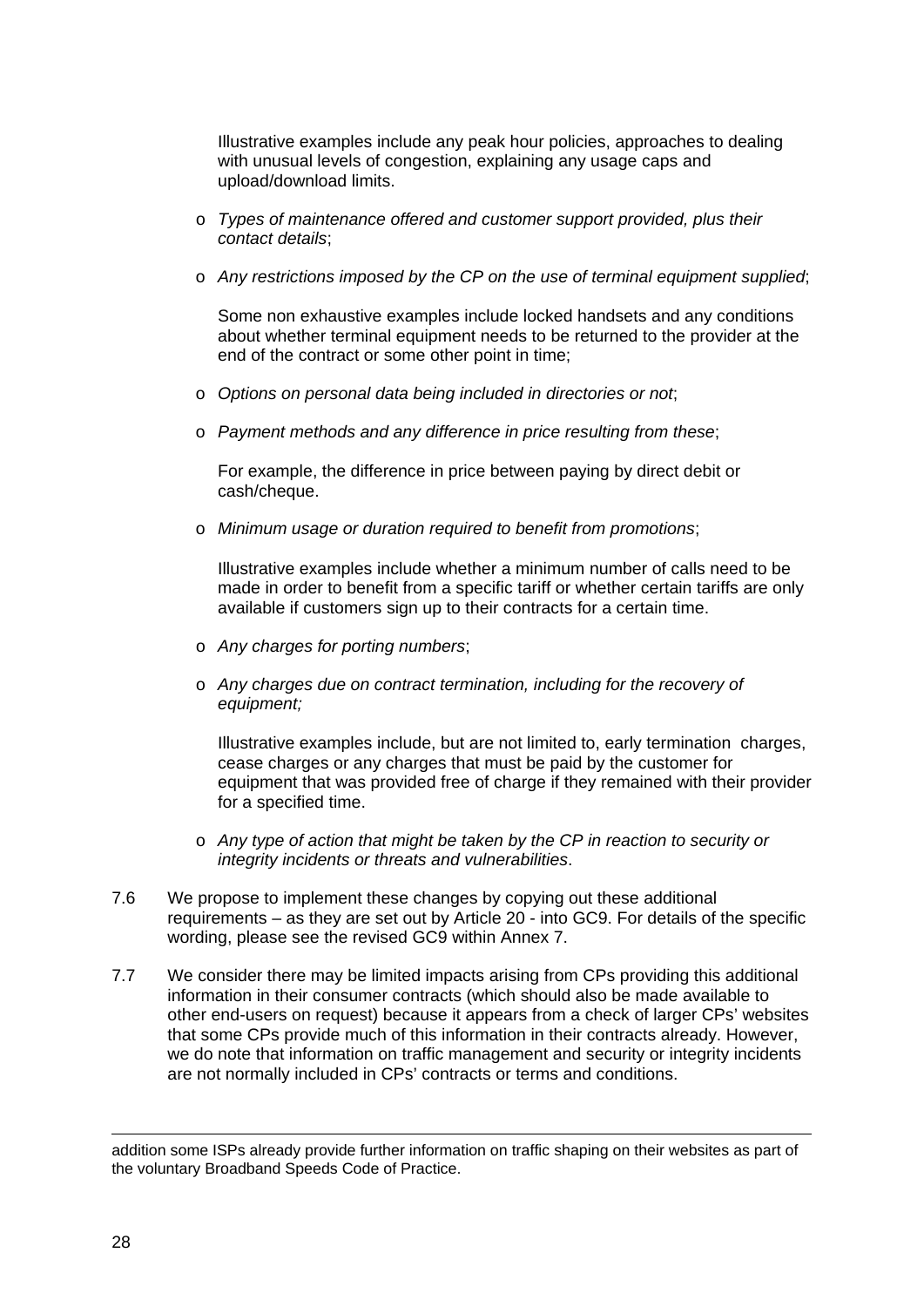Illustrative examples include any peak hour policies, approaches to dealing with unusual levels of congestion, explaining any usage caps and upload/download limits.

- *Types of maintenance offered and customer support provided, plus their contact details*;
- *Any restrictions imposed by the CP on the use of terminal equipment supplied*;

  Some non exhaustive examples include locked handsets and any conditions about whether terminal equipment needs to be returned to the provider at the end of the contract or some other point in time;

- *Options on personal data being included in directories or not*;
- *Payment methods and any difference in price resulting from these*;

  For example, the difference in price between paying by direct debit or cash/cheque.

- *Minimum usage or duration required to benefit from promotions*;

  Illustrative examples include whether a minimum number of calls need to be made in order to benefit from a specific tariff or whether certain tariffs are only available if customers sign up to their contracts for a certain time.

- *Any charges for porting numbers*;
- *Any charges due on contract termination, including for the recovery of equipment;*

  Illustrative examples include, but are not limited to, early termination charges, cease charges or any charges that must be paid by the customer for equipment that was provided free of charge if they remained with their provider for a specified time.

- *Any type of action that might be taken by the CP in reaction to security or integrity incidents or threats and vulnerabilities*.

7.6 We propose to implement these changes by copying out these additional requirements – as they are set out by Article 20 - into GC9. For details of the specific wording, please see the revised GC9 within Annex 7.

7.7 We consider there may be limited impacts arising from CPs providing this additional information in their consumer contracts (which should also be made available to other end-users on request) because it appears from a check of larger CPs' websites that some CPs provide much of this information in their contracts already. However, we do note that information on traffic management and security or integrity incidents are not normally included in CPs' contracts or terms and conditions.

---

addition some ISPs already provide further information on traffic shaping on their websites as part of the voluntary Broadband Speeds Code of Practice.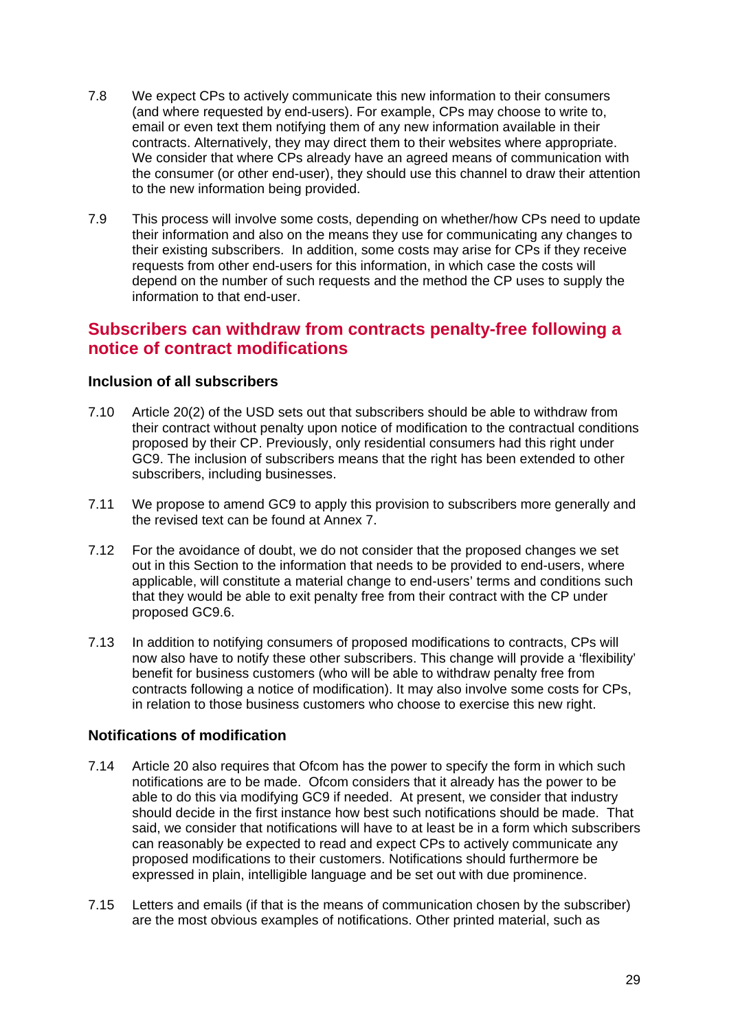7.8 We expect CPs to actively communicate this new information to their consumers (and where requested by end-users). For example, CPs may choose to write to, email or even text them notifying them of any new information available in their contracts. Alternatively, they may direct them to their websites where appropriate. We consider that where CPs already have an agreed means of communication with the consumer (or other end-user), they should use this channel to draw their attention to the new information being provided.

7.9 This process will involve some costs, depending on whether/how CPs need to update their information and also on the means they use for communicating any changes to their existing subscribers. In addition, some costs may arise for CPs if they receive requests from other end-users for this information, in which case the costs will depend on the number of such requests and the method the CP uses to supply the information to that end-user.

## Subscribers can withdraw from contracts penalty-free following a notice of contract modifications

### Inclusion of all subscribers

7.10 Article 20(2) of the USD sets out that subscribers should be able to withdraw from their contract without penalty upon notice of modification to the contractual conditions proposed by their CP. Previously, only residential consumers had this right under GC9. The inclusion of subscribers means that the right has been extended to other subscribers, including businesses.

7.11 We propose to amend GC9 to apply this provision to subscribers more generally and the revised text can be found at Annex 7.

7.12 For the avoidance of doubt, we do not consider that the proposed changes we set out in this Section to the information that needs to be provided to end-users, where applicable, will constitute a material change to end-users' terms and conditions such that they would be able to exit penalty free from their contract with the CP under proposed GC9.6.

7.13 In addition to notifying consumers of proposed modifications to contracts, CPs will now also have to notify these other subscribers. This change will provide a 'flexibility' benefit for business customers (who will be able to withdraw penalty free from contracts following a notice of modification). It may also involve some costs for CPs, in relation to those business customers who choose to exercise this new right.

### Notifications of modification

7.14 Article 20 also requires that Ofcom has the power to specify the form in which such notifications are to be made. Ofcom considers that it already has the power to be able to do this via modifying GC9 if needed. At present, we consider that industry should decide in the first instance how best such notifications should be made. That said, we consider that notifications will have to at least be in a form which subscribers can reasonably be expected to read and expect CPs to actively communicate any proposed modifications to their customers. Notifications should furthermore be expressed in plain, intelligible language and be set out with due prominence.

7.15 Letters and emails (if that is the means of communication chosen by the subscriber) are the most obvious examples of notifications. Other printed material, such as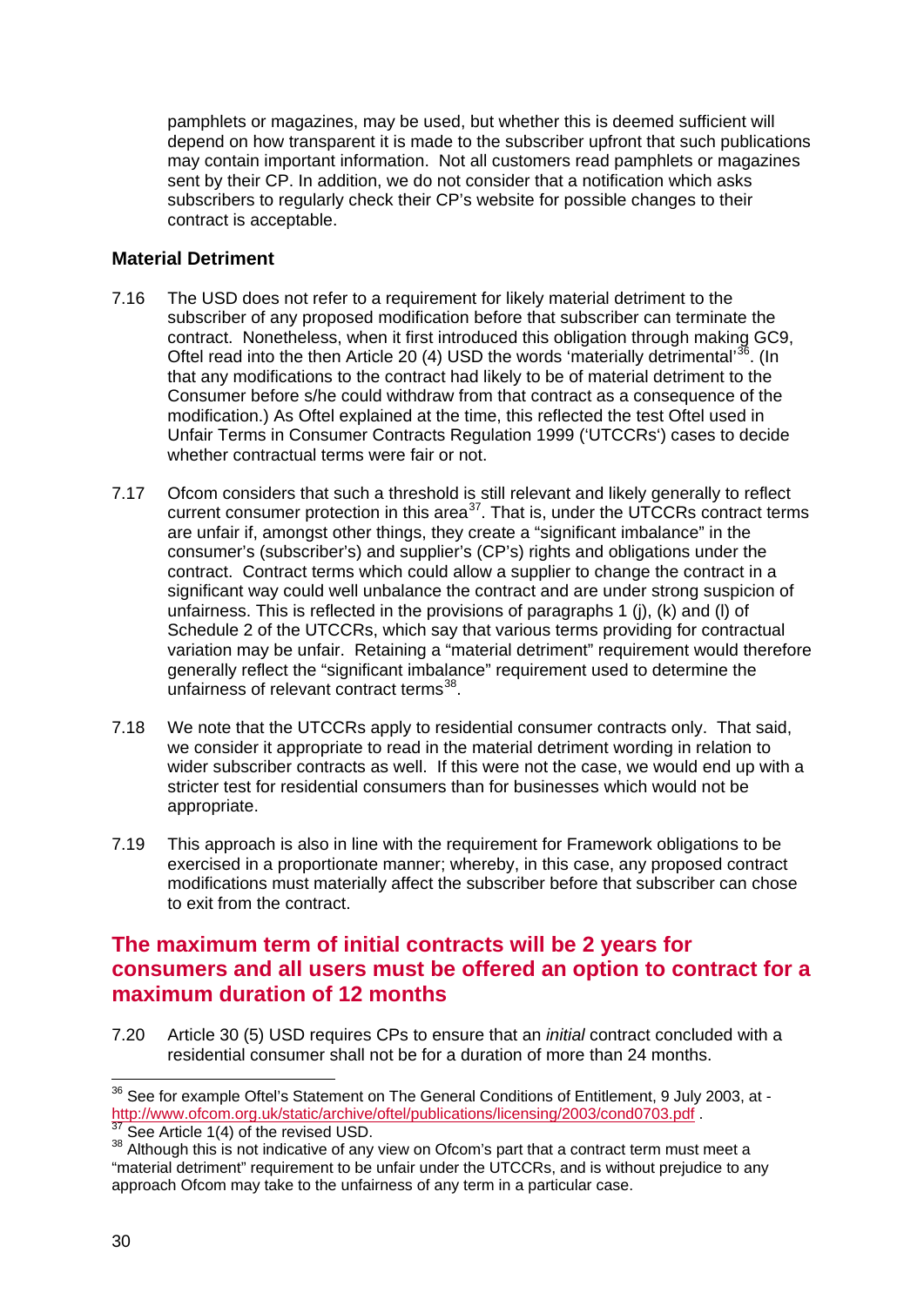pamphlets or magazines, may be used, but whether this is deemed sufficient will depend on how transparent it is made to the subscriber upfront that such publications may contain important information. Not all customers read pamphlets or magazines sent by their CP. In addition, we do not consider that a notification which asks subscribers to regularly check their CP's website for possible changes to their contract is acceptable.

### Material Detriment

7.16 The USD does not refer to a requirement for likely material detriment to the subscriber of any proposed modification before that subscriber can terminate the contract. Nonetheless, when it first introduced this obligation through making GC9, Oftel read into the then Article 20 (4) USD the words 'materially detrimental'[36]. (In that any modifications to the contract had likely to be of material detriment to the Consumer before s/he could withdraw from that contract as a consequence of the modification.) As Oftel explained at the time, this reflected the test Oftel used in Unfair Terms in Consumer Contracts Regulation 1999 ('UTCCRs') cases to decide whether contractual terms were fair or not.

7.17 Ofcom considers that such a threshold is still relevant and likely generally to reflect current consumer protection in this area[37]. That is, under the UTCCRs contract terms are unfair if, amongst other things, they create a "significant imbalance" in the consumer's (subscriber's) and supplier's (CP's) rights and obligations under the contract. Contract terms which could allow a supplier to change the contract in a significant way could well unbalance the contract and are under strong suspicion of unfairness. This is reflected in the provisions of paragraphs 1 (j), (k) and (l) of Schedule 2 of the UTCCRs, which say that various terms providing for contractual variation may be unfair. Retaining a "material detriment" requirement would therefore generally reflect the "significant imbalance" requirement used to determine the unfairness of relevant contract terms[38].

7.18 We note that the UTCCRs apply to residential consumer contracts only. That said, we consider it appropriate to read in the material detriment wording in relation to wider subscriber contracts as well. If this were not the case, we would end up with a stricter test for residential consumers than for businesses which would not be appropriate.

7.19 This approach is also in line with the requirement for Framework obligations to be exercised in a proportionate manner; whereby, in this case, any proposed contract modifications must materially affect the subscriber before that subscriber can chose to exit from the contract.

## The maximum term of initial contracts will be 2 years for consumers and all users must be offered an option to contract for a maximum duration of 12 months

7.20 Article 30 (5) USD requires CPs to ensure that an *initial* contract concluded with a residential consumer shall not be for a duration of more than 24 months.

---

[36] See for example Oftel's Statement on The General Conditions of Entitlement, 9 July 2003, at - http://www.ofcom.org.uk/static/archive/oftel/publications/licensing/2003/cond0703.pdf .

[37] See Article 1(4) of the revised USD.

[38] Although this is not indicative of any view on Ofcom's part that a contract term must meet a "material detriment" requirement to be unfair under the UTCCRs, and is without prejudice to any approach Ofcom may take to the unfairness of any term in a particular case.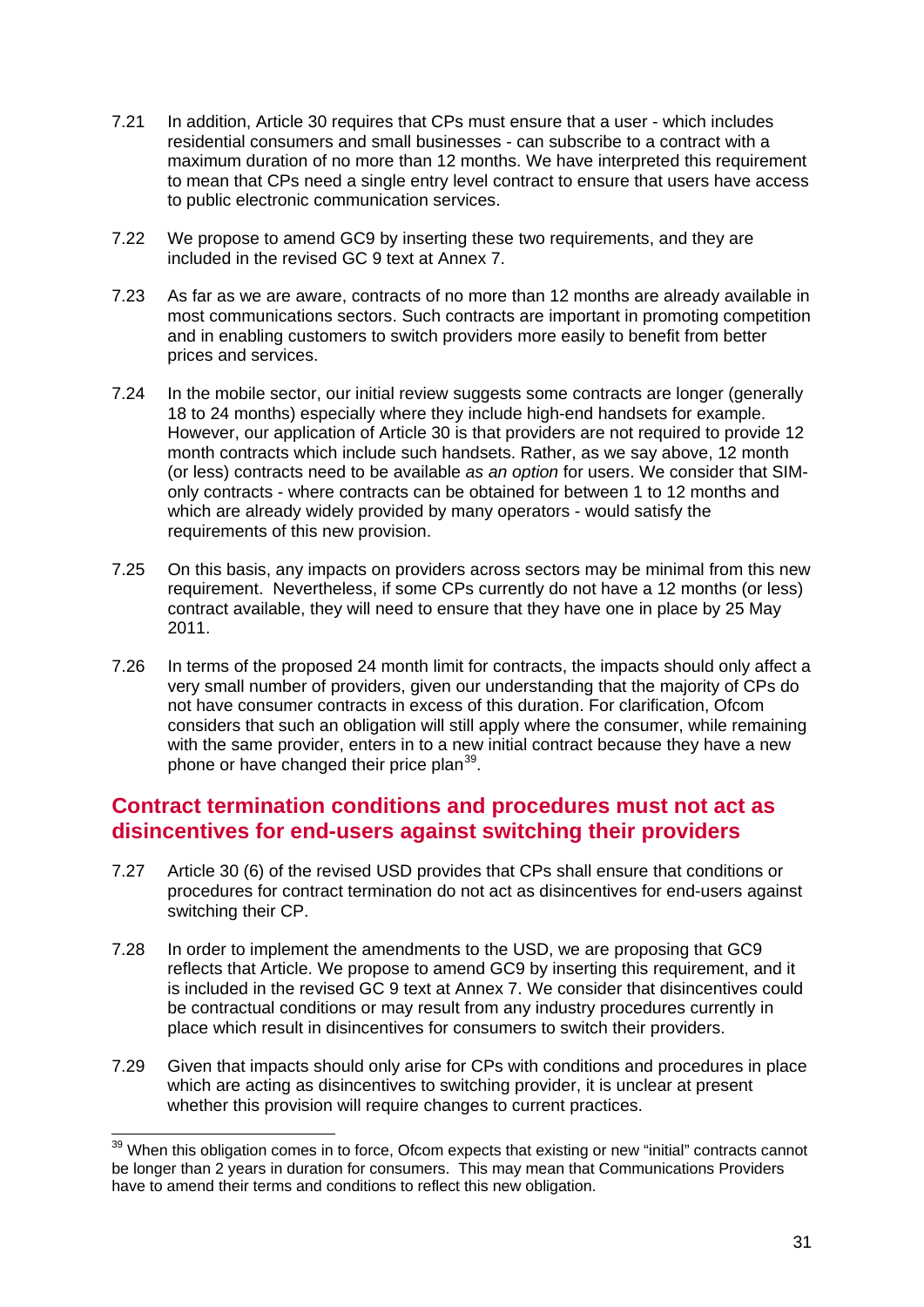7.21 In addition, Article 30 requires that CPs must ensure that a user - which includes residential consumers and small businesses - can subscribe to a contract with a maximum duration of no more than 12 months. We have interpreted this requirement to mean that CPs need a single entry level contract to ensure that users have access to public electronic communication services.

7.22 We propose to amend GC9 by inserting these two requirements, and they are included in the revised GC 9 text at Annex 7.

7.23 As far as we are aware, contracts of no more than 12 months are already available in most communications sectors. Such contracts are important in promoting competition and in enabling customers to switch providers more easily to benefit from better prices and services.

7.24 In the mobile sector, our initial review suggests some contracts are longer (generally 18 to 24 months) especially where they include high-end handsets for example. However, our application of Article 30 is that providers are not required to provide 12 month contracts which include such handsets. Rather, as we say above, 12 month (or less) contracts need to be available *as an option* for users. We consider that SIM-only contracts - where contracts can be obtained for between 1 to 12 months and which are already widely provided by many operators - would satisfy the requirements of this new provision.

7.25 On this basis, any impacts on providers across sectors may be minimal from this new requirement. Nevertheless, if some CPs currently do not have a 12 months (or less) contract available, they will need to ensure that they have one in place by 25 May 2011.

7.26 In terms of the proposed 24 month limit for contracts, the impacts should only affect a very small number of providers, given our understanding that the majority of CPs do not have consumer contracts in excess of this duration. For clarification, Ofcom considers that such an obligation will still apply where the consumer, while remaining with the same provider, enters in to a new initial contract because they have a new phone or have changed their price plan[39].

## Contract termination conditions and procedures must not act as disincentives for end-users against switching their providers

7.27 Article 30 (6) of the revised USD provides that CPs shall ensure that conditions or procedures for contract termination do not act as disincentives for end-users against switching their CP.

7.28 In order to implement the amendments to the USD, we are proposing that GC9 reflects that Article. We propose to amend GC9 by inserting this requirement, and it is included in the revised GC 9 text at Annex 7. We consider that disincentives could be contractual conditions or may result from any industry procedures currently in place which result in disincentives for consumers to switch their providers.

7.29 Given that impacts should only arise for CPs with conditions and procedures in place which are acting as disincentives to switching provider, it is unclear at present whether this provision will require changes to current practices.

---

[39] When this obligation comes in to force, Ofcom expects that existing or new "initial" contracts cannot be longer than 2 years in duration for consumers. This may mean that Communications Providers have to amend their terms and conditions to reflect this new obligation.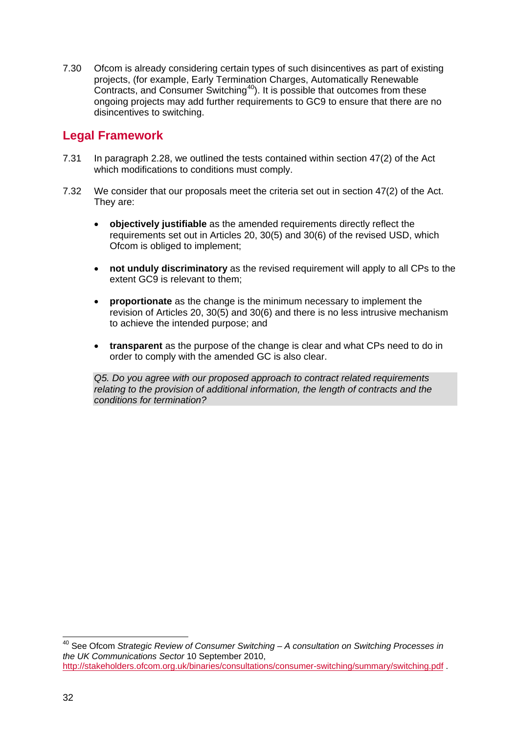7.30 Ofcom is already considering certain types of such disincentives as part of existing projects, (for example, Early Termination Charges, Automatically Renewable Contracts, and Consumer Switching[40]). It is possible that outcomes from these ongoing projects may add further requirements to GC9 to ensure that there are no disincentives to switching.

## Legal Framework

7.31 In paragraph 2.28, we outlined the tests contained within section 47(2) of the Act which modifications to conditions must comply.

7.32 We consider that our proposals meet the criteria set out in section 47(2) of the Act. They are:

- **objectively justifiable** as the amended requirements directly reflect the requirements set out in Articles 20, 30(5) and 30(6) of the revised USD, which Ofcom is obliged to implement;

- **not unduly discriminatory** as the revised requirement will apply to all CPs to the extent GC9 is relevant to them;

- **proportionate** as the change is the minimum necessary to implement the revision of Articles 20, 30(5) and 30(6) and there is no less intrusive mechanism to achieve the intended purpose; and

- **transparent** as the purpose of the change is clear and what CPs need to do in order to comply with the amended GC is also clear.

*Q5. Do you agree with our proposed approach to contract related requirements relating to the provision of additional information, the length of contracts and the conditions for termination?*

[40] See Ofcom *Strategic Review of Consumer Switching – A consultation on Switching Processes in the UK Communications Sector* 10 September 2010, http://stakeholders.ofcom.org.uk/binaries/consultations/consumer-switching/summary/switching.pdf .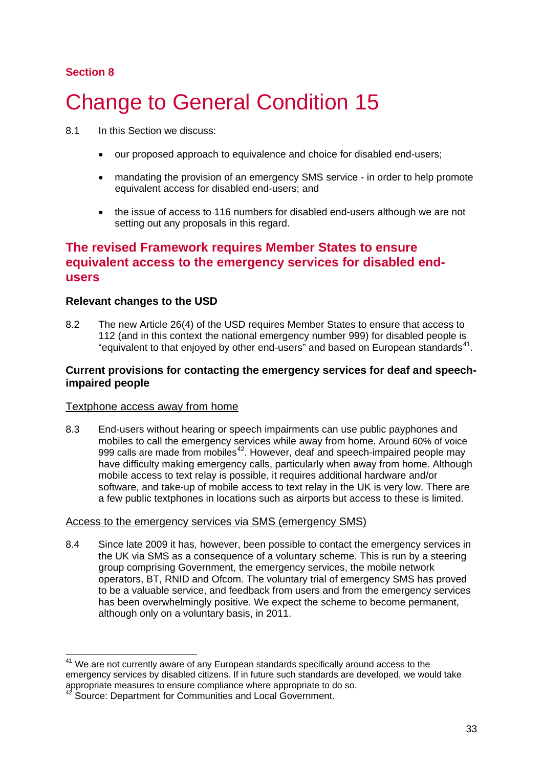**Section 8**

# Change to General Condition 15

8.1 In this Section we discuss:

- our proposed approach to equivalence and choice for disabled end-users;
- mandating the provision of an emergency SMS service - in order to help promote equivalent access for disabled end-users; and
- the issue of access to 116 numbers for disabled end-users although we are not setting out any proposals in this regard.

## The revised Framework requires Member States to ensure equivalent access to the emergency services for disabled end-users

### Relevant changes to the USD

8.2 The new Article 26(4) of the USD requires Member States to ensure that access to 112 (and in this context the national emergency number 999) for disabled people is "equivalent to that enjoyed by other end-users" and based on European standards[41].

### Current provisions for contacting the emergency services for deaf and speech-impaired people

Textphone access away from home

8.3 End-users without hearing or speech impairments can use public payphones and mobiles to call the emergency services while away from home. Around 60% of voice 999 calls are made from mobiles[42]. However, deaf and speech-impaired people may have difficulty making emergency calls, particularly when away from home. Although mobile access to text relay is possible, it requires additional hardware and/or software, and take-up of mobile access to text relay in the UK is very low. There are a few public textphones in locations such as airports but access to these is limited.

Access to the emergency services via SMS (emergency SMS)

8.4 Since late 2009 it has, however, been possible to contact the emergency services in the UK via SMS as a consequence of a voluntary scheme. This is run by a steering group comprising Government, the emergency services, the mobile network operators, BT, RNID and Ofcom. The voluntary trial of emergency SMS has proved to be a valuable service, and feedback from users and from the emergency services has been overwhelmingly positive. We expect the scheme to become permanent, although only on a voluntary basis, in 2011.

---

[41] We are not currently aware of any European standards specifically around access to the emergency services by disabled citizens. If in future such standards are developed, we would take appropriate measures to ensure compliance where appropriate to do so.

[42] Source: Department for Communities and Local Government.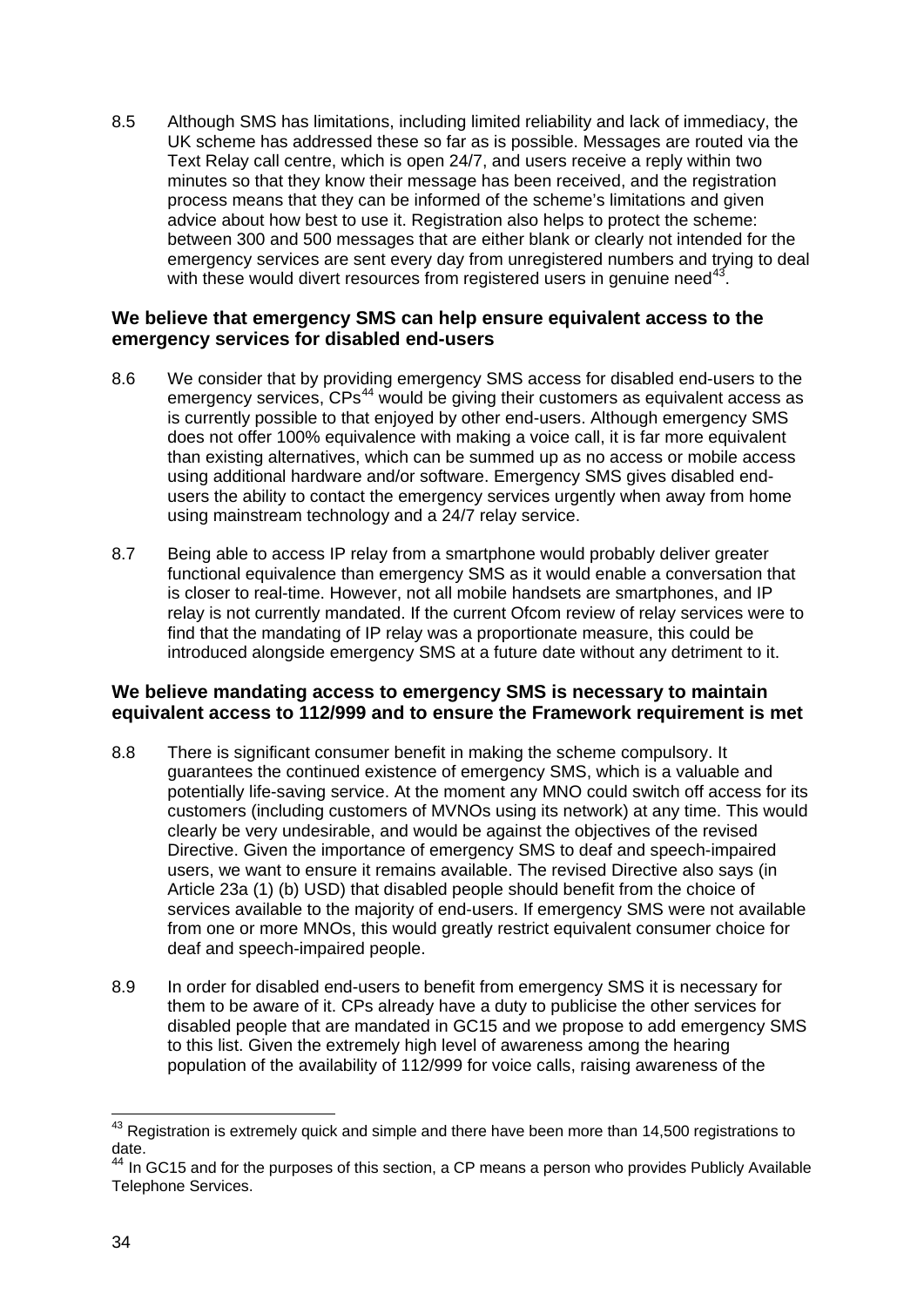8.5 Although SMS has limitations, including limited reliability and lack of immediacy, the UK scheme has addressed these so far as is possible. Messages are routed via the Text Relay call centre, which is open 24/7, and users receive a reply within two minutes so that they know their message has been received, and the registration process means that they can be informed of the scheme's limitations and given advice about how best to use it. Registration also helps to protect the scheme: between 300 and 500 messages that are either blank or clearly not intended for the emergency services are sent every day from unregistered numbers and trying to deal with these would divert resources from registered users in genuine need[43].

### We believe that emergency SMS can help ensure equivalent access to the emergency services for disabled end-users

8.6 We consider that by providing emergency SMS access for disabled end-users to the emergency services, CPs[44] would be giving their customers as equivalent access as is currently possible to that enjoyed by other end-users. Although emergency SMS does not offer 100% equivalence with making a voice call, it is far more equivalent than existing alternatives, which can be summed up as no access or mobile access using additional hardware and/or software. Emergency SMS gives disabled end-users the ability to contact the emergency services urgently when away from home using mainstream technology and a 24/7 relay service.

8.7 Being able to access IP relay from a smartphone would probably deliver greater functional equivalence than emergency SMS as it would enable a conversation that is closer to real-time. However, not all mobile handsets are smartphones, and IP relay is not currently mandated. If the current Ofcom review of relay services were to find that the mandating of IP relay was a proportionate measure, this could be introduced alongside emergency SMS at a future date without any detriment to it.

### We believe mandating access to emergency SMS is necessary to maintain equivalent access to 112/999 and to ensure the Framework requirement is met

8.8 There is significant consumer benefit in making the scheme compulsory. It guarantees the continued existence of emergency SMS, which is a valuable and potentially life-saving service. At the moment any MNO could switch off access for its customers (including customers of MVNOs using its network) at any time. This would clearly be very undesirable, and would be against the objectives of the revised Directive. Given the importance of emergency SMS to deaf and speech-impaired users, we want to ensure it remains available. The revised Directive also says (in Article 23a (1) (b) USD) that disabled people should benefit from the choice of services available to the majority of end-users. If emergency SMS were not available from one or more MNOs, this would greatly restrict equivalent consumer choice for deaf and speech-impaired people.

8.9 In order for disabled end-users to benefit from emergency SMS it is necessary for them to be aware of it. CPs already have a duty to publicise the other services for disabled people that are mandated in GC15 and we propose to add emergency SMS to this list. Given the extremely high level of awareness among the hearing population of the availability of 112/999 for voice calls, raising awareness of the

---

[43] Registration is extremely quick and simple and there have been more than 14,500 registrations to date.

[44] In GC15 and for the purposes of this section, a CP means a person who provides Publicly Available Telephone Services.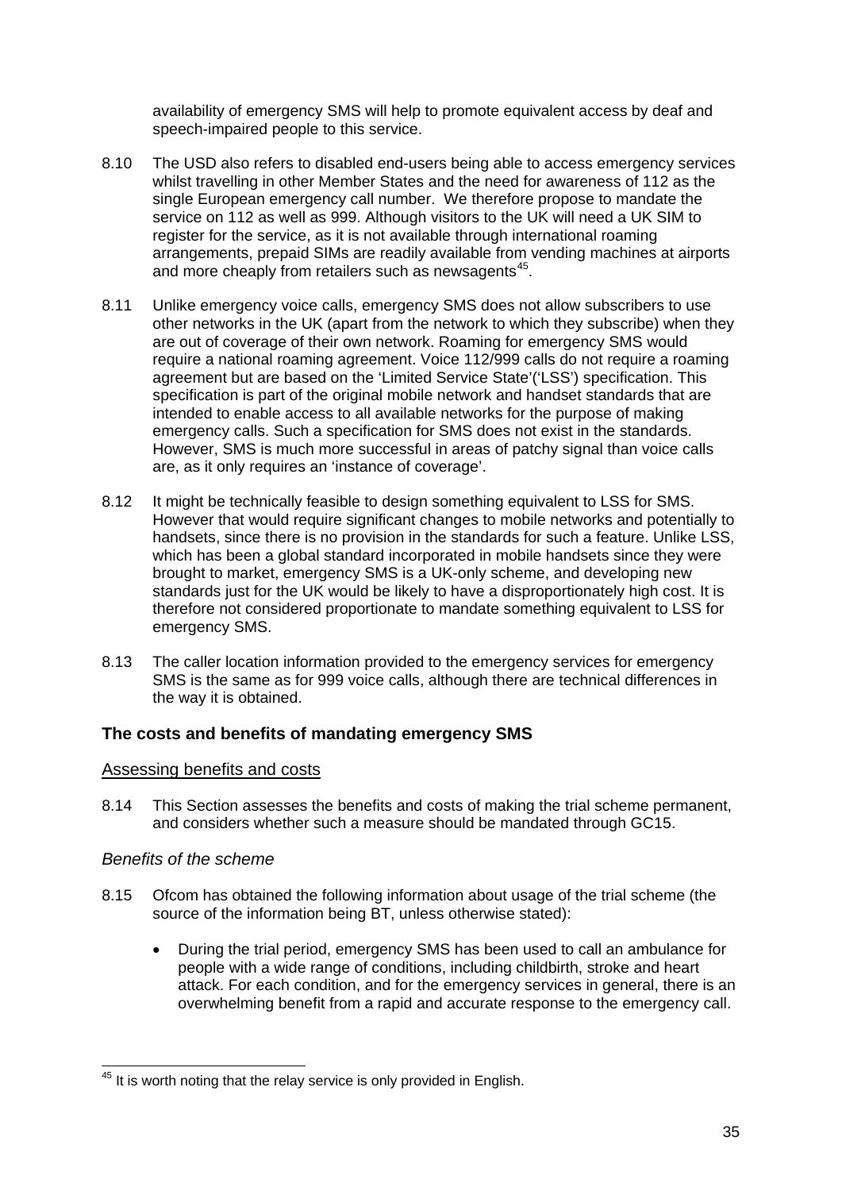availability of emergency SMS will help to promote equivalent access by deaf and speech-impaired people to this service.

8.10 The USD also refers to disabled end-users being able to access emergency services whilst travelling in other Member States and the need for awareness of 112 as the single European emergency call number. We therefore propose to mandate the service on 112 as well as 999. Although visitors to the UK will need a UK SIM to register for the service, as it is not available through international roaming arrangements, prepaid SIMs are readily available from vending machines at airports and more cheaply from retailers such as newsagents[45].

8.11 Unlike emergency voice calls, emergency SMS does not allow subscribers to use other networks in the UK (apart from the network to which they subscribe) when they are out of coverage of their own network. Roaming for emergency SMS would require a national roaming agreement. Voice 112/999 calls do not require a roaming agreement but are based on the 'Limited Service State'('LSS') specification. This specification is part of the original mobile network and handset standards that are intended to enable access to all available networks for the purpose of making emergency calls. Such a specification for SMS does not exist in the standards. However, SMS is much more successful in areas of patchy signal than voice calls are, as it only requires an 'instance of coverage'.

8.12 It might be technically feasible to design something equivalent to LSS for SMS. However that would require significant changes to mobile networks and potentially to handsets, since there is no provision in the standards for such a feature. Unlike LSS, which has been a global standard incorporated in mobile handsets since they were brought to market, emergency SMS is a UK-only scheme, and developing new standards just for the UK would be likely to have a disproportionately high cost. It is therefore not considered proportionate to mandate something equivalent to LSS for emergency SMS.

8.13 The caller location information provided to the emergency services for emergency SMS is the same as for 999 voice calls, although there are technical differences in the way it is obtained.

### The costs and benefits of mandating emergency SMS

#### Assessing benefits and costs

8.14 This Section assesses the benefits and costs of making the trial scheme permanent, and considers whether such a measure should be mandated through GC15.

#### *Benefits of the scheme*

8.15 Ofcom has obtained the following information about usage of the trial scheme (the source of the information being BT, unless otherwise stated):

- During the trial period, emergency SMS has been used to call an ambulance for people with a wide range of conditions, including childbirth, stroke and heart attack. For each condition, and for the emergency services in general, there is an overwhelming benefit from a rapid and accurate response to the emergency call.

---

[45] It is worth noting that the relay service is only provided in English.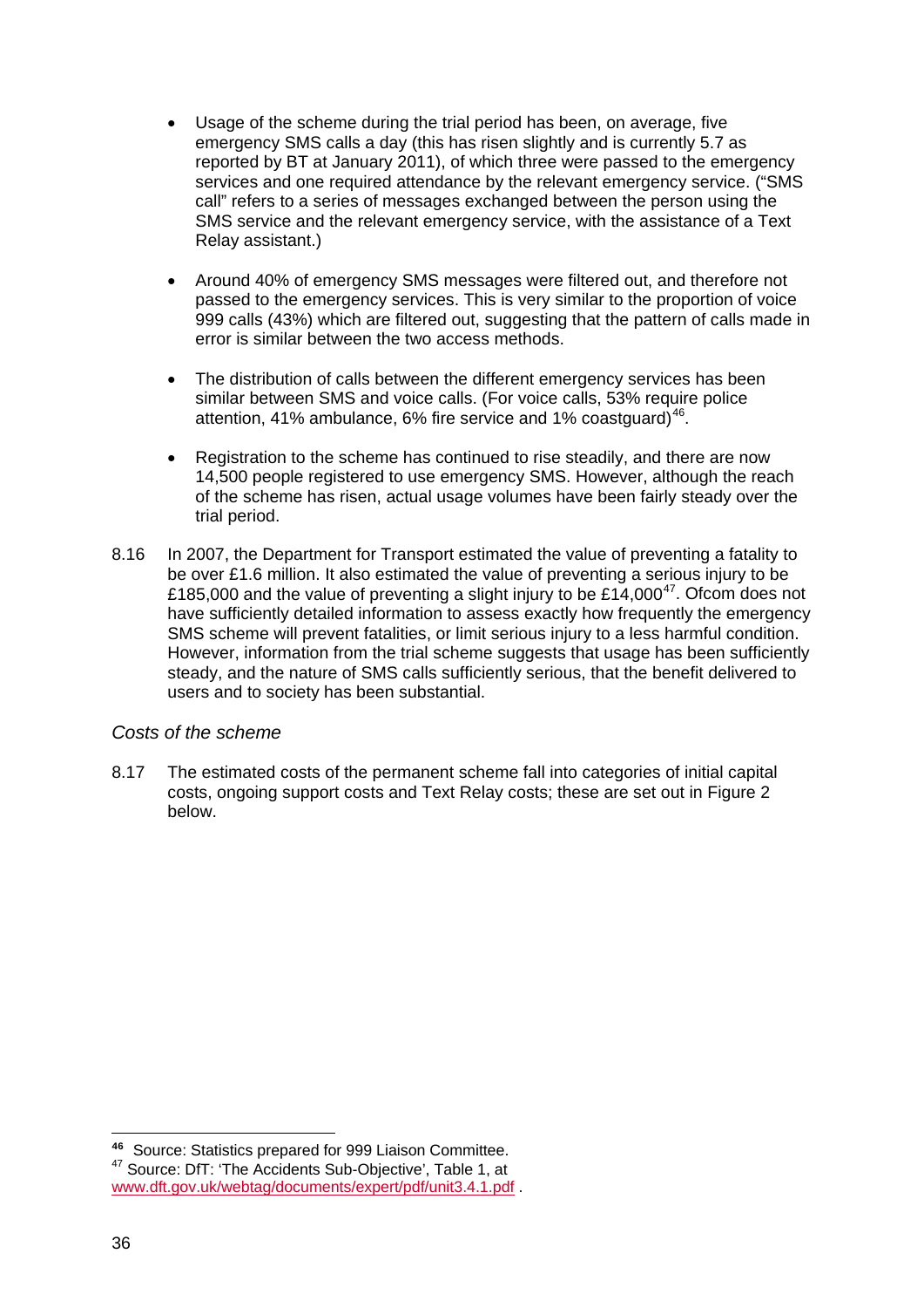- Usage of the scheme during the trial period has been, on average, five emergency SMS calls a day (this has risen slightly and is currently 5.7 as reported by BT at January 2011), of which three were passed to the emergency services and one required attendance by the relevant emergency service. ("SMS call" refers to a series of messages exchanged between the person using the SMS service and the relevant emergency service, with the assistance of a Text Relay assistant.)

- Around 40% of emergency SMS messages were filtered out, and therefore not passed to the emergency services. This is very similar to the proportion of voice 999 calls (43%) which are filtered out, suggesting that the pattern of calls made in error is similar between the two access methods.

- The distribution of calls between the different emergency services has been similar between SMS and voice calls. (For voice calls, 53% require police attention, 41% ambulance, 6% fire service and 1% coastguard)[46].

- Registration to the scheme has continued to rise steadily, and there are now 14,500 people registered to use emergency SMS. However, although the reach of the scheme has risen, actual usage volumes have been fairly steady over the trial period.

8.16 In 2007, the Department for Transport estimated the value of preventing a fatality to be over £1.6 million. It also estimated the value of preventing a serious injury to be £185,000 and the value of preventing a slight injury to be £14,000[47]. Ofcom does not have sufficiently detailed information to assess exactly how frequently the emergency SMS scheme will prevent fatalities, or limit serious injury to a less harmful condition. However, information from the trial scheme suggests that usage has been sufficiently steady, and the nature of SMS calls sufficiently serious, that the benefit delivered to users and to society has been substantial.

*Costs of the scheme*

8.17 The estimated costs of the permanent scheme fall into categories of initial capital costs, ongoing support costs and Text Relay costs; these are set out in Figure 2 below.

---

[46] Source: Statistics prepared for 999 Liaison Committee.

[47] Source: DfT: 'The Accidents Sub-Objective', Table 1, at www.dft.gov.uk/webtag/documents/expert/pdf/unit3.4.1.pdf .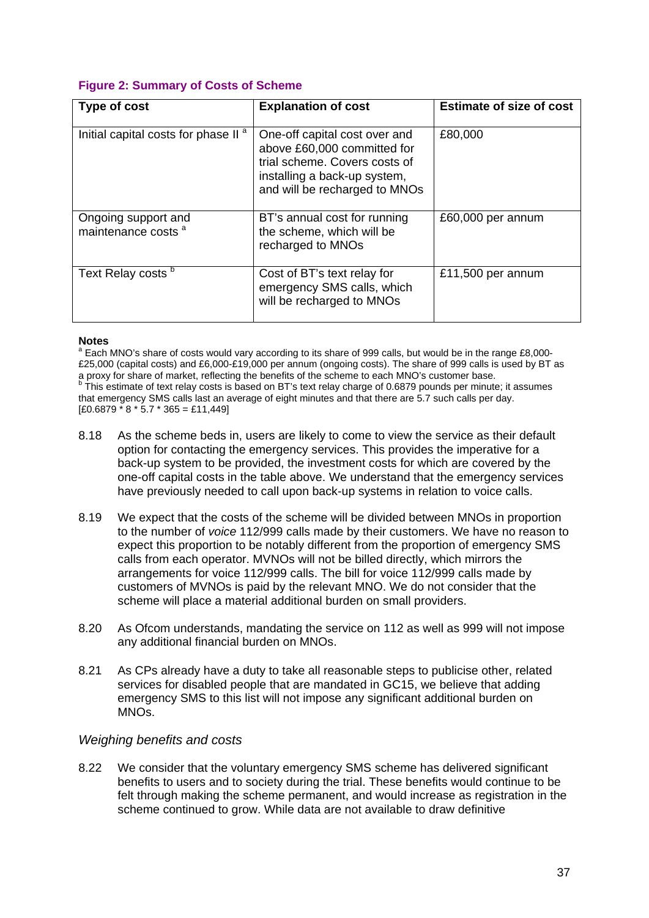**Figure 2: Summary of Costs of Scheme**

| Type of cost | Explanation of cost | Estimate of size of cost |
|---|---|---|
| Initial capital costs for phase II [a] | One-off capital cost over and above £60,000 committed for trial scheme. Covers costs of installing a back-up system, and will be recharged to MNOs | £80,000 |
| Ongoing support and maintenance costs [a] | BT's annual cost for running the scheme, which will be recharged to MNOs | £60,000 per annum |
| Text Relay costs [b] | Cost of BT's text relay for emergency SMS calls, which will be recharged to MNOs | £11,500 per annum |

**Notes**

[a] Each MNO's share of costs would vary according to its share of 999 calls, but would be in the range £8,000-£25,000 (capital costs) and £6,000-£19,000 per annum (ongoing costs). The share of 999 calls is used by BT as a proxy for share of market, reflecting the benefits of the scheme to each MNO's customer base.

[b] This estimate of text relay costs is based on BT's text relay charge of 0.6879 pounds per minute; it assumes that emergency SMS calls last an average of eight minutes and that there are 5.7 such calls per day. [£0.6879 * 8 * 5.7 * 365 = £11,449]

8.18 As the scheme beds in, users are likely to come to view the service as their default option for contacting the emergency services. This provides the imperative for a back-up system to be provided, the investment costs for which are covered by the one-off capital costs in the table above. We understand that the emergency services have previously needed to call upon back-up systems in relation to voice calls.

8.19 We expect that the costs of the scheme will be divided between MNOs in proportion to the number of *voice* 112/999 calls made by their customers. We have no reason to expect this proportion to be notably different from the proportion of emergency SMS calls from each operator. MVNOs will not be billed directly, which mirrors the arrangements for voice 112/999 calls. The bill for voice 112/999 calls made by customers of MVNOs is paid by the relevant MNO. We do not consider that the scheme will place a material additional burden on small providers.

8.20 As Ofcom understands, mandating the service on 112 as well as 999 will not impose any additional financial burden on MNOs.

8.21 As CPs already have a duty to take all reasonable steps to publicise other, related services for disabled people that are mandated in GC15, we believe that adding emergency SMS to this list will not impose any significant additional burden on MNOs.

### *Weighing benefits and costs*

8.22 We consider that the voluntary emergency SMS scheme has delivered significant benefits to users and to society during the trial. These benefits would continue to be felt through making the scheme permanent, and would increase as registration in the scheme continued to grow. While data are not available to draw definitive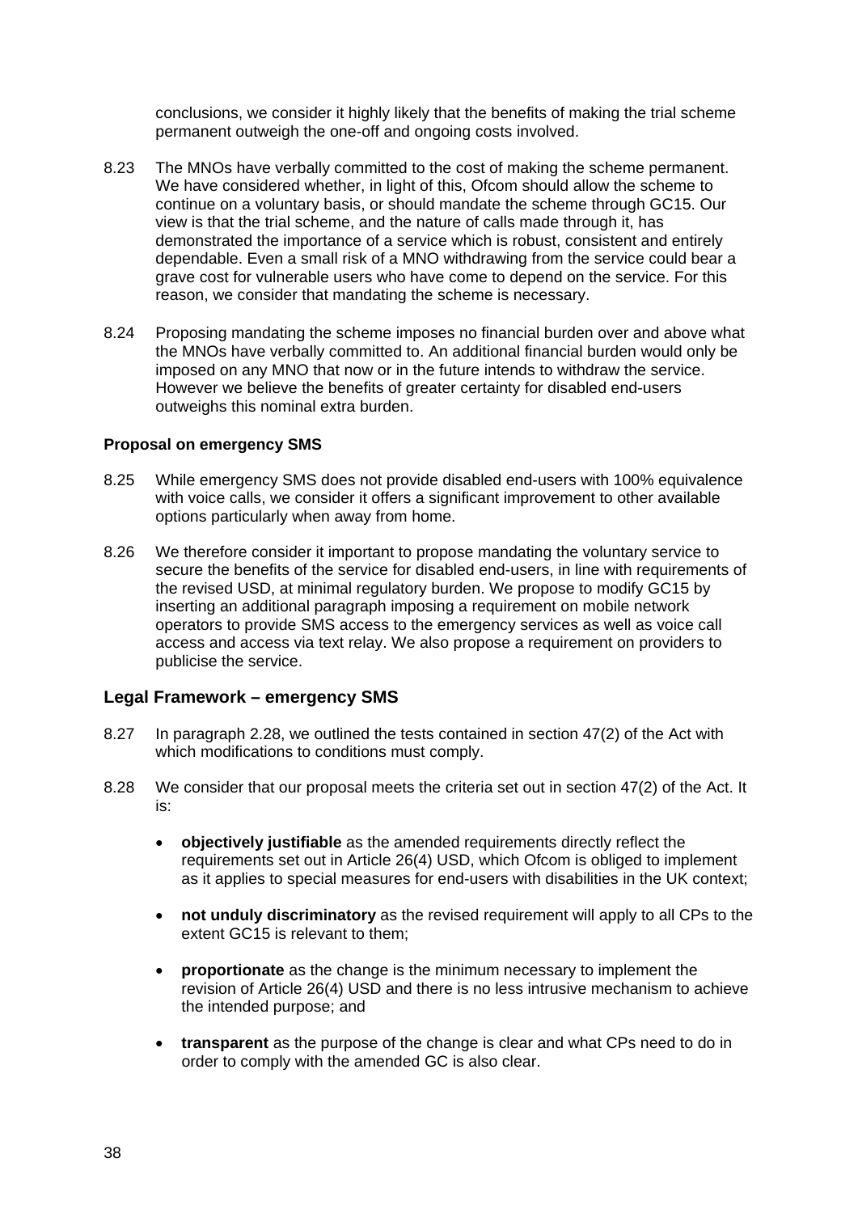conclusions, we consider it highly likely that the benefits of making the trial scheme permanent outweigh the one-off and ongoing costs involved.

8.23 The MNOs have verbally committed to the cost of making the scheme permanent. We have considered whether, in light of this, Ofcom should allow the scheme to continue on a voluntary basis, or should mandate the scheme through GC15. Our view is that the trial scheme, and the nature of calls made through it, has demonstrated the importance of a service which is robust, consistent and entirely dependable. Even a small risk of a MNO withdrawing from the service could bear a grave cost for vulnerable users who have come to depend on the service. For this reason, we consider that mandating the scheme is necessary.

8.24 Proposing mandating the scheme imposes no financial burden over and above what the MNOs have verbally committed to. An additional financial burden would only be imposed on any MNO that now or in the future intends to withdraw the service. However we believe the benefits of greater certainty for disabled end-users outweighs this nominal extra burden.

**Proposal on emergency SMS**

8.25 While emergency SMS does not provide disabled end-users with 100% equivalence with voice calls, we consider it offers a significant improvement to other available options particularly when away from home.

8.26 We therefore consider it important to propose mandating the voluntary service to secure the benefits of the service for disabled end-users, in line with requirements of the revised USD, at minimal regulatory burden. We propose to modify GC15 by inserting an additional paragraph imposing a requirement on mobile network operators to provide SMS access to the emergency services as well as voice call access and access via text relay. We also propose a requirement on providers to publicise the service.

## Legal Framework – emergency SMS

8.27 In paragraph 2.28, we outlined the tests contained in section 47(2) of the Act with which modifications to conditions must comply.

8.28 We consider that our proposal meets the criteria set out in section 47(2) of the Act. It is:

- **objectively justifiable** as the amended requirements directly reflect the requirements set out in Article 26(4) USD, which Ofcom is obliged to implement as it applies to special measures for end-users with disabilities in the UK context;
- **not unduly discriminatory** as the revised requirement will apply to all CPs to the extent GC15 is relevant to them;
- **proportionate** as the change is the minimum necessary to implement the revision of Article 26(4) USD and there is no less intrusive mechanism to achieve the intended purpose; and
- **transparent** as the purpose of the change is clear and what CPs need to do in order to comply with the amended GC is also clear.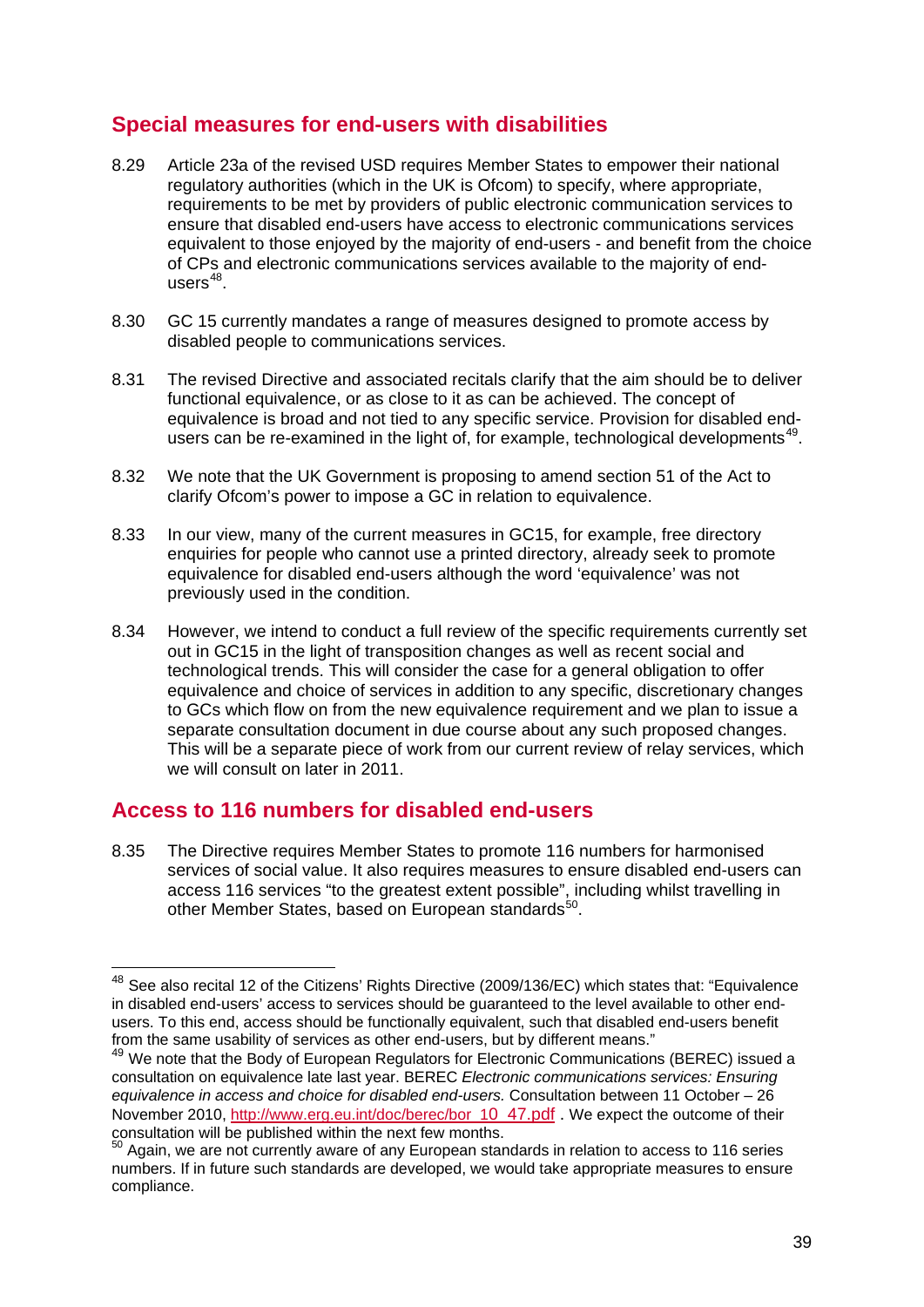## Special measures for end-users with disabilities

8.29 Article 23a of the revised USD requires Member States to empower their national regulatory authorities (which in the UK is Ofcom) to specify, where appropriate, requirements to be met by providers of public electronic communication services to ensure that disabled end-users have access to electronic communications services equivalent to those enjoyed by the majority of end-users - and benefit from the choice of CPs and electronic communications services available to the majority of end-users[48].

8.30 GC 15 currently mandates a range of measures designed to promote access by disabled people to communications services.

8.31 The revised Directive and associated recitals clarify that the aim should be to deliver functional equivalence, or as close to it as can be achieved. The concept of equivalence is broad and not tied to any specific service. Provision for disabled end-users can be re-examined in the light of, for example, technological developments[49].

8.32 We note that the UK Government is proposing to amend section 51 of the Act to clarify Ofcom's power to impose a GC in relation to equivalence.

8.33 In our view, many of the current measures in GC15, for example, free directory enquiries for people who cannot use a printed directory, already seek to promote equivalence for disabled end-users although the word 'equivalence' was not previously used in the condition.

8.34 However, we intend to conduct a full review of the specific requirements currently set out in GC15 in the light of transposition changes as well as recent social and technological trends. This will consider the case for a general obligation to offer equivalence and choice of services in addition to any specific, discretionary changes to GCs which flow on from the new equivalence requirement and we plan to issue a separate consultation document in due course about any such proposed changes. This will be a separate piece of work from our current review of relay services, which we will consult on later in 2011.

## Access to 116 numbers for disabled end-users

8.35 The Directive requires Member States to promote 116 numbers for harmonised services of social value. It also requires measures to ensure disabled end-users can access 116 services "to the greatest extent possible", including whilst travelling in other Member States, based on European standards[50].

---

[48] See also recital 12 of the Citizens' Rights Directive (2009/136/EC) which states that: "Equivalence in disabled end-users' access to services should be guaranteed to the level available to other end-users. To this end, access should be functionally equivalent, such that disabled end-users benefit from the same usability of services as other end-users, but by different means."

[49] We note that the Body of European Regulators for Electronic Communications (BEREC) issued a consultation on equivalence late last year. BEREC *Electronic communications services: Ensuring equivalence in access and choice for disabled end-users.* Consultation between 11 October – 26 November 2010, http://www.erg.eu.int/doc/berec/bor_10_47.pdf . We expect the outcome of their consultation will be published within the next few months.

[50] Again, we are not currently aware of any European standards in relation to access to 116 series numbers. If in future such standards are developed, we would take appropriate measures to ensure compliance.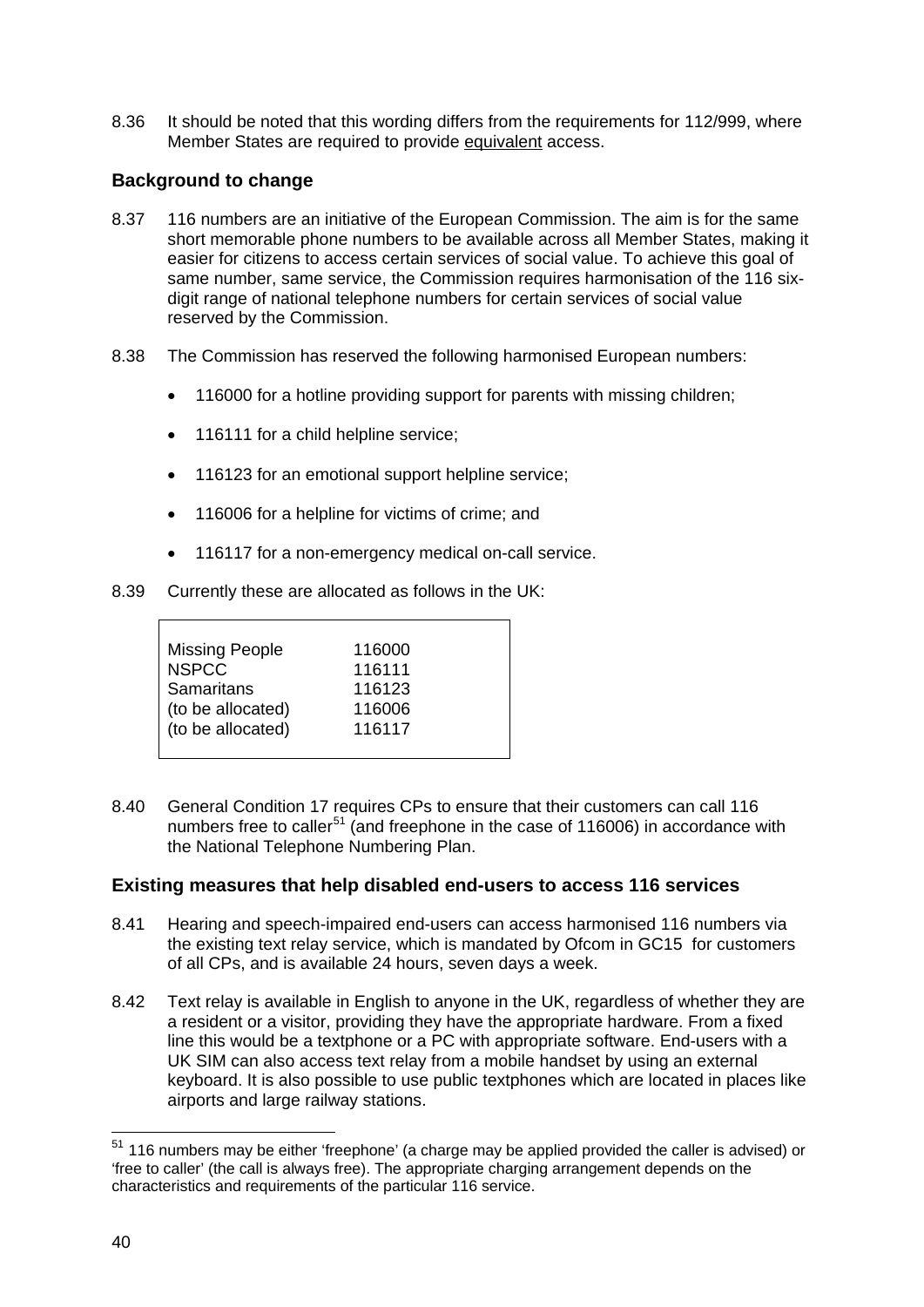8.36 It should be noted that this wording differs from the requirements for 112/999, where Member States are required to provide equivalent access.

### Background to change

8.37 116 numbers are an initiative of the European Commission. The aim is for the same short memorable phone numbers to be available across all Member States, making it easier for citizens to access certain services of social value. To achieve this goal of same number, same service, the Commission requires harmonisation of the 116 six-digit range of national telephone numbers for certain services of social value reserved by the Commission.

8.38 The Commission has reserved the following harmonised European numbers:

- 116000 for a hotline providing support for parents with missing children;
- 116111 for a child helpline service;
- 116123 for an emotional support helpline service;
- 116006 for a helpline for victims of crime; and
- 116117 for a non-emergency medical on-call service.

8.39 Currently these are allocated as follows in the UK:

| | |
|---|---|
| Missing People | 116000 |
| NSPCC | 116111 |
| Samaritans | 116123 |
| (to be allocated) | 116006 |
| (to be allocated) | 116117 |

8.40 General Condition 17 requires CPs to ensure that their customers can call 116 numbers free to caller[51] (and freephone in the case of 116006) in accordance with the National Telephone Numbering Plan.

### Existing measures that help disabled end-users to access 116 services

8.41 Hearing and speech-impaired end-users can access harmonised 116 numbers via the existing text relay service, which is mandated by Ofcom in GC15 for customers of all CPs, and is available 24 hours, seven days a week.

8.42 Text relay is available in English to anyone in the UK, regardless of whether they are a resident or a visitor, providing they have the appropriate hardware. From a fixed line this would be a textphone or a PC with appropriate software. End-users with a UK SIM can also access text relay from a mobile handset by using an external keyboard. It is also possible to use public textphones which are located in places like airports and large railway stations.

[51] 116 numbers may be either 'freephone' (a charge may be applied provided the caller is advised) or 'free to caller' (the call is always free). The appropriate charging arrangement depends on the characteristics and requirements of the particular 116 service.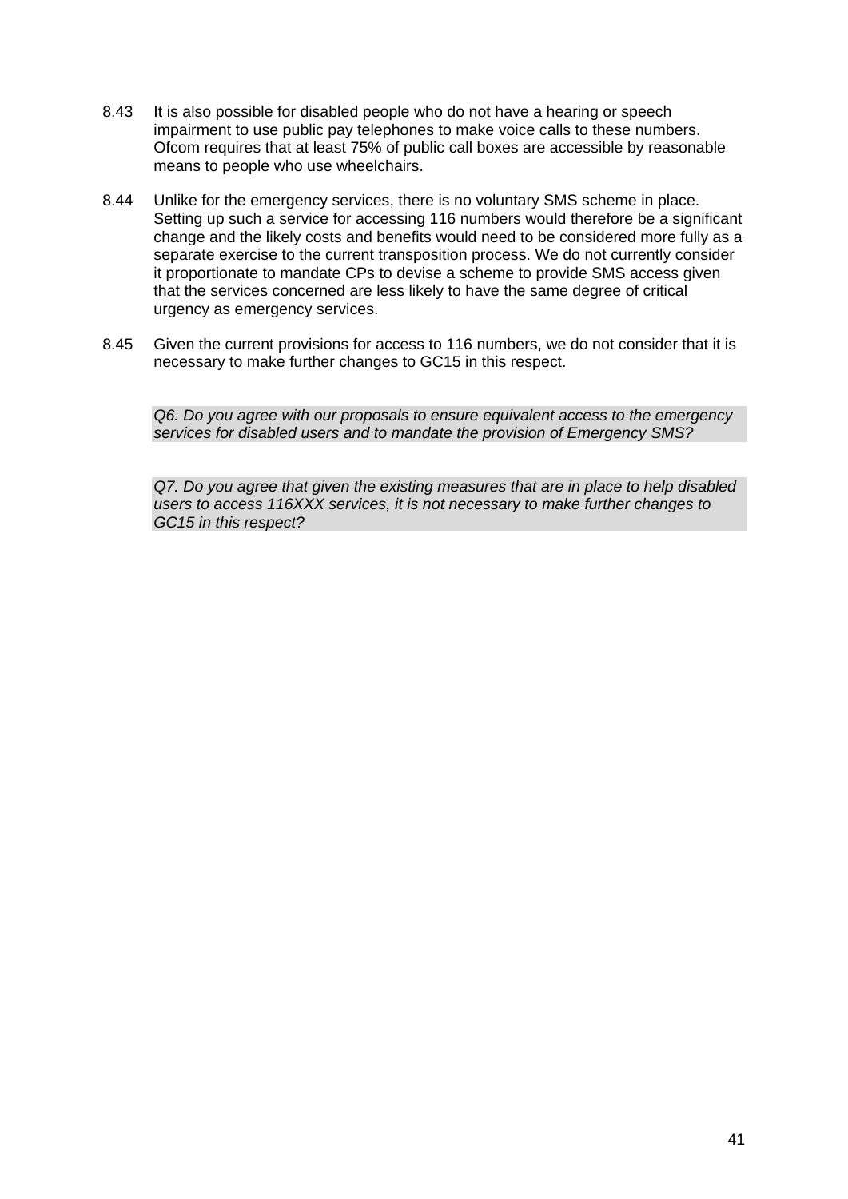8.43 It is also possible for disabled people who do not have a hearing or speech impairment to use public pay telephones to make voice calls to these numbers. Ofcom requires that at least 75% of public call boxes are accessible by reasonable means to people who use wheelchairs.

8.44 Unlike for the emergency services, there is no voluntary SMS scheme in place. Setting up such a service for accessing 116 numbers would therefore be a significant change and the likely costs and benefits would need to be considered more fully as a separate exercise to the current transposition process. We do not currently consider it proportionate to mandate CPs to devise a scheme to provide SMS access given that the services concerned are less likely to have the same degree of critical urgency as emergency services.

8.45 Given the current provisions for access to 116 numbers, we do not consider that it is necessary to make further changes to GC15 in this respect.

*Q6. Do you agree with our proposals to ensure equivalent access to the emergency services for disabled users and to mandate the provision of Emergency SMS?*

*Q7. Do you agree that given the existing measures that are in place to help disabled users to access 116XXX services, it is not necessary to make further changes to GC15 in this respect?*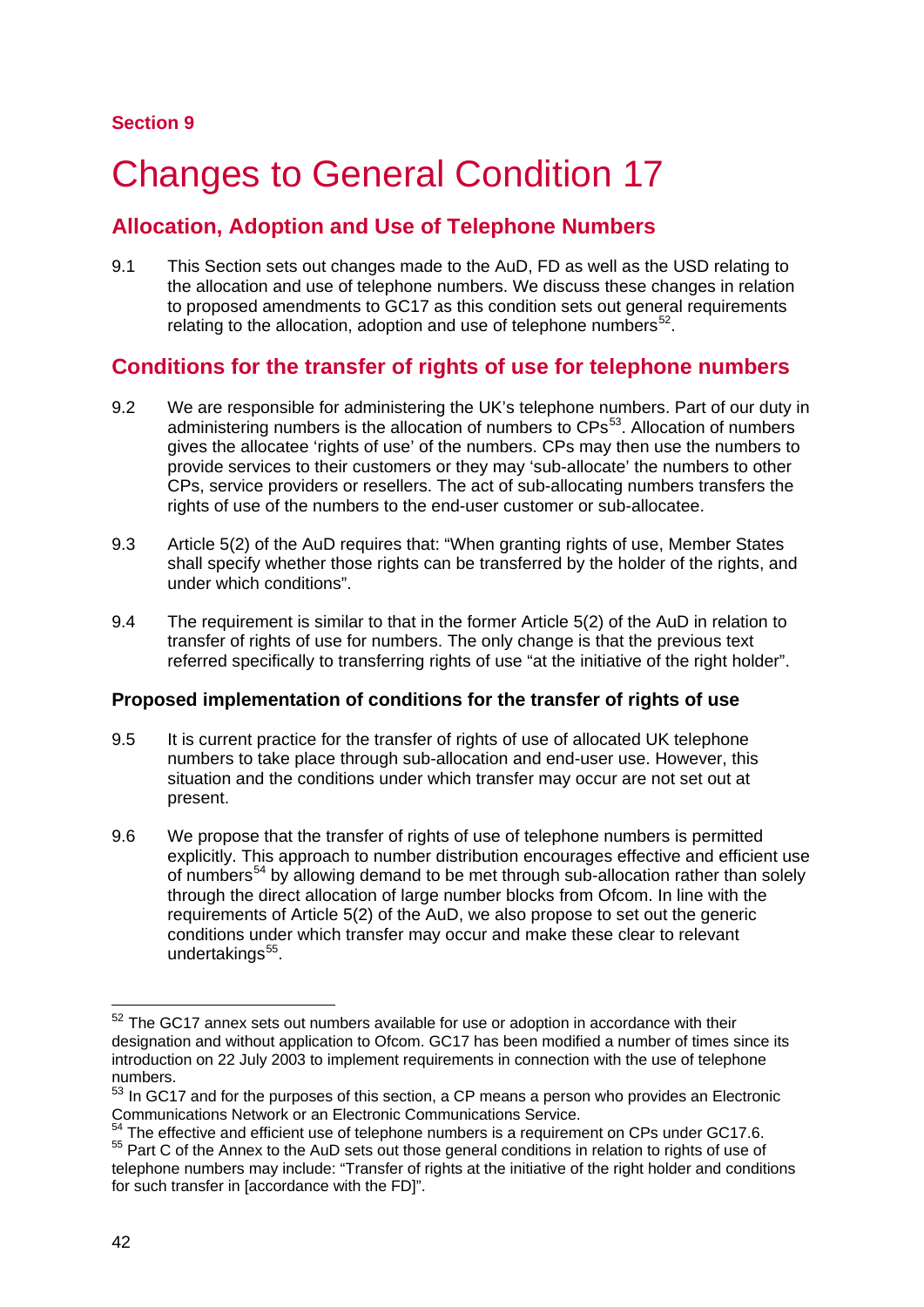**Section 9**

# Changes to General Condition 17

## Allocation, Adoption and Use of Telephone Numbers

9.1 This Section sets out changes made to the AuD, FD as well as the USD relating to the allocation and use of telephone numbers. We discuss these changes in relation to proposed amendments to GC17 as this condition sets out general requirements relating to the allocation, adoption and use of telephone numbers[52].

## Conditions for the transfer of rights of use for telephone numbers

9.2 We are responsible for administering the UK's telephone numbers. Part of our duty in administering numbers is the allocation of numbers to CPs[53]. Allocation of numbers gives the allocatee 'rights of use' of the numbers. CPs may then use the numbers to provide services to their customers or they may 'sub-allocate' the numbers to other CPs, service providers or resellers. The act of sub-allocating numbers transfers the rights of use of the numbers to the end-user customer or sub-allocatee.

9.3 Article 5(2) of the AuD requires that: "When granting rights of use, Member States shall specify whether those rights can be transferred by the holder of the rights, and under which conditions".

9.4 The requirement is similar to that in the former Article 5(2) of the AuD in relation to transfer of rights of use for numbers. The only change is that the previous text referred specifically to transferring rights of use "at the initiative of the right holder".

### Proposed implementation of conditions for the transfer of rights of use

9.5 It is current practice for the transfer of rights of use of allocated UK telephone numbers to take place through sub-allocation and end-user use. However, this situation and the conditions under which transfer may occur are not set out at present.

9.6 We propose that the transfer of rights of use of telephone numbers is permitted explicitly. This approach to number distribution encourages effective and efficient use of numbers[54] by allowing demand to be met through sub-allocation rather than solely through the direct allocation of large number blocks from Ofcom. In line with the requirements of Article 5(2) of the AuD, we also propose to set out the generic conditions under which transfer may occur and make these clear to relevant undertakings[55].

---

[52] The GC17 annex sets out numbers available for use or adoption in accordance with their designation and without application to Ofcom. GC17 has been modified a number of times since its introduction on 22 July 2003 to implement requirements in connection with the use of telephone numbers.

[53] In GC17 and for the purposes of this section, a CP means a person who provides an Electronic Communications Network or an Electronic Communications Service.

[54] The effective and efficient use of telephone numbers is a requirement on CPs under GC17.6.

[55] Part C of the Annex to the AuD sets out those general conditions in relation to rights of use of telephone numbers may include: "Transfer of rights at the initiative of the right holder and conditions for such transfer in [accordance with the FD]".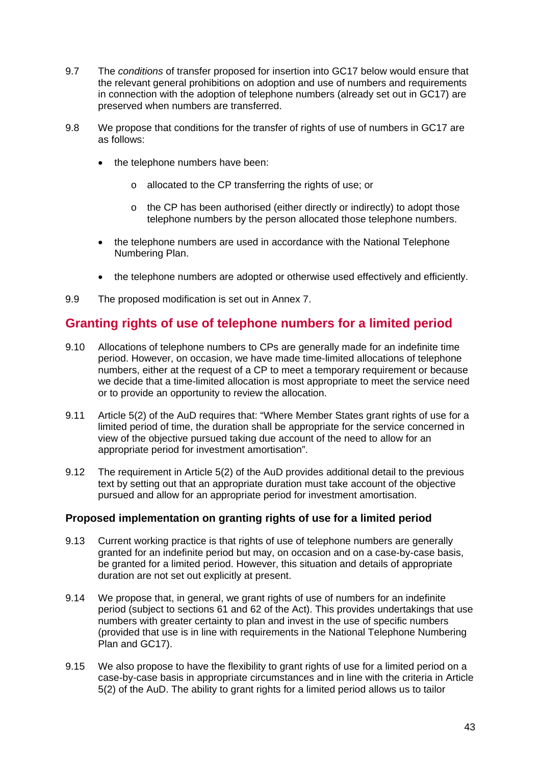9.7 The *conditions* of transfer proposed for insertion into GC17 below would ensure that the relevant general prohibitions on adoption and use of numbers and requirements in connection with the adoption of telephone numbers (already set out in GC17) are preserved when numbers are transferred.

9.8 We propose that conditions for the transfer of rights of use of numbers in GC17 are as follows:

- the telephone numbers have been:
  - allocated to the CP transferring the rights of use; or
  - the CP has been authorised (either directly or indirectly) to adopt those telephone numbers by the person allocated those telephone numbers.
- the telephone numbers are used in accordance with the National Telephone Numbering Plan.
- the telephone numbers are adopted or otherwise used effectively and efficiently.

9.9 The proposed modification is set out in Annex 7.

## Granting rights of use of telephone numbers for a limited period

9.10 Allocations of telephone numbers to CPs are generally made for an indefinite time period. However, on occasion, we have made time-limited allocations of telephone numbers, either at the request of a CP to meet a temporary requirement or because we decide that a time-limited allocation is most appropriate to meet the service need or to provide an opportunity to review the allocation.

9.11 Article 5(2) of the AuD requires that: "Where Member States grant rights of use for a limited period of time, the duration shall be appropriate for the service concerned in view of the objective pursued taking due account of the need to allow for an appropriate period for investment amortisation".

9.12 The requirement in Article 5(2) of the AuD provides additional detail to the previous text by setting out that an appropriate duration must take account of the objective pursued and allow for an appropriate period for investment amortisation.

### Proposed implementation on granting rights of use for a limited period

9.13 Current working practice is that rights of use of telephone numbers are generally granted for an indefinite period but may, on occasion and on a case-by-case basis, be granted for a limited period. However, this situation and details of appropriate duration are not set out explicitly at present.

9.14 We propose that, in general, we grant rights of use of numbers for an indefinite period (subject to sections 61 and 62 of the Act). This provides undertakings that use numbers with greater certainty to plan and invest in the use of specific numbers (provided that use is in line with requirements in the National Telephone Numbering Plan and GC17).

9.15 We also propose to have the flexibility to grant rights of use for a limited period on a case-by-case basis in appropriate circumstances and in line with the criteria in Article 5(2) of the AuD. The ability to grant rights for a limited period allows us to tailor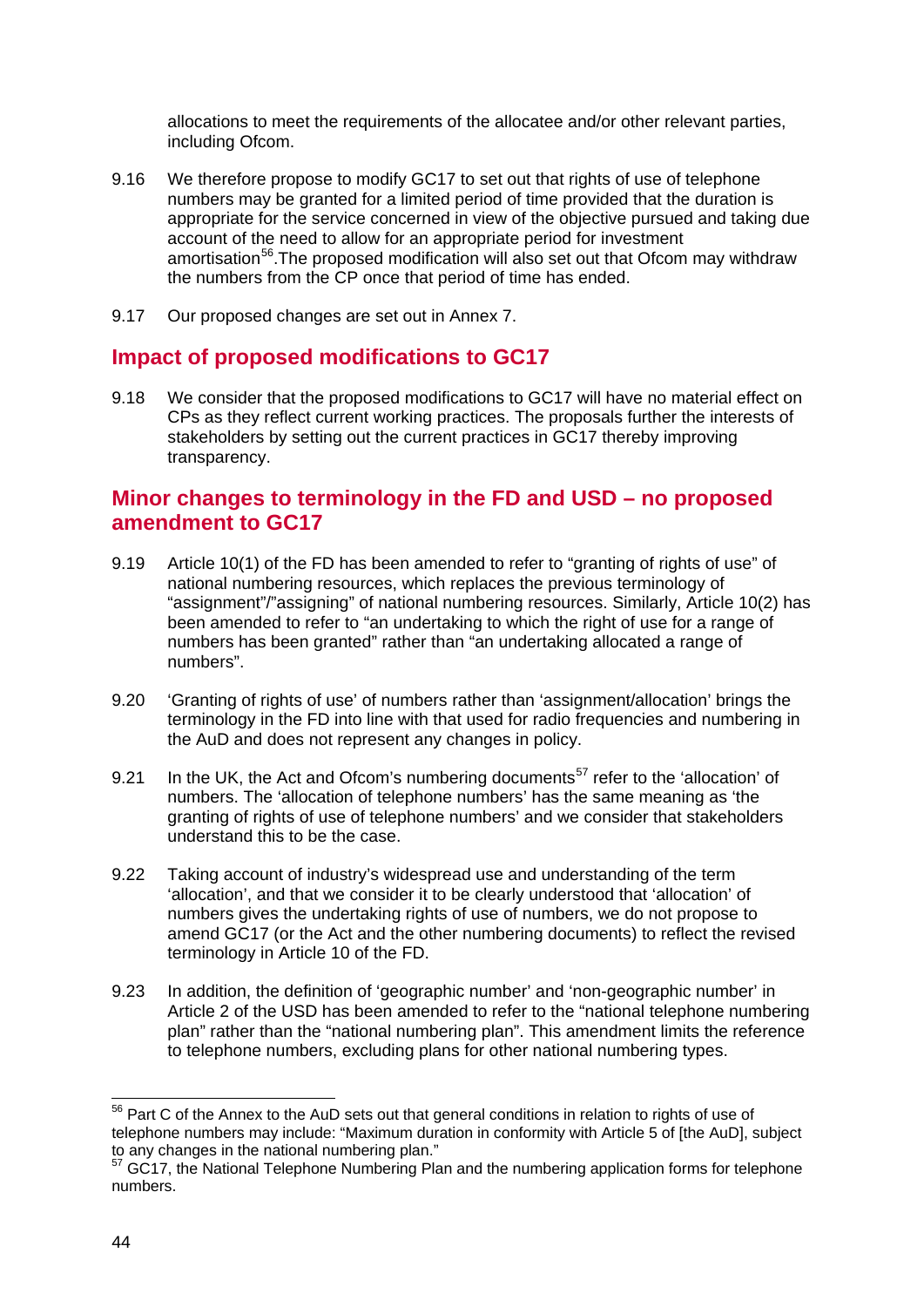allocations to meet the requirements of the allocatee and/or other relevant parties, including Ofcom.

9.16 We therefore propose to modify GC17 to set out that rights of use of telephone numbers may be granted for a limited period of time provided that the duration is appropriate for the service concerned in view of the objective pursued and taking due account of the need to allow for an appropriate period for investment amortisation[56].The proposed modification will also set out that Ofcom may withdraw the numbers from the CP once that period of time has ended.

9.17 Our proposed changes are set out in Annex 7.

## Impact of proposed modifications to GC17

9.18 We consider that the proposed modifications to GC17 will have no material effect on CPs as they reflect current working practices. The proposals further the interests of stakeholders by setting out the current practices in GC17 thereby improving transparency.

## Minor changes to terminology in the FD and USD – no proposed amendment to GC17

9.19 Article 10(1) of the FD has been amended to refer to "granting of rights of use" of national numbering resources, which replaces the previous terminology of "assignment"/"assigning" of national numbering resources. Similarly, Article 10(2) has been amended to refer to "an undertaking to which the right of use for a range of numbers has been granted" rather than "an undertaking allocated a range of numbers".

9.20 'Granting of rights of use' of numbers rather than 'assignment/allocation' brings the terminology in the FD into line with that used for radio frequencies and numbering in the AuD and does not represent any changes in policy.

9.21 In the UK, the Act and Ofcom's numbering documents[57] refer to the 'allocation' of numbers. The 'allocation of telephone numbers' has the same meaning as 'the granting of rights of use of telephone numbers' and we consider that stakeholders understand this to be the case.

9.22 Taking account of industry's widespread use and understanding of the term 'allocation', and that we consider it to be clearly understood that 'allocation' of numbers gives the undertaking rights of use of numbers, we do not propose to amend GC17 (or the Act and the other numbering documents) to reflect the revised terminology in Article 10 of the FD.

9.23 In addition, the definition of 'geographic number' and 'non-geographic number' in Article 2 of the USD has been amended to refer to the "national telephone numbering plan" rather than the "national numbering plan". This amendment limits the reference to telephone numbers, excluding plans for other national numbering types.

---

[56] Part C of the Annex to the AuD sets out that general conditions in relation to rights of use of telephone numbers may include: "Maximum duration in conformity with Article 5 of [the AuD], subject to any changes in the national numbering plan."

[57] GC17, the National Telephone Numbering Plan and the numbering application forms for telephone numbers.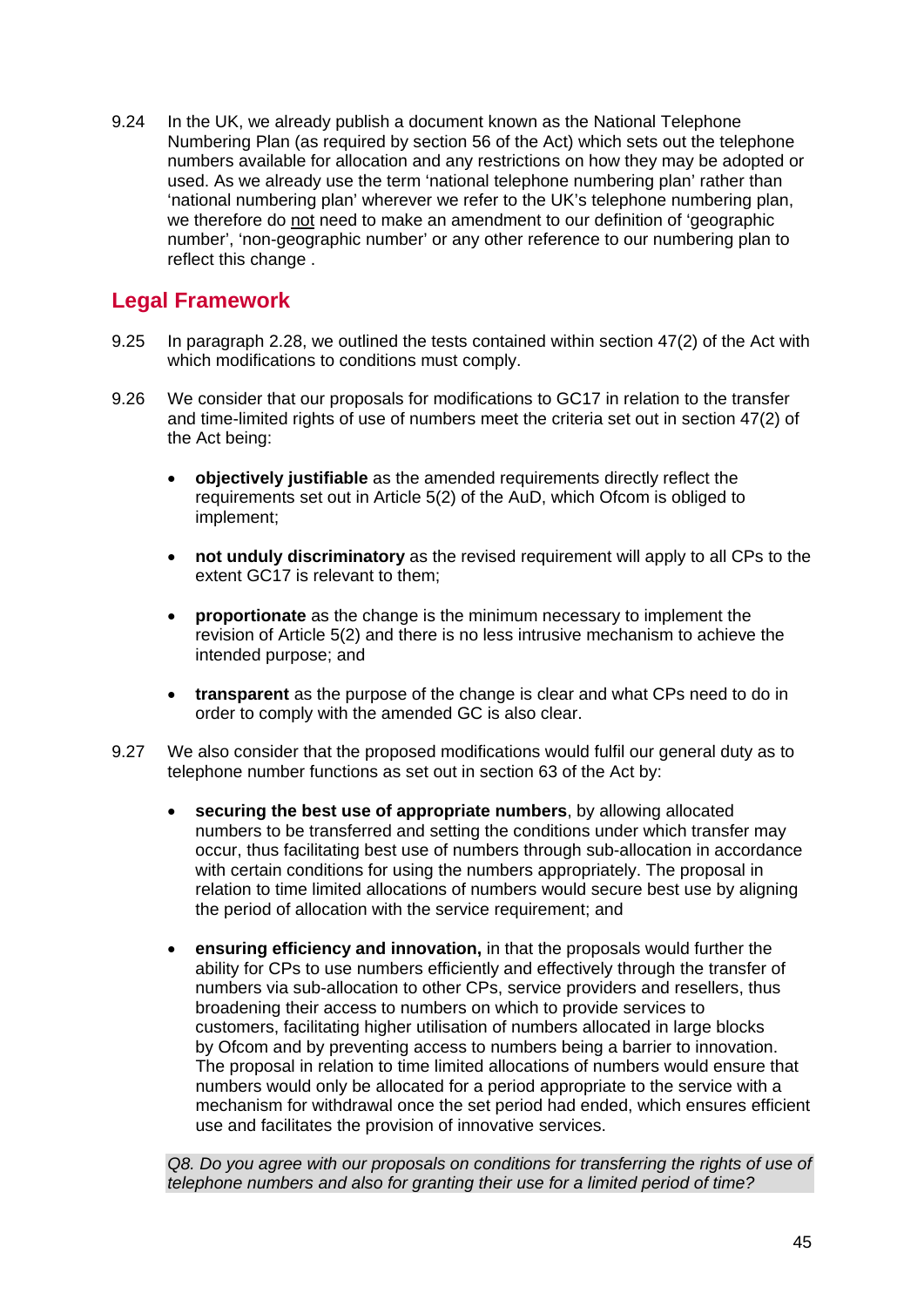9.24 In the UK, we already publish a document known as the National Telephone Numbering Plan (as required by section 56 of the Act) which sets out the telephone numbers available for allocation and any restrictions on how they may be adopted or used. As we already use the term 'national telephone numbering plan' rather than 'national numbering plan' wherever we refer to the UK's telephone numbering plan, we therefore do not need to make an amendment to our definition of 'geographic number', 'non-geographic number' or any other reference to our numbering plan to reflect this change .

## Legal Framework

9.25 In paragraph 2.28, we outlined the tests contained within section 47(2) of the Act with which modifications to conditions must comply.

9.26 We consider that our proposals for modifications to GC17 in relation to the transfer and time-limited rights of use of numbers meet the criteria set out in section 47(2) of the Act being:

- **objectively justifiable** as the amended requirements directly reflect the requirements set out in Article 5(2) of the AuD, which Ofcom is obliged to implement;
- **not unduly discriminatory** as the revised requirement will apply to all CPs to the extent GC17 is relevant to them;
- **proportionate** as the change is the minimum necessary to implement the revision of Article 5(2) and there is no less intrusive mechanism to achieve the intended purpose; and
- **transparent** as the purpose of the change is clear and what CPs need to do in order to comply with the amended GC is also clear.

9.27 We also consider that the proposed modifications would fulfil our general duty as to telephone number functions as set out in section 63 of the Act by:

- **securing the best use of appropriate numbers**, by allowing allocated numbers to be transferred and setting the conditions under which transfer may occur, thus facilitating best use of numbers through sub-allocation in accordance with certain conditions for using the numbers appropriately. The proposal in relation to time limited allocations of numbers would secure best use by aligning the period of allocation with the service requirement; and
- **ensuring efficiency and innovation,** in that the proposals would further the ability for CPs to use numbers efficiently and effectively through the transfer of numbers via sub-allocation to other CPs, service providers and resellers, thus broadening their access to numbers on which to provide services to customers, facilitating higher utilisation of numbers allocated in large blocks by Ofcom and by preventing access to numbers being a barrier to innovation. The proposal in relation to time limited allocations of numbers would ensure that numbers would only be allocated for a period appropriate to the service with a mechanism for withdrawal once the set period had ended, which ensures efficient use and facilitates the provision of innovative services.

*Q8. Do you agree with our proposals on conditions for transferring the rights of use of telephone numbers and also for granting their use for a limited period of time?*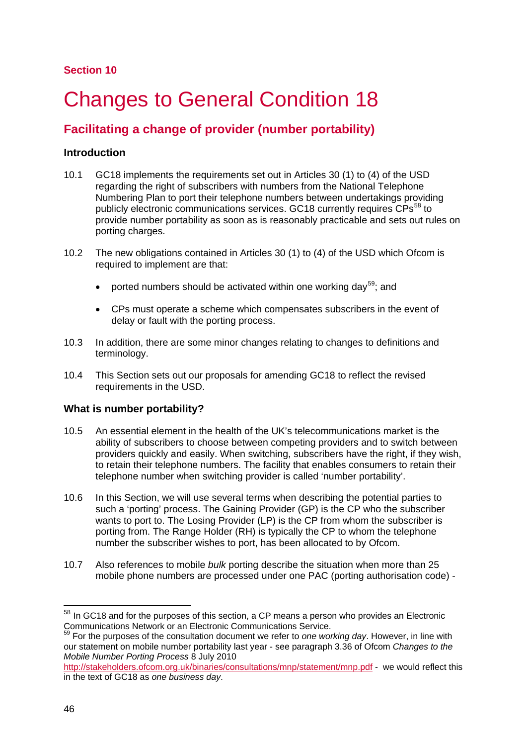Section 10

# Changes to General Condition 18

## Facilitating a change of provider (number portability)

### Introduction

10.1 GC18 implements the requirements set out in Articles 30 (1) to (4) of the USD regarding the right of subscribers with numbers from the National Telephone Numbering Plan to port their telephone numbers between undertakings providing publicly electronic communications services. GC18 currently requires CPs[58] to provide number portability as soon as is reasonably practicable and sets out rules on porting charges.

10.2 The new obligations contained in Articles 30 (1) to (4) of the USD which Ofcom is required to implement are that:

- ported numbers should be activated within one working day[59]; and
- CPs must operate a scheme which compensates subscribers in the event of delay or fault with the porting process.

10.3 In addition, there are some minor changes relating to changes to definitions and terminology.

10.4 This Section sets out our proposals for amending GC18 to reflect the revised requirements in the USD.

### What is number portability?

10.5 An essential element in the health of the UK's telecommunications market is the ability of subscribers to choose between competing providers and to switch between providers quickly and easily. When switching, subscribers have the right, if they wish, to retain their telephone numbers. The facility that enables consumers to retain their telephone number when switching provider is called 'number portability'.

10.6 In this Section, we will use several terms when describing the potential parties to such a 'porting' process. The Gaining Provider (GP) is the CP who the subscriber wants to port to. The Losing Provider (LP) is the CP from whom the subscriber is porting from. The Range Holder (RH) is typically the CP to whom the telephone number the subscriber wishes to port, has been allocated to by Ofcom.

10.7 Also references to mobile *bulk* porting describe the situation when more than 25 mobile phone numbers are processed under one PAC (porting authorisation code) -

---

[58] In GC18 and for the purposes of this section, a CP means a person who provides an Electronic Communications Network or an Electronic Communications Service.

[59] For the purposes of the consultation document we refer to *one working day*. However, in line with our statement on mobile number portability last year - see paragraph 3.36 of Ofcom *Changes to the Mobile Number Porting Process* 8 July 2010 http://stakeholders.ofcom.org.uk/binaries/consultations/mnp/statement/mnp.pdf - we would reflect this in the text of GC18 as *one business day*.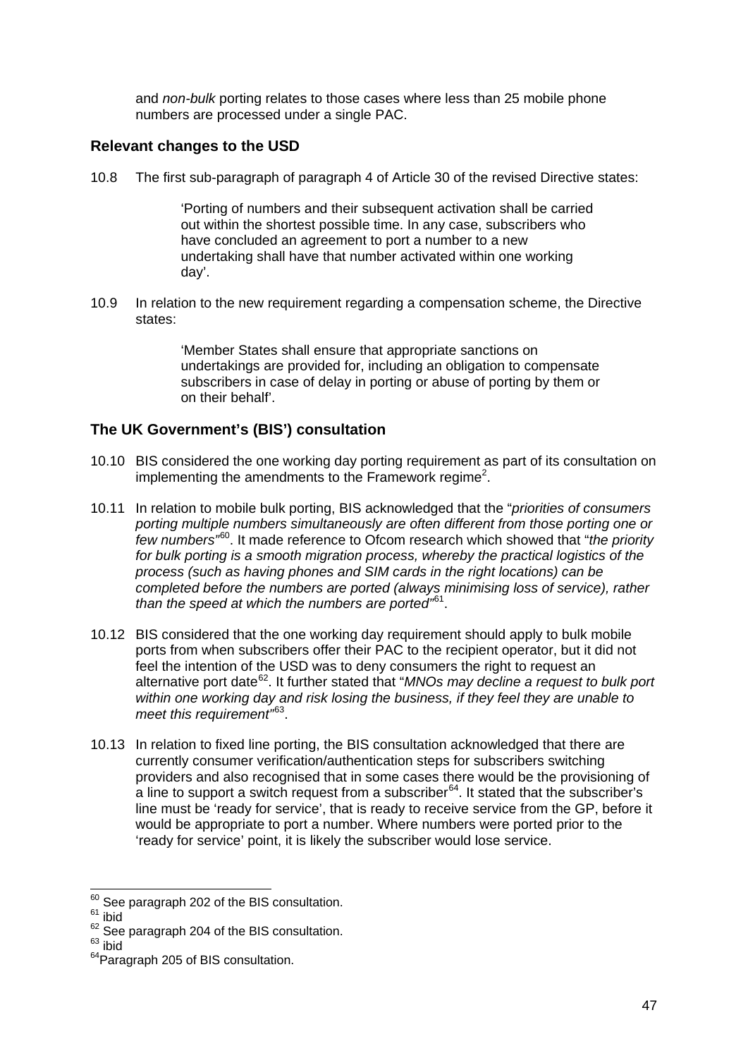and *non-bulk* porting relates to those cases where less than 25 mobile phone numbers are processed under a single PAC.

### Relevant changes to the USD

10.8 The first sub-paragraph of paragraph 4 of Article 30 of the revised Directive states:

> 'Porting of numbers and their subsequent activation shall be carried out within the shortest possible time. In any case, subscribers who have concluded an agreement to port a number to a new undertaking shall have that number activated within one working day'.

10.9 In relation to the new requirement regarding a compensation scheme, the Directive states:

> 'Member States shall ensure that appropriate sanctions on undertakings are provided for, including an obligation to compensate subscribers in case of delay in porting or abuse of porting by them or on their behalf'.

### The UK Government's (BIS') consultation

10.10 BIS considered the one working day porting requirement as part of its consultation on implementing the amendments to the Framework regime[2].

10.11 In relation to mobile bulk porting, BIS acknowledged that the "*priorities of consumers porting multiple numbers simultaneously are often different from those porting one or few numbers*"[60]. It made reference to Ofcom research which showed that "*the priority for bulk porting is a smooth migration process, whereby the practical logistics of the process (such as having phones and SIM cards in the right locations) can be completed before the numbers are ported (always minimising loss of service), rather than the speed at which the numbers are ported*"[61].

10.12 BIS considered that the one working day requirement should apply to bulk mobile ports from when subscribers offer their PAC to the recipient operator, but it did not feel the intention of the USD was to deny consumers the right to request an alternative port date[62]. It further stated that "*MNOs may decline a request to bulk port within one working day and risk losing the business, if they feel they are unable to meet this requirement*"[63].

10.13 In relation to fixed line porting, the BIS consultation acknowledged that there are currently consumer verification/authentication steps for subscribers switching providers and also recognised that in some cases there would be the provisioning of a line to support a switch request from a subscriber[64]. It stated that the subscriber's line must be 'ready for service', that is ready to receive service from the GP, before it would be appropriate to port a number. Where numbers were ported prior to the 'ready for service' point, it is likely the subscriber would lose service.

---

[60] See paragraph 202 of the BIS consultation.
[61] ibid
[62] See paragraph 204 of the BIS consultation.
[63] ibid
[64] Paragraph 205 of BIS consultation.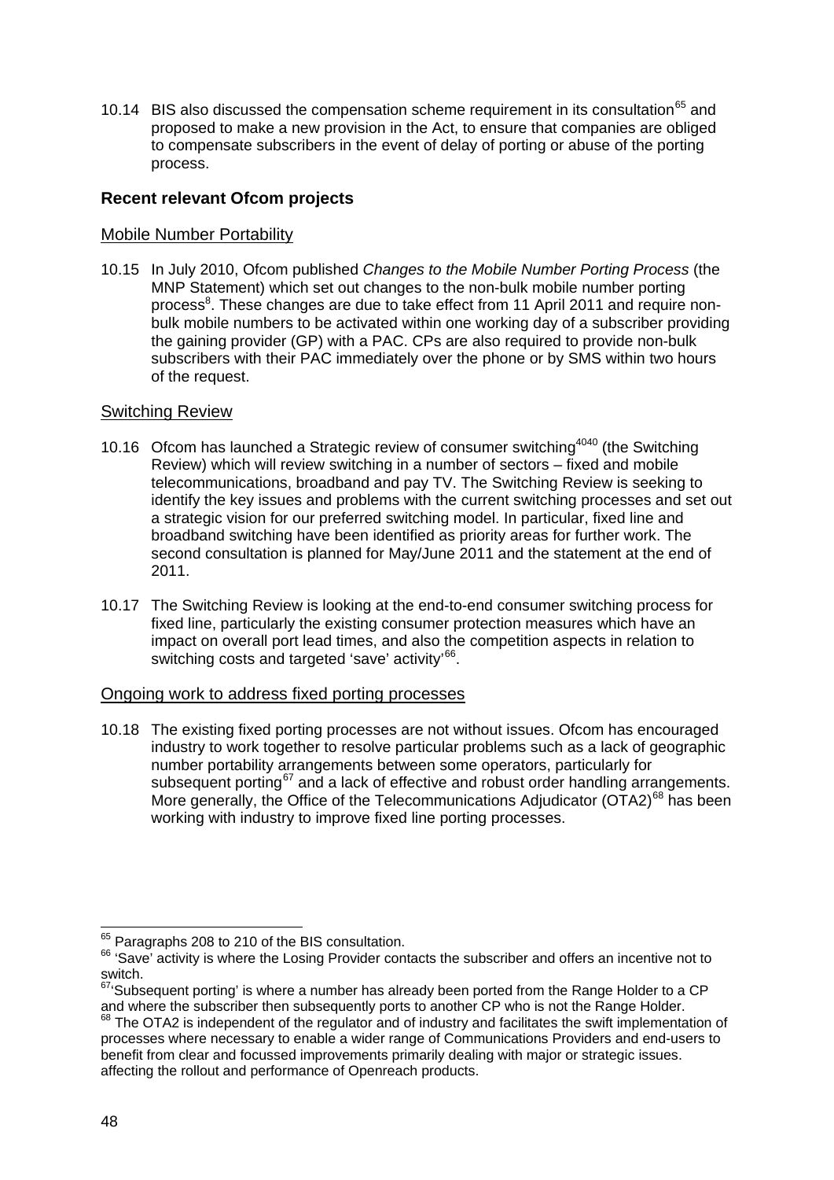10.14 BIS also discussed the compensation scheme requirement in its consultation[65] and proposed to make a new provision in the Act, to ensure that companies are obliged to compensate subscribers in the event of delay of porting or abuse of the porting process.

### Recent relevant Ofcom projects

Mobile Number Portability

10.15 In July 2010, Ofcom published *Changes to the Mobile Number Porting Process* (the MNP Statement) which set out changes to the non-bulk mobile number porting process[8]. These changes are due to take effect from 11 April 2011 and require non-bulk mobile numbers to be activated within one working day of a subscriber providing the gaining provider (GP) with a PAC. CPs are also required to provide non-bulk subscribers with their PAC immediately over the phone or by SMS within two hours of the request.

Switching Review

10.16 Ofcom has launched a Strategic review of consumer switching[4040] (the Switching Review) which will review switching in a number of sectors – fixed and mobile telecommunications, broadband and pay TV. The Switching Review is seeking to identify the key issues and problems with the current switching processes and set out a strategic vision for our preferred switching model. In particular, fixed line and broadband switching have been identified as priority areas for further work. The second consultation is planned for May/June 2011 and the statement at the end of 2011.

10.17 The Switching Review is looking at the end-to-end consumer switching process for fixed line, particularly the existing consumer protection measures which have an impact on overall port lead times, and also the competition aspects in relation to switching costs and targeted 'save' activity'[66].

Ongoing work to address fixed porting processes

10.18 The existing fixed porting processes are not without issues. Ofcom has encouraged industry to work together to resolve particular problems such as a lack of geographic number portability arrangements between some operators, particularly for subsequent porting[67] and a lack of effective and robust order handling arrangements. More generally, the Office of the Telecommunications Adjudicator (OTA2)[68] has been working with industry to improve fixed line porting processes.

---

[65] Paragraphs 208 to 210 of the BIS consultation.

[66] 'Save' activity is where the Losing Provider contacts the subscriber and offers an incentive not to switch.

[67] 'Subsequent porting' is where a number has already been ported from the Range Holder to a CP and where the subscriber then subsequently ports to another CP who is not the Range Holder.

[68] The OTA2 is independent of the regulator and of industry and facilitates the swift implementation of processes where necessary to enable a wider range of Communications Providers and end-users to benefit from clear and focussed improvements primarily dealing with major or strategic issues. affecting the rollout and performance of Openreach products.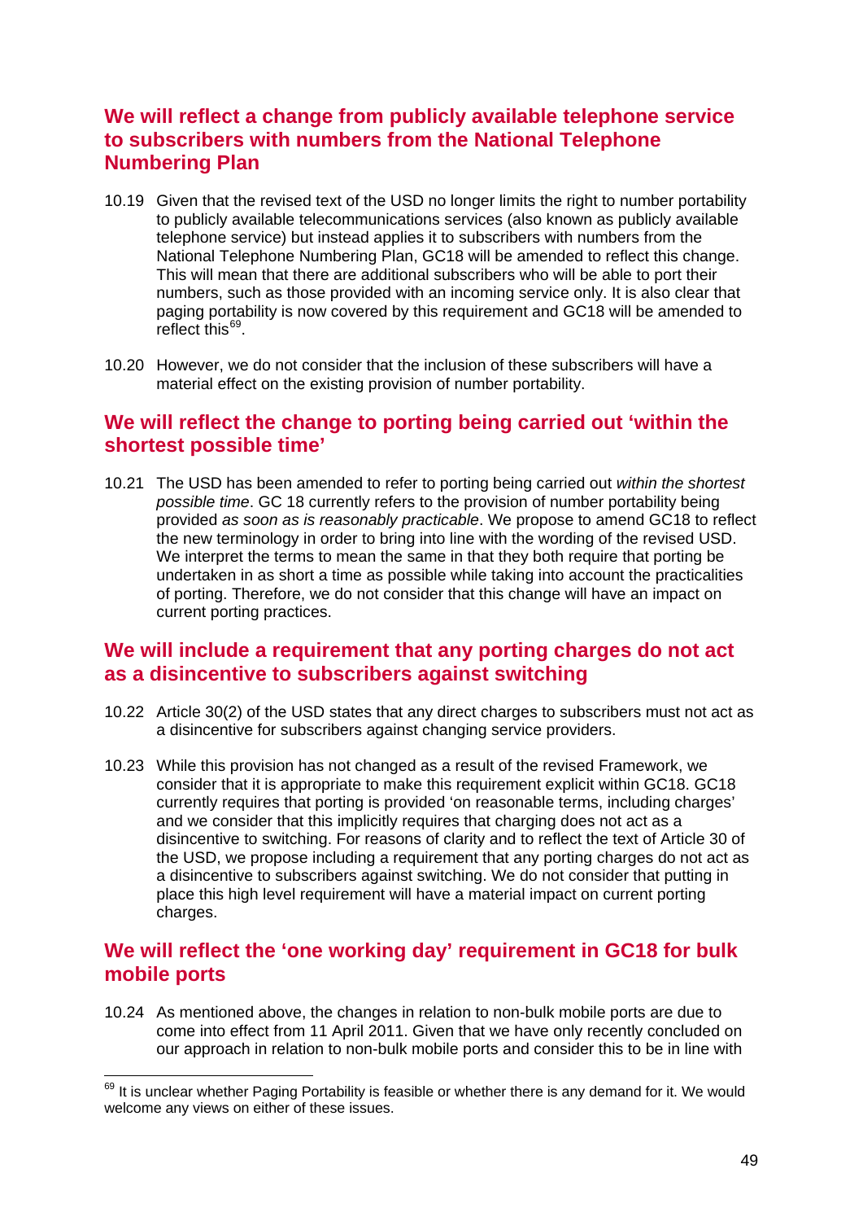## We will reflect a change from publicly available telephone service to subscribers with numbers from the National Telephone Numbering Plan

10.19 Given that the revised text of the USD no longer limits the right to number portability to publicly available telecommunications services (also known as publicly available telephone service) but instead applies it to subscribers with numbers from the National Telephone Numbering Plan, GC18 will be amended to reflect this change. This will mean that there are additional subscribers who will be able to port their numbers, such as those provided with an incoming service only. It is also clear that paging portability is now covered by this requirement and GC18 will be amended to reflect this[69].

10.20 However, we do not consider that the inclusion of these subscribers will have a material effect on the existing provision of number portability.

## We will reflect the change to porting being carried out 'within the shortest possible time'

10.21 The USD has been amended to refer to porting being carried out *within the shortest possible time*. GC 18 currently refers to the provision of number portability being provided *as soon as is reasonably practicable*. We propose to amend GC18 to reflect the new terminology in order to bring into line with the wording of the revised USD. We interpret the terms to mean the same in that they both require that porting be undertaken in as short a time as possible while taking into account the practicalities of porting. Therefore, we do not consider that this change will have an impact on current porting practices.

## We will include a requirement that any porting charges do not act as a disincentive to subscribers against switching

10.22 Article 30(2) of the USD states that any direct charges to subscribers must not act as a disincentive for subscribers against changing service providers.

10.23 While this provision has not changed as a result of the revised Framework, we consider that it is appropriate to make this requirement explicit within GC18. GC18 currently requires that porting is provided 'on reasonable terms, including charges' and we consider that this implicitly requires that charging does not act as a disincentive to switching. For reasons of clarity and to reflect the text of Article 30 of the USD, we propose including a requirement that any porting charges do not act as a disincentive to subscribers against switching. We do not consider that putting in place this high level requirement will have a material impact on current porting charges.

## We will reflect the 'one working day' requirement in GC18 for bulk mobile ports

10.24 As mentioned above, the changes in relation to non-bulk mobile ports are due to come into effect from 11 April 2011. Given that we have only recently concluded on our approach in relation to non-bulk mobile ports and consider this to be in line with

---

[69] It is unclear whether Paging Portability is feasible or whether there is any demand for it. We would welcome any views on either of these issues.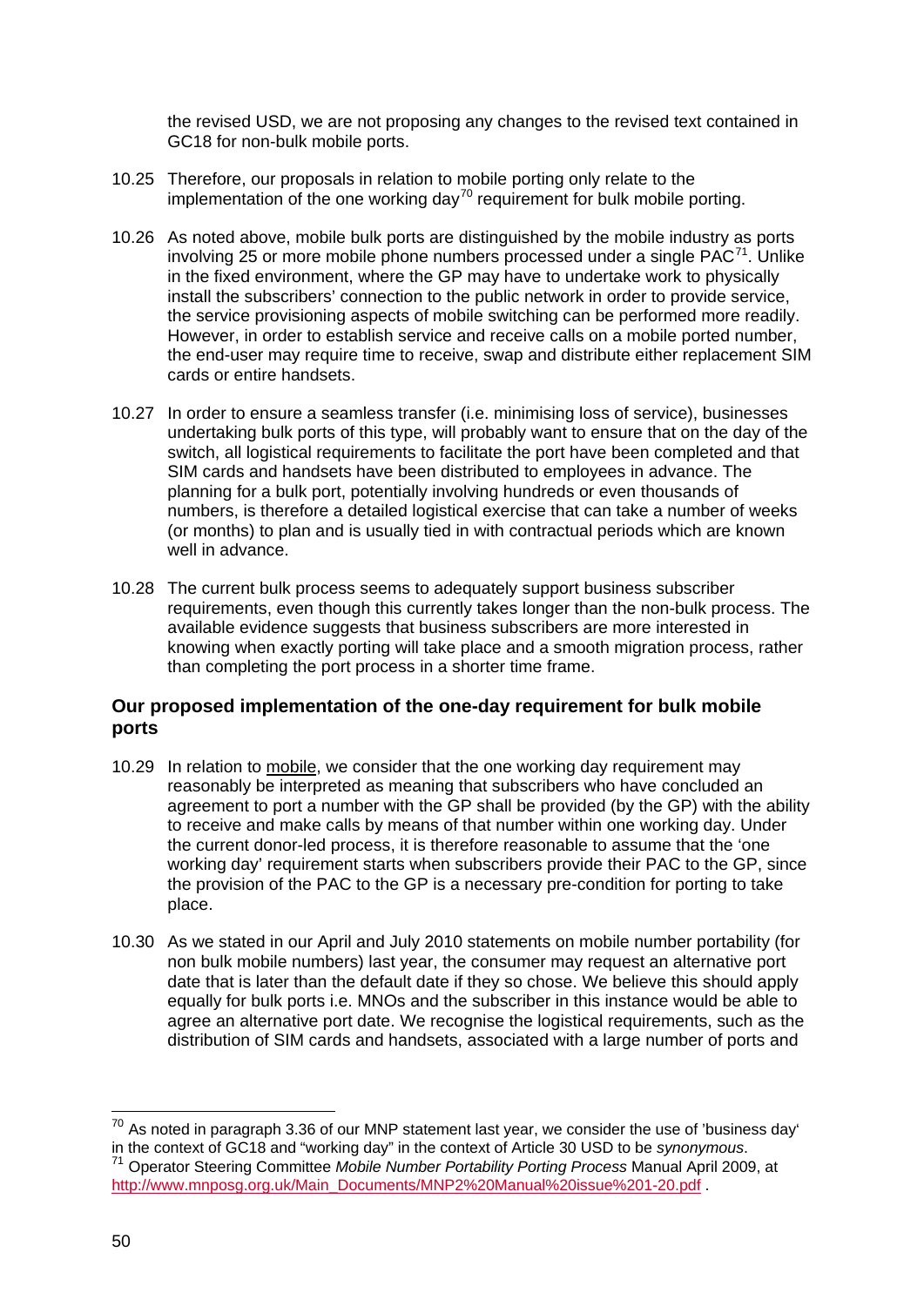the revised USD, we are not proposing any changes to the revised text contained in GC18 for non-bulk mobile ports.

10.25 Therefore, our proposals in relation to mobile porting only relate to the implementation of the one working day[70] requirement for bulk mobile porting.

10.26 As noted above, mobile bulk ports are distinguished by the mobile industry as ports involving 25 or more mobile phone numbers processed under a single PAC[71]. Unlike in the fixed environment, where the GP may have to undertake work to physically install the subscribers' connection to the public network in order to provide service, the service provisioning aspects of mobile switching can be performed more readily. However, in order to establish service and receive calls on a mobile ported number, the end-user may require time to receive, swap and distribute either replacement SIM cards or entire handsets.

10.27 In order to ensure a seamless transfer (i.e. minimising loss of service), businesses undertaking bulk ports of this type, will probably want to ensure that on the day of the switch, all logistical requirements to facilitate the port have been completed and that SIM cards and handsets have been distributed to employees in advance. The planning for a bulk port, potentially involving hundreds or even thousands of numbers, is therefore a detailed logistical exercise that can take a number of weeks (or months) to plan and is usually tied in with contractual periods which are known well in advance.

10.28 The current bulk process seems to adequately support business subscriber requirements, even though this currently takes longer than the non-bulk process. The available evidence suggests that business subscribers are more interested in knowing when exactly porting will take place and a smooth migration process, rather than completing the port process in a shorter time frame.

### Our proposed implementation of the one-day requirement for bulk mobile ports

10.29 In relation to mobile, we consider that the one working day requirement may reasonably be interpreted as meaning that subscribers who have concluded an agreement to port a number with the GP shall be provided (by the GP) with the ability to receive and make calls by means of that number within one working day. Under the current donor-led process, it is therefore reasonable to assume that the 'one working day' requirement starts when subscribers provide their PAC to the GP, since the provision of the PAC to the GP is a necessary pre-condition for porting to take place.

10.30 As we stated in our April and July 2010 statements on mobile number portability (for non bulk mobile numbers) last year, the consumer may request an alternative port date that is later than the default date if they so chose. We believe this should apply equally for bulk ports i.e. MNOs and the subscriber in this instance would be able to agree an alternative port date. We recognise the logistical requirements, such as the distribution of SIM cards and handsets, associated with a large number of ports and

---

[70] As noted in paragraph 3.36 of our MNP statement last year, we consider the use of 'business day' in the context of GC18 and "working day" in the context of Article 30 USD to be *synonymous*.

[71] Operator Steering Committee *Mobile Number Portability Porting Process* Manual April 2009, at http://www.mnposg.org.uk/Main_Documents/MNP2%20Manual%20issue%201-20.pdf .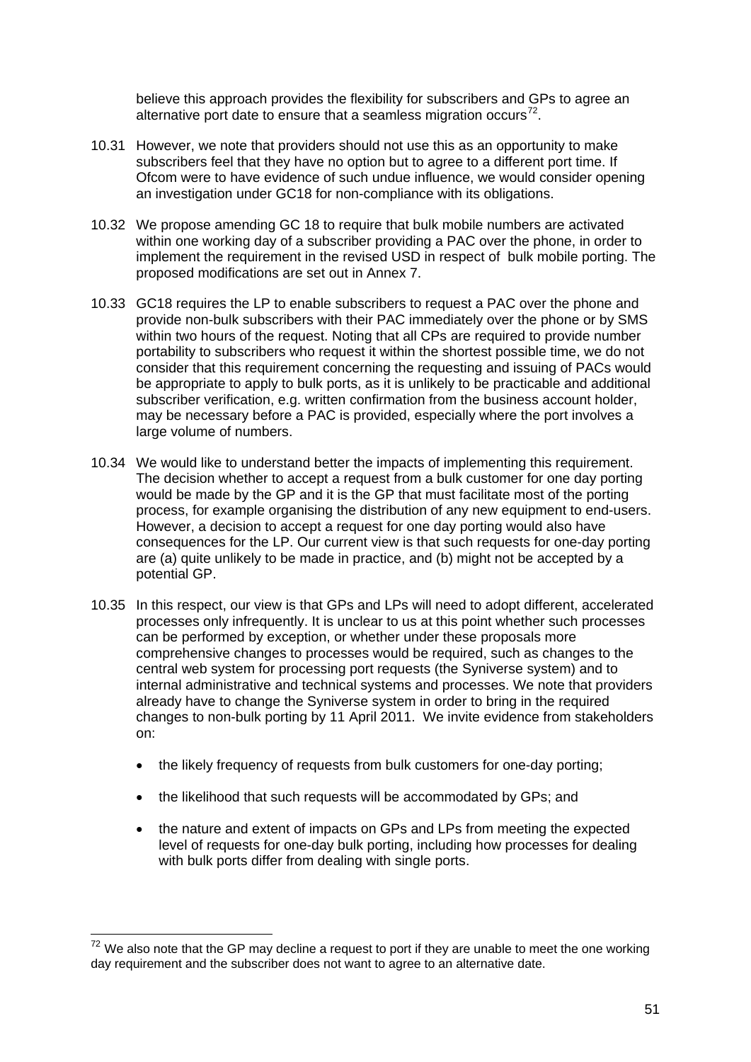believe this approach provides the flexibility for subscribers and GPs to agree an alternative port date to ensure that a seamless migration occurs[72].

10.31 However, we note that providers should not use this as an opportunity to make subscribers feel that they have no option but to agree to a different port time. If Ofcom were to have evidence of such undue influence, we would consider opening an investigation under GC18 for non-compliance with its obligations.

10.32 We propose amending GC 18 to require that bulk mobile numbers are activated within one working day of a subscriber providing a PAC over the phone, in order to implement the requirement in the revised USD in respect of bulk mobile porting. The proposed modifications are set out in Annex 7.

10.33 GC18 requires the LP to enable subscribers to request a PAC over the phone and provide non-bulk subscribers with their PAC immediately over the phone or by SMS within two hours of the request. Noting that all CPs are required to provide number portability to subscribers who request it within the shortest possible time, we do not consider that this requirement concerning the requesting and issuing of PACs would be appropriate to apply to bulk ports, as it is unlikely to be practicable and additional subscriber verification, e.g. written confirmation from the business account holder, may be necessary before a PAC is provided, especially where the port involves a large volume of numbers.

10.34 We would like to understand better the impacts of implementing this requirement. The decision whether to accept a request from a bulk customer for one day porting would be made by the GP and it is the GP that must facilitate most of the porting process, for example organising the distribution of any new equipment to end-users. However, a decision to accept a request for one day porting would also have consequences for the LP. Our current view is that such requests for one-day porting are (a) quite unlikely to be made in practice, and (b) might not be accepted by a potential GP.

10.35 In this respect, our view is that GPs and LPs will need to adopt different, accelerated processes only infrequently. It is unclear to us at this point whether such processes can be performed by exception, or whether under these proposals more comprehensive changes to processes would be required, such as changes to the central web system for processing port requests (the Syniverse system) and to internal administrative and technical systems and processes. We note that providers already have to change the Syniverse system in order to bring in the required changes to non-bulk porting by 11 April 2011. We invite evidence from stakeholders on:

- the likely frequency of requests from bulk customers for one-day porting;
- the likelihood that such requests will be accommodated by GPs; and
- the nature and extent of impacts on GPs and LPs from meeting the expected level of requests for one-day bulk porting, including how processes for dealing with bulk ports differ from dealing with single ports.

[72] We also note that the GP may decline a request to port if they are unable to meet the one working day requirement and the subscriber does not want to agree to an alternative date.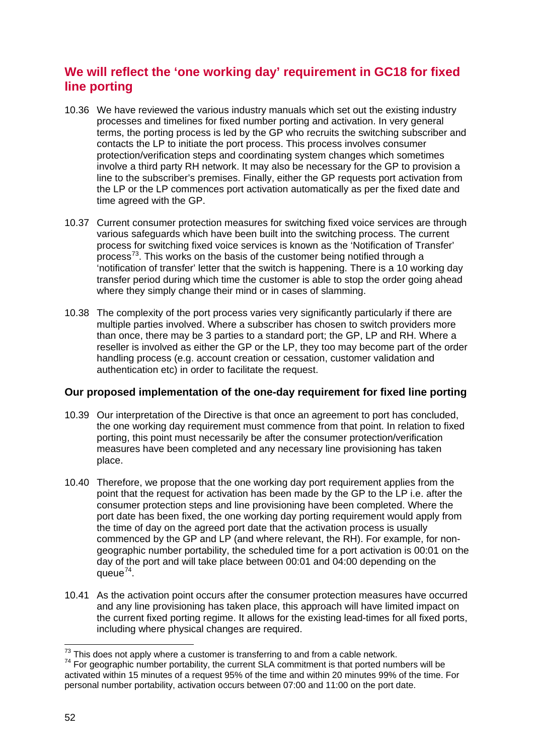## We will reflect the 'one working day' requirement in GC18 for fixed line porting

10.36 We have reviewed the various industry manuals which set out the existing industry processes and timelines for fixed number porting and activation. In very general terms, the porting process is led by the GP who recruits the switching subscriber and contacts the LP to initiate the port process. This process involves consumer protection/verification steps and coordinating system changes which sometimes involve a third party RH network. It may also be necessary for the GP to provision a line to the subscriber's premises. Finally, either the GP requests port activation from the LP or the LP commences port activation automatically as per the fixed date and time agreed with the GP.

10.37 Current consumer protection measures for switching fixed voice services are through various safeguards which have been built into the switching process. The current process for switching fixed voice services is known as the 'Notification of Transfer' process[73]. This works on the basis of the customer being notified through a 'notification of transfer' letter that the switch is happening. There is a 10 working day transfer period during which time the customer is able to stop the order going ahead where they simply change their mind or in cases of slamming.

10.38 The complexity of the port process varies very significantly particularly if there are multiple parties involved. Where a subscriber has chosen to switch providers more than once, there may be 3 parties to a standard port; the GP, LP and RH. Where a reseller is involved as either the GP or the LP, they too may become part of the order handling process (e.g. account creation or cessation, customer validation and authentication etc) in order to facilitate the request.

### Our proposed implementation of the one-day requirement for fixed line porting

10.39 Our interpretation of the Directive is that once an agreement to port has concluded, the one working day requirement must commence from that point. In relation to fixed porting, this point must necessarily be after the consumer protection/verification measures have been completed and any necessary line provisioning has taken place.

10.40 Therefore, we propose that the one working day port requirement applies from the point that the request for activation has been made by the GP to the LP i.e. after the consumer protection steps and line provisioning have been completed. Where the port date has been fixed, the one working day porting requirement would apply from the time of day on the agreed port date that the activation process is usually commenced by the GP and LP (and where relevant, the RH). For example, for non-geographic number portability, the scheduled time for a port activation is 00:01 on the day of the port and will take place between 00:01 and 04:00 depending on the queue[74].

10.41 As the activation point occurs after the consumer protection measures have occurred and any line provisioning has taken place, this approach will have limited impact on the current fixed porting regime. It allows for the existing lead-times for all fixed ports, including where physical changes are required.

---

[73] This does not apply where a customer is transferring to and from a cable network.

[74] For geographic number portability, the current SLA commitment is that ported numbers will be activated within 15 minutes of a request 95% of the time and within 20 minutes 99% of the time. For personal number portability, activation occurs between 07:00 and 11:00 on the port date.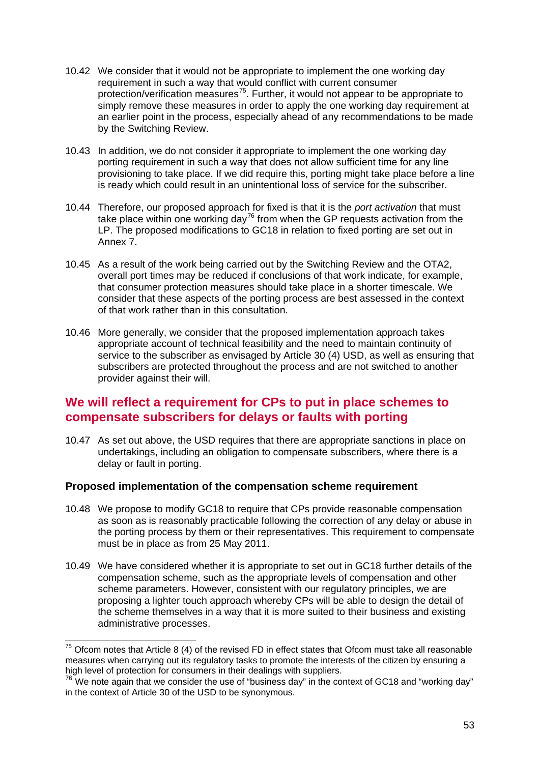10.42 We consider that it would not be appropriate to implement the one working day requirement in such a way that would conflict with current consumer protection/verification measures[75]. Further, it would not appear to be appropriate to simply remove these measures in order to apply the one working day requirement at an earlier point in the process, especially ahead of any recommendations to be made by the Switching Review.

10.43 In addition, we do not consider it appropriate to implement the one working day porting requirement in such a way that does not allow sufficient time for any line provisioning to take place. If we did require this, porting might take place before a line is ready which could result in an unintentional loss of service for the subscriber.

10.44 Therefore, our proposed approach for fixed is that it is the *port activation* that must take place within one working day[76] from when the GP requests activation from the LP. The proposed modifications to GC18 in relation to fixed porting are set out in Annex 7.

10.45 As a result of the work being carried out by the Switching Review and the OTA2, overall port times may be reduced if conclusions of that work indicate, for example, that consumer protection measures should take place in a shorter timescale. We consider that these aspects of the porting process are best assessed in the context of that work rather than in this consultation.

10.46 More generally, we consider that the proposed implementation approach takes appropriate account of technical feasibility and the need to maintain continuity of service to the subscriber as envisaged by Article 30 (4) USD, as well as ensuring that subscribers are protected throughout the process and are not switched to another provider against their will.

## We will reflect a requirement for CPs to put in place schemes to compensate subscribers for delays or faults with porting

10.47 As set out above, the USD requires that there are appropriate sanctions in place on undertakings, including an obligation to compensate subscribers, where there is a delay or fault in porting.

### Proposed implementation of the compensation scheme requirement

10.48 We propose to modify GC18 to require that CPs provide reasonable compensation as soon as is reasonably practicable following the correction of any delay or abuse in the porting process by them or their representatives. This requirement to compensate must be in place as from 25 May 2011.

10.49 We have considered whether it is appropriate to set out in GC18 further details of the compensation scheme, such as the appropriate levels of compensation and other scheme parameters. However, consistent with our regulatory principles, we are proposing a lighter touch approach whereby CPs will be able to design the detail of the scheme themselves in a way that it is more suited to their business and existing administrative processes.

---

[75] Ofcom notes that Article 8 (4) of the revised FD in effect states that Ofcom must take all reasonable measures when carrying out its regulatory tasks to promote the interests of the citizen by ensuring a high level of protection for consumers in their dealings with suppliers.

[76] We note again that we consider the use of "business day" in the context of GC18 and "working day" in the context of Article 30 of the USD to be synonymous.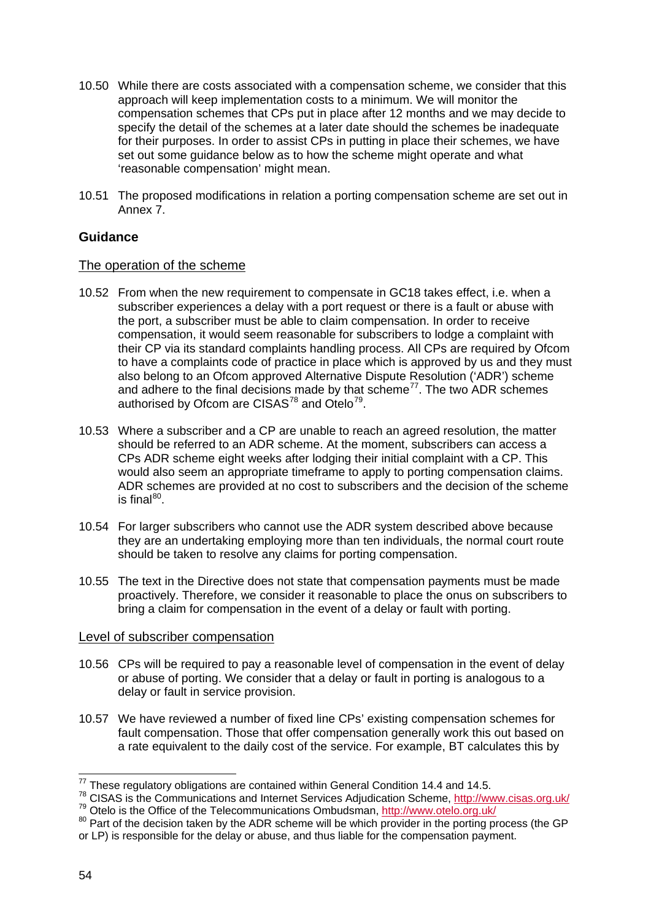10.50 While there are costs associated with a compensation scheme, we consider that this approach will keep implementation costs to a minimum. We will monitor the compensation schemes that CPs put in place after 12 months and we may decide to specify the detail of the schemes at a later date should the schemes be inadequate for their purposes. In order to assist CPs in putting in place their schemes, we have set out some guidance below as to how the scheme might operate and what 'reasonable compensation' might mean.

10.51 The proposed modifications in relation a porting compensation scheme are set out in Annex 7.

### Guidance

#### The operation of the scheme

10.52 From when the new requirement to compensate in GC18 takes effect, i.e. when a subscriber experiences a delay with a port request or there is a fault or abuse with the port, a subscriber must be able to claim compensation. In order to receive compensation, it would seem reasonable for subscribers to lodge a complaint with their CP via its standard complaints handling process. All CPs are required by Ofcom to have a complaints code of practice in place which is approved by us and they must also belong to an Ofcom approved Alternative Dispute Resolution ('ADR') scheme and adhere to the final decisions made by that scheme[77]. The two ADR schemes authorised by Ofcom are CISAS[78] and Otelo[79].

10.53 Where a subscriber and a CP are unable to reach an agreed resolution, the matter should be referred to an ADR scheme. At the moment, subscribers can access a CPs ADR scheme eight weeks after lodging their initial complaint with a CP. This would also seem an appropriate timeframe to apply to porting compensation claims. ADR schemes are provided at no cost to subscribers and the decision of the scheme is final[80].

10.54 For larger subscribers who cannot use the ADR system described above because they are an undertaking employing more than ten individuals, the normal court route should be taken to resolve any claims for porting compensation.

10.55 The text in the Directive does not state that compensation payments must be made proactively. Therefore, we consider it reasonable to place the onus on subscribers to bring a claim for compensation in the event of a delay or fault with porting.

#### Level of subscriber compensation

10.56 CPs will be required to pay a reasonable level of compensation in the event of delay or abuse of porting. We consider that a delay or fault in porting is analogous to a delay or fault in service provision.

10.57 We have reviewed a number of fixed line CPs' existing compensation schemes for fault compensation. Those that offer compensation generally work this out based on a rate equivalent to the daily cost of the service. For example, BT calculates this by

---

[77] These regulatory obligations are contained within General Condition 14.4 and 14.5.

[78] CISAS is the Communications and Internet Services Adjudication Scheme, http://www.cisas.org.uk/

[79] Otelo is the Office of the Telecommunications Ombudsman, http://www.otelo.org.uk/

[80] Part of the decision taken by the ADR scheme will be which provider in the porting process (the GP or LP) is responsible for the delay or abuse, and thus liable for the compensation payment.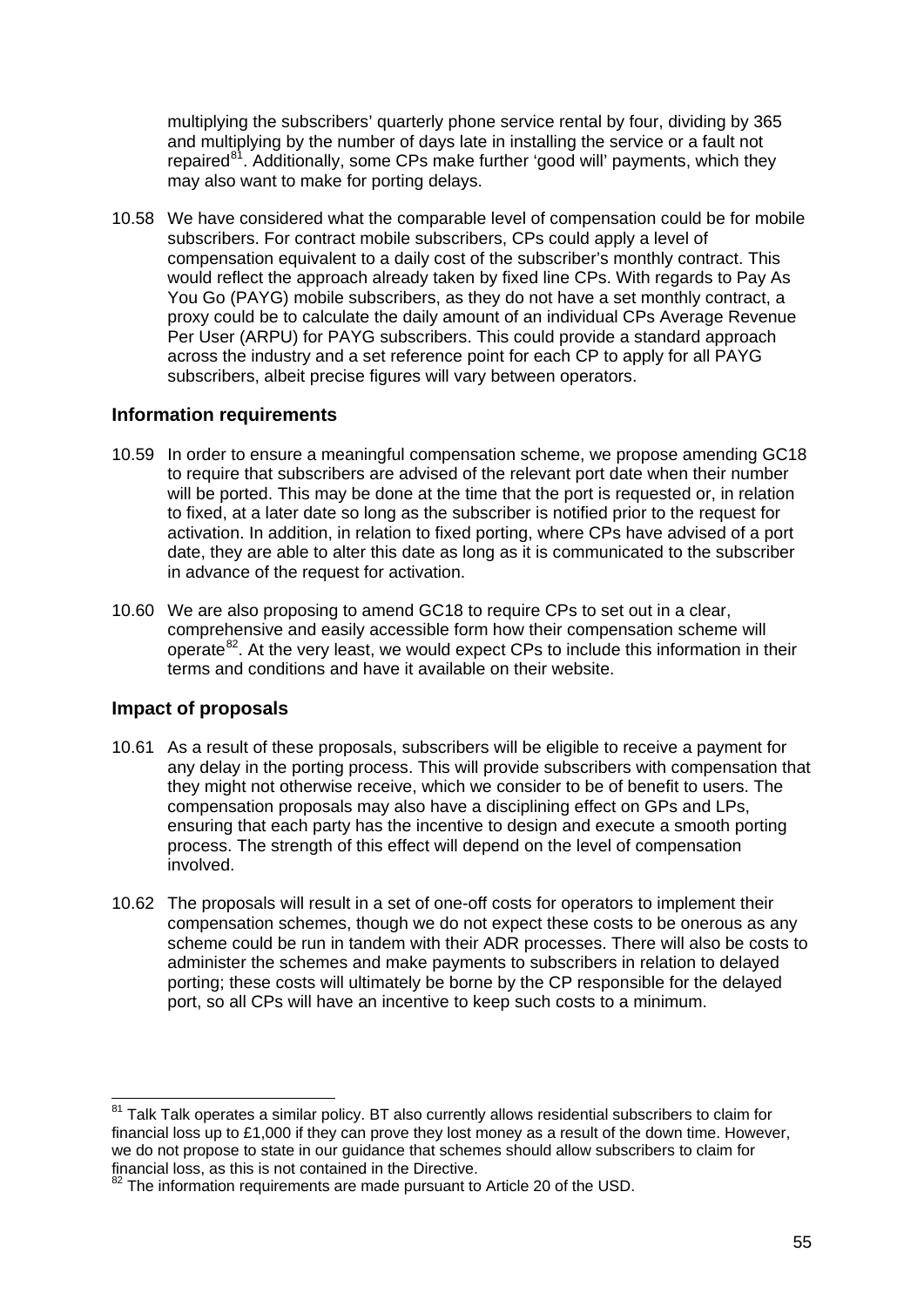multiplying the subscribers' quarterly phone service rental by four, dividing by 365 and multiplying by the number of days late in installing the service or a fault not repaired[81]. Additionally, some CPs make further 'good will' payments, which they may also want to make for porting delays.

10.58 We have considered what the comparable level of compensation could be for mobile subscribers. For contract mobile subscribers, CPs could apply a level of compensation equivalent to a daily cost of the subscriber's monthly contract. This would reflect the approach already taken by fixed line CPs. With regards to Pay As You Go (PAYG) mobile subscribers, as they do not have a set monthly contract, a proxy could be to calculate the daily amount of an individual CPs Average Revenue Per User (ARPU) for PAYG subscribers. This could provide a standard approach across the industry and a set reference point for each CP to apply for all PAYG subscribers, albeit precise figures will vary between operators.

### Information requirements

10.59 In order to ensure a meaningful compensation scheme, we propose amending GC18 to require that subscribers are advised of the relevant port date when their number will be ported. This may be done at the time that the port is requested or, in relation to fixed, at a later date so long as the subscriber is notified prior to the request for activation. In addition, in relation to fixed porting, where CPs have advised of a port date, they are able to alter this date as long as it is communicated to the subscriber in advance of the request for activation.

10.60 We are also proposing to amend GC18 to require CPs to set out in a clear, comprehensive and easily accessible form how their compensation scheme will operate[82]. At the very least, we would expect CPs to include this information in their terms and conditions and have it available on their website.

### Impact of proposals

10.61 As a result of these proposals, subscribers will be eligible to receive a payment for any delay in the porting process. This will provide subscribers with compensation that they might not otherwise receive, which we consider to be of benefit to users. The compensation proposals may also have a disciplining effect on GPs and LPs, ensuring that each party has the incentive to design and execute a smooth porting process. The strength of this effect will depend on the level of compensation involved.

10.62 The proposals will result in a set of one-off costs for operators to implement their compensation schemes, though we do not expect these costs to be onerous as any scheme could be run in tandem with their ADR processes. There will also be costs to administer the schemes and make payments to subscribers in relation to delayed porting; these costs will ultimately be borne by the CP responsible for the delayed port, so all CPs will have an incentive to keep such costs to a minimum.

---

[81] Talk Talk operates a similar policy. BT also currently allows residential subscribers to claim for financial loss up to £1,000 if they can prove they lost money as a result of the down time. However, we do not propose to state in our guidance that schemes should allow subscribers to claim for financial loss, as this is not contained in the Directive.

[82] The information requirements are made pursuant to Article 20 of the USD.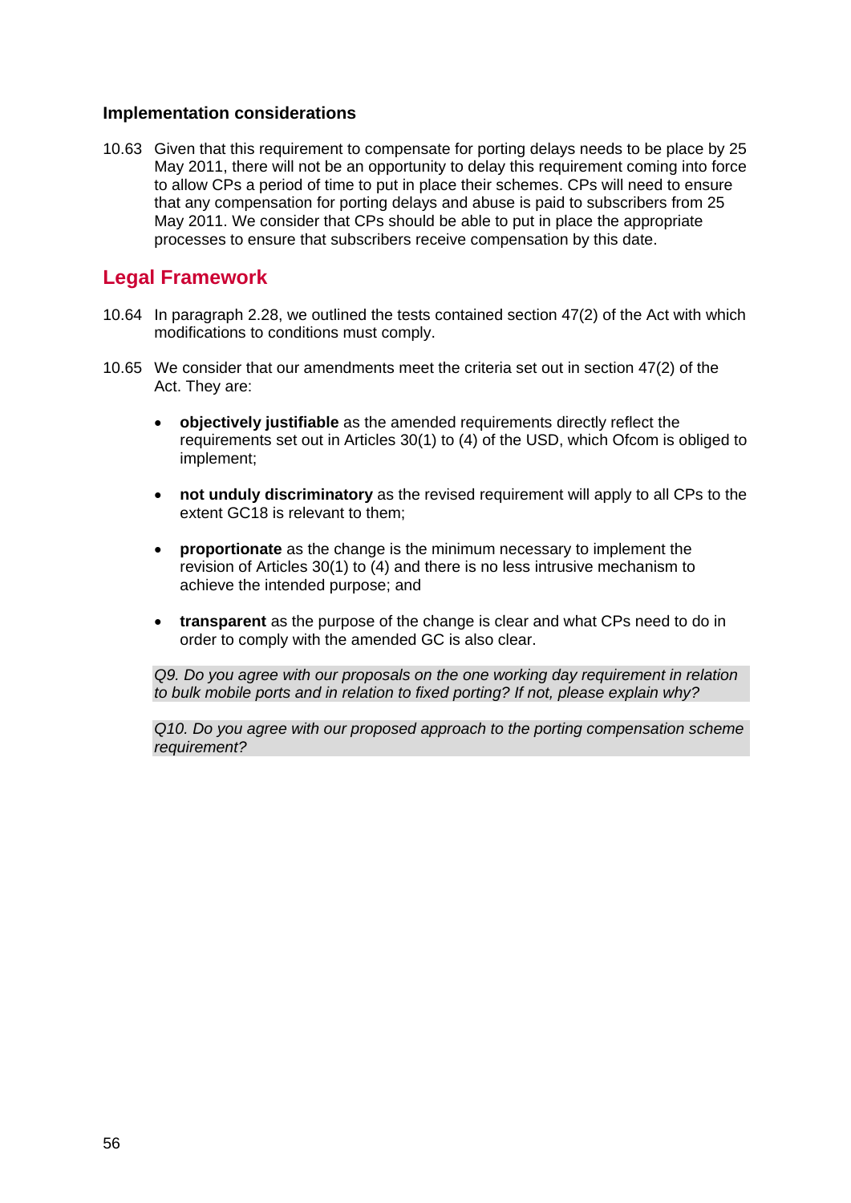### Implementation considerations

10.63 Given that this requirement to compensate for porting delays needs to be place by 25 May 2011, there will not be an opportunity to delay this requirement coming into force to allow CPs a period of time to put in place their schemes. CPs will need to ensure that any compensation for porting delays and abuse is paid to subscribers from 25 May 2011. We consider that CPs should be able to put in place the appropriate processes to ensure that subscribers receive compensation by this date.

## Legal Framework

10.64 In paragraph 2.28, we outlined the tests contained section 47(2) of the Act with which modifications to conditions must comply.

10.65 We consider that our amendments meet the criteria set out in section 47(2) of the Act. They are:

- **objectively justifiable** as the amended requirements directly reflect the requirements set out in Articles 30(1) to (4) of the USD, which Ofcom is obliged to implement;
- **not unduly discriminatory** as the revised requirement will apply to all CPs to the extent GC18 is relevant to them;
- **proportionate** as the change is the minimum necessary to implement the revision of Articles 30(1) to (4) and there is no less intrusive mechanism to achieve the intended purpose; and
- **transparent** as the purpose of the change is clear and what CPs need to do in order to comply with the amended GC is also clear.

*Q9. Do you agree with our proposals on the one working day requirement in relation to bulk mobile ports and in relation to fixed porting? If not, please explain why?*

*Q10. Do you agree with our proposed approach to the porting compensation scheme requirement?*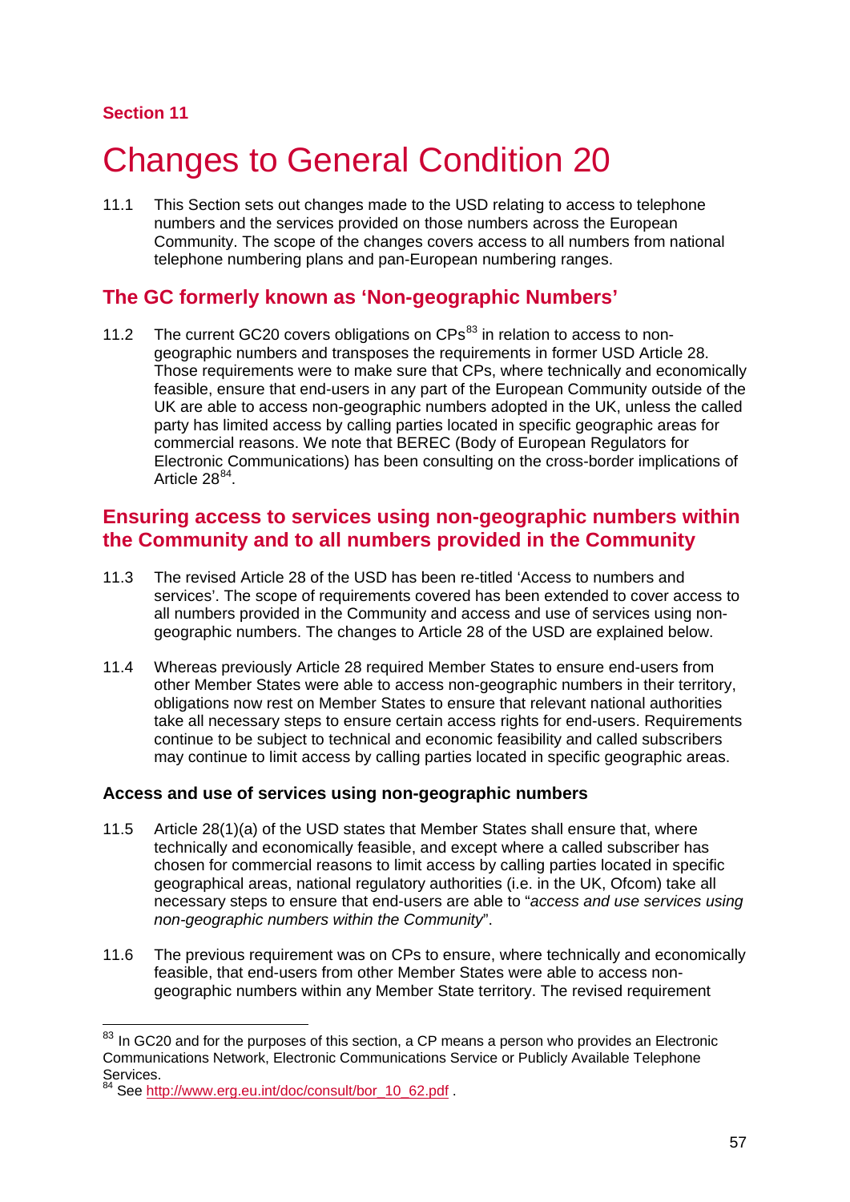Section 11

# Changes to General Condition 20

11.1 This Section sets out changes made to the USD relating to access to telephone numbers and the services provided on those numbers across the European Community. The scope of the changes covers access to all numbers from national telephone numbering plans and pan-European numbering ranges.

## The GC formerly known as 'Non-geographic Numbers'

11.2 The current GC20 covers obligations on CPs[83] in relation to access to non-geographic numbers and transposes the requirements in former USD Article 28. Those requirements were to make sure that CPs, where technically and economically feasible, ensure that end-users in any part of the European Community outside of the UK are able to access non-geographic numbers adopted in the UK, unless the called party has limited access by calling parties located in specific geographic areas for commercial reasons. We note that BEREC (Body of European Regulators for Electronic Communications) has been consulting on the cross-border implications of Article 28[84].

## Ensuring access to services using non-geographic numbers within the Community and to all numbers provided in the Community

11.3 The revised Article 28 of the USD has been re-titled 'Access to numbers and services'. The scope of requirements covered has been extended to cover access to all numbers provided in the Community and access and use of services using non-geographic numbers. The changes to Article 28 of the USD are explained below.

11.4 Whereas previously Article 28 required Member States to ensure end-users from other Member States were able to access non-geographic numbers in their territory, obligations now rest on Member States to ensure that relevant national authorities take all necessary steps to ensure certain access rights for end-users. Requirements continue to be subject to technical and economic feasibility and called subscribers may continue to limit access by calling parties located in specific geographic areas.

### Access and use of services using non-geographic numbers

11.5 Article 28(1)(a) of the USD states that Member States shall ensure that, where technically and economically feasible, and except where a called subscriber has chosen for commercial reasons to limit access by calling parties located in specific geographical areas, national regulatory authorities (i.e. in the UK, Ofcom) take all necessary steps to ensure that end-users are able to "*access and use services using non-geographic numbers within the Community*".

11.6 The previous requirement was on CPs to ensure, where technically and economically feasible, that end-users from other Member States were able to access non-geographic numbers within any Member State territory. The revised requirement

---

[83] In GC20 and for the purposes of this section, a CP means a person who provides an Electronic Communications Network, Electronic Communications Service or Publicly Available Telephone Services.

[84] See http://www.erg.eu.int/doc/consult/bor_10_62.pdf .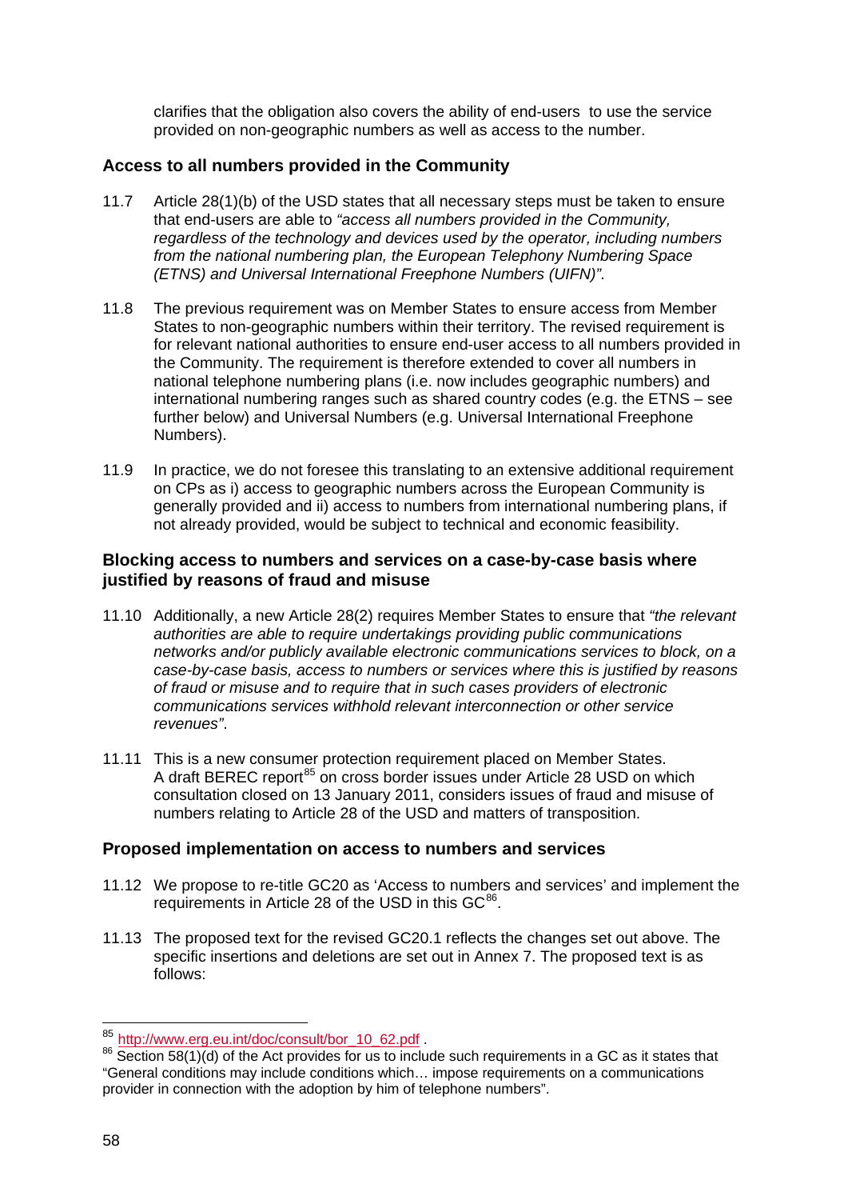clarifies that the obligation also covers the ability of end-users to use the service provided on non-geographic numbers as well as access to the number.

### Access to all numbers provided in the Community

11.7 Article 28(1)(b) of the USD states that all necessary steps must be taken to ensure that end-users are able to *"access all numbers provided in the Community, regardless of the technology and devices used by the operator, including numbers from the national numbering plan, the European Telephony Numbering Space (ETNS) and Universal International Freephone Numbers (UIFN)".*

11.8 The previous requirement was on Member States to ensure access from Member States to non-geographic numbers within their territory. The revised requirement is for relevant national authorities to ensure end-user access to all numbers provided in the Community. The requirement is therefore extended to cover all numbers in national telephone numbering plans (i.e. now includes geographic numbers) and international numbering ranges such as shared country codes (e.g. the ETNS – see further below) and Universal Numbers (e.g. Universal International Freephone Numbers).

11.9 In practice, we do not foresee this translating to an extensive additional requirement on CPs as i) access to geographic numbers across the European Community is generally provided and ii) access to numbers from international numbering plans, if not already provided, would be subject to technical and economic feasibility.

### Blocking access to numbers and services on a case-by-case basis where justified by reasons of fraud and misuse

11.10 Additionally, a new Article 28(2) requires Member States to ensure that *"the relevant authorities are able to require undertakings providing public communications networks and/or publicly available electronic communications services to block, on a case-by-case basis, access to numbers or services where this is justified by reasons of fraud or misuse and to require that in such cases providers of electronic communications services withhold relevant interconnection or other service revenues"*.

11.11 This is a new consumer protection requirement placed on Member States. A draft BEREC report[85] on cross border issues under Article 28 USD on which consultation closed on 13 January 2011, considers issues of fraud and misuse of numbers relating to Article 28 of the USD and matters of transposition.

### Proposed implementation on access to numbers and services

11.12 We propose to re-title GC20 as 'Access to numbers and services' and implement the requirements in Article 28 of the USD in this GC[86].

11.13 The proposed text for the revised GC20.1 reflects the changes set out above. The specific insertions and deletions are set out in Annex 7. The proposed text is as follows:

---

[85] http://www.erg.eu.int/doc/consult/bor_10_62.pdf .

[86] Section 58(1)(d) of the Act provides for us to include such requirements in a GC as it states that "General conditions may include conditions which… impose requirements on a communications provider in connection with the adoption by him of telephone numbers".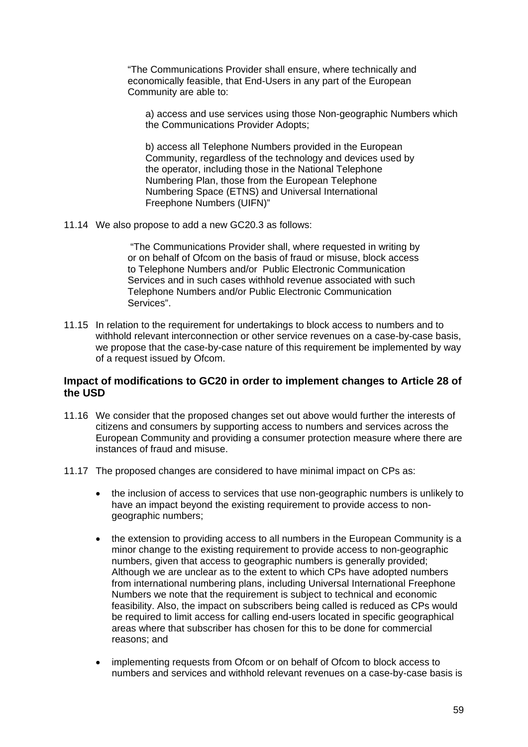> "The Communications Provider shall ensure, where technically and economically feasible, that End-Users in any part of the European Community are able to:
>
> a) access and use services using those Non-geographic Numbers which the Communications Provider Adopts;
>
> b) access all Telephone Numbers provided in the European Community, regardless of the technology and devices used by the operator, including those in the National Telephone Numbering Plan, those from the European Telephone Numbering Space (ETNS) and Universal International Freephone Numbers (UIFN)"

11.14 We also propose to add a new GC20.3 as follows:

> "The Communications Provider shall, where requested in writing by or on behalf of Ofcom on the basis of fraud or misuse, block access to Telephone Numbers and/or Public Electronic Communication Services and in such cases withhold revenue associated with such Telephone Numbers and/or Public Electronic Communication Services".

11.15 In relation to the requirement for undertakings to block access to numbers and to withhold relevant interconnection or other service revenues on a case-by-case basis, we propose that the case-by-case nature of this requirement be implemented by way of a request issued by Ofcom.

### Impact of modifications to GC20 in order to implement changes to Article 28 of the USD

11.16 We consider that the proposed changes set out above would further the interests of citizens and consumers by supporting access to numbers and services across the European Community and providing a consumer protection measure where there are instances of fraud and misuse.

11.17 The proposed changes are considered to have minimal impact on CPs as:

- the inclusion of access to services that use non-geographic numbers is unlikely to have an impact beyond the existing requirement to provide access to non-geographic numbers;
- the extension to providing access to all numbers in the European Community is a minor change to the existing requirement to provide access to non-geographic numbers, given that access to geographic numbers is generally provided; Although we are unclear as to the extent to which CPs have adopted numbers from international numbering plans, including Universal International Freephone Numbers we note that the requirement is subject to technical and economic feasibility. Also, the impact on subscribers being called is reduced as CPs would be required to limit access for calling end-users located in specific geographical areas where that subscriber has chosen for this to be done for commercial reasons; and
- implementing requests from Ofcom or on behalf of Ofcom to block access to numbers and services and withhold relevant revenues on a case-by-case basis is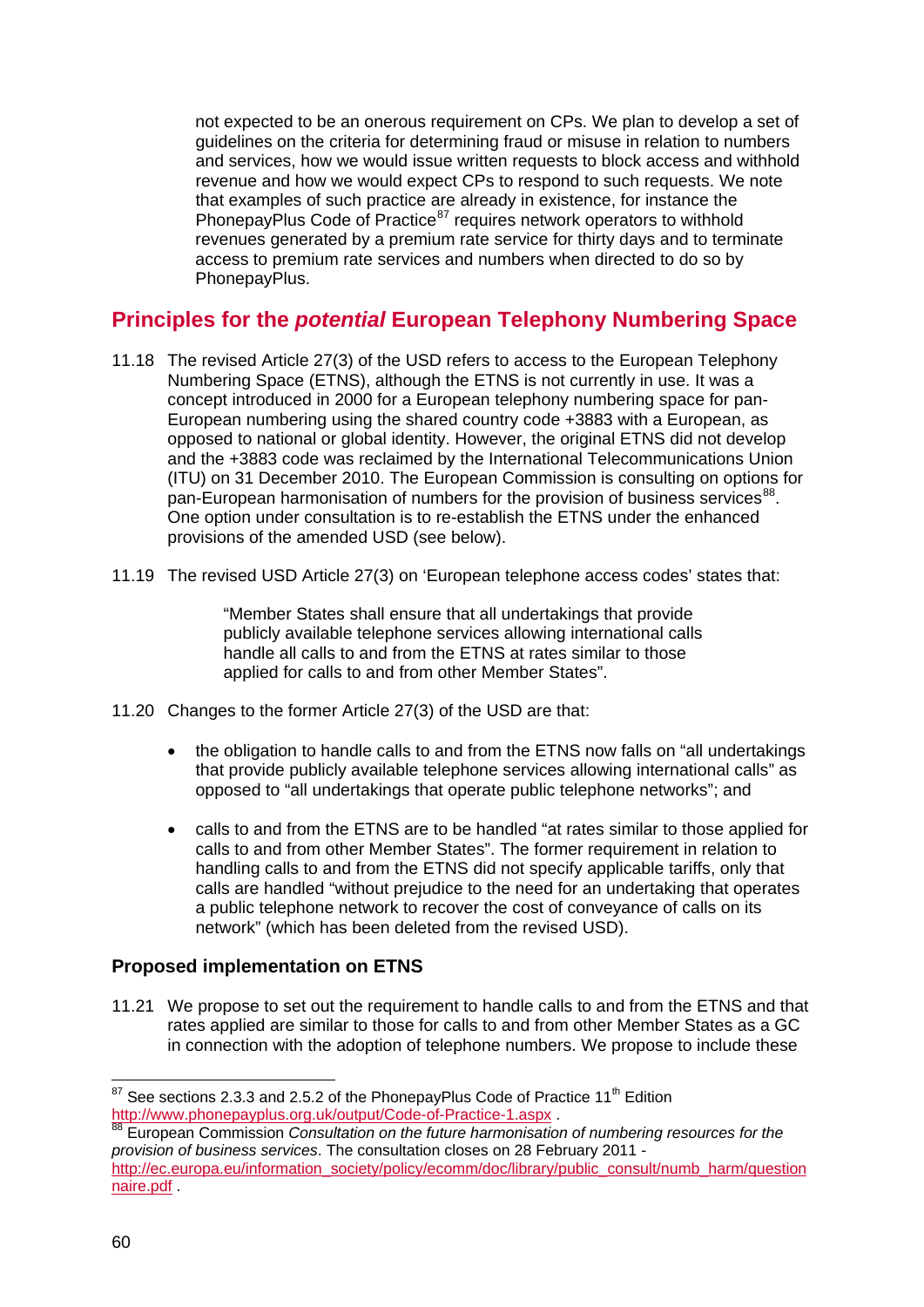not expected to be an onerous requirement on CPs. We plan to develop a set of guidelines on the criteria for determining fraud or misuse in relation to numbers and services, how we would issue written requests to block access and withhold revenue and how we would expect CPs to respond to such requests. We note that examples of such practice are already in existence, for instance the PhonepayPlus Code of Practice[87] requires network operators to withhold revenues generated by a premium rate service for thirty days and to terminate access to premium rate services and numbers when directed to do so by PhonepayPlus.

## Principles for the *potential* European Telephony Numbering Space

11.18 The revised Article 27(3) of the USD refers to access to the European Telephony Numbering Space (ETNS), although the ETNS is not currently in use. It was a concept introduced in 2000 for a European telephony numbering space for pan-European numbering using the shared country code +3883 with a European, as opposed to national or global identity. However, the original ETNS did not develop and the +3883 code was reclaimed by the International Telecommunications Union (ITU) on 31 December 2010. The European Commission is consulting on options for pan-European harmonisation of numbers for the provision of business services[88]. One option under consultation is to re-establish the ETNS under the enhanced provisions of the amended USD (see below).

11.19 The revised USD Article 27(3) on 'European telephone access codes' states that:

> "Member States shall ensure that all undertakings that provide publicly available telephone services allowing international calls handle all calls to and from the ETNS at rates similar to those applied for calls to and from other Member States".

11.20 Changes to the former Article 27(3) of the USD are that:

- the obligation to handle calls to and from the ETNS now falls on "all undertakings that provide publicly available telephone services allowing international calls" as opposed to "all undertakings that operate public telephone networks"; and
- calls to and from the ETNS are to be handled "at rates similar to those applied for calls to and from other Member States". The former requirement in relation to handling calls to and from the ETNS did not specify applicable tariffs, only that calls are handled "without prejudice to the need for an undertaking that operates a public telephone network to recover the cost of conveyance of calls on its network" (which has been deleted from the revised USD).

### Proposed implementation on ETNS

11.21 We propose to set out the requirement to handle calls to and from the ETNS and that rates applied are similar to those for calls to and from other Member States as a GC in connection with the adoption of telephone numbers. We propose to include these

---

[87] See sections 2.3.3 and 2.5.2 of the PhonepayPlus Code of Practice 11th Edition http://www.phonepayplus.org.uk/output/Code-of-Practice-1.aspx .

[88] European Commission *Consultation on the future harmonisation of numbering resources for the provision of business services*. The consultation closes on 28 February 2011 - http://ec.europa.eu/information_society/policy/ecomm/doc/library/public_consult/numb_harm/questionnaire.pdf .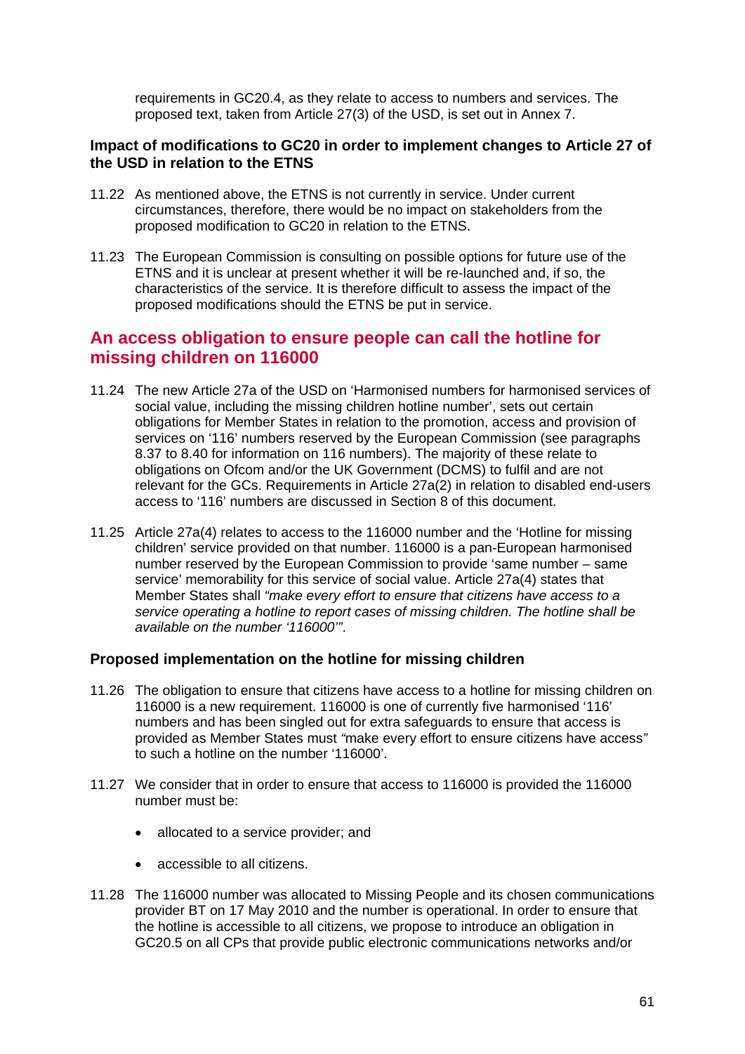requirements in GC20.4, as they relate to access to numbers and services. The proposed text, taken from Article 27(3) of the USD, is set out in Annex 7.

### Impact of modifications to GC20 in order to implement changes to Article 27 of the USD in relation to the ETNS

11.22 As mentioned above, the ETNS is not currently in service. Under current circumstances, therefore, there would be no impact on stakeholders from the proposed modification to GC20 in relation to the ETNS.

11.23 The European Commission is consulting on possible options for future use of the ETNS and it is unclear at present whether it will be re-launched and, if so, the characteristics of the service. It is therefore difficult to assess the impact of the proposed modifications should the ETNS be put in service.

## An access obligation to ensure people can call the hotline for missing children on 116000

11.24 The new Article 27a of the USD on 'Harmonised numbers for harmonised services of social value, including the missing children hotline number', sets out certain obligations for Member States in relation to the promotion, access and provision of services on '116' numbers reserved by the European Commission (see paragraphs 8.37 to 8.40 for information on 116 numbers). The majority of these relate to obligations on Ofcom and/or the UK Government (DCMS) to fulfil and are not relevant for the GCs. Requirements in Article 27a(2) in relation to disabled end-users access to '116' numbers are discussed in Section 8 of this document.

11.25 Article 27a(4) relates to access to the 116000 number and the 'Hotline for missing children' service provided on that number. 116000 is a pan-European harmonised number reserved by the European Commission to provide 'same number – same service' memorability for this service of social value. Article 27a(4) states that Member States shall *"make every effort to ensure that citizens have access to a service operating a hotline to report cases of missing children. The hotline shall be available on the number '116000'"*.

### Proposed implementation on the hotline for missing children

11.26 The obligation to ensure that citizens have access to a hotline for missing children on 116000 is a new requirement. 116000 is one of currently five harmonised '116' numbers and has been singled out for extra safeguards to ensure that access is provided as Member States must "make every effort to ensure citizens have access" to such a hotline on the number '116000'.

11.27 We consider that in order to ensure that access to 116000 is provided the 116000 number must be:

- allocated to a service provider; and
- accessible to all citizens.

11.28 The 116000 number was allocated to Missing People and its chosen communications provider BT on 17 May 2010 and the number is operational. In order to ensure that the hotline is accessible to all citizens, we propose to introduce an obligation in GC20.5 on all CPs that provide public electronic communications networks and/or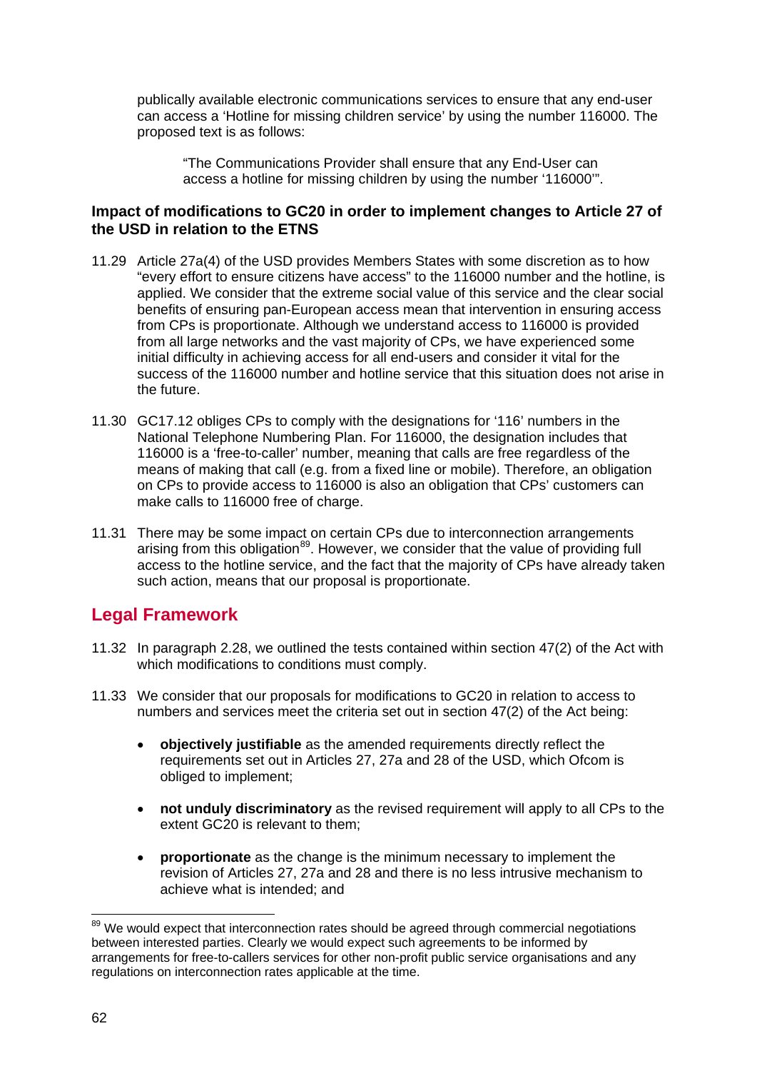publically available electronic communications services to ensure that any end-user can access a 'Hotline for missing children service' by using the number 116000. The proposed text is as follows:

> "The Communications Provider shall ensure that any End-User can access a hotline for missing children by using the number '116000'".

**Impact of modifications to GC20 in order to implement changes to Article 27 of the USD in relation to the ETNS**

11.29 Article 27a(4) of the USD provides Members States with some discretion as to how "every effort to ensure citizens have access" to the 116000 number and the hotline, is applied. We consider that the extreme social value of this service and the clear social benefits of ensuring pan-European access mean that intervention in ensuring access from CPs is proportionate. Although we understand access to 116000 is provided from all large networks and the vast majority of CPs, we have experienced some initial difficulty in achieving access for all end-users and consider it vital for the success of the 116000 number and hotline service that this situation does not arise in the future.

11.30 GC17.12 obliges CPs to comply with the designations for '116' numbers in the National Telephone Numbering Plan. For 116000, the designation includes that 116000 is a 'free-to-caller' number, meaning that calls are free regardless of the means of making that call (e.g. from a fixed line or mobile). Therefore, an obligation on CPs to provide access to 116000 is also an obligation that CPs' customers can make calls to 116000 free of charge.

11.31 There may be some impact on certain CPs due to interconnection arrangements arising from this obligation[89]. However, we consider that the value of providing full access to the hotline service, and the fact that the majority of CPs have already taken such action, means that our proposal is proportionate.

## Legal Framework

11.32 In paragraph 2.28, we outlined the tests contained within section 47(2) of the Act with which modifications to conditions must comply.

11.33 We consider that our proposals for modifications to GC20 in relation to access to numbers and services meet the criteria set out in section 47(2) of the Act being:

- **objectively justifiable** as the amended requirements directly reflect the requirements set out in Articles 27, 27a and 28 of the USD, which Ofcom is obliged to implement;
- **not unduly discriminatory** as the revised requirement will apply to all CPs to the extent GC20 is relevant to them;
- **proportionate** as the change is the minimum necessary to implement the revision of Articles 27, 27a and 28 and there is no less intrusive mechanism to achieve what is intended; and

[89] We would expect that interconnection rates should be agreed through commercial negotiations between interested parties. Clearly we would expect such agreements to be informed by arrangements for free-to-callers services for other non-profit public service organisations and any regulations on interconnection rates applicable at the time.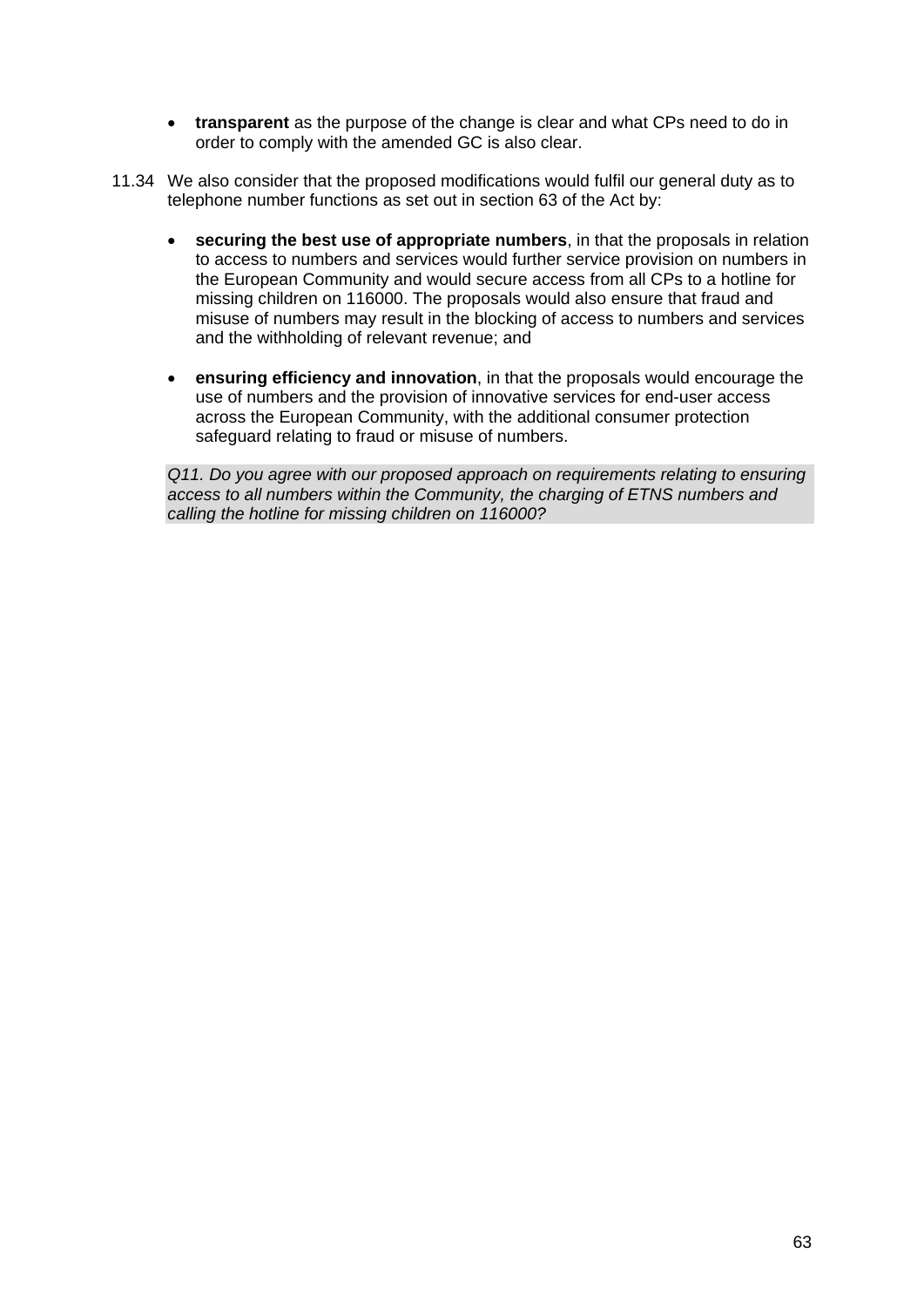- **transparent** as the purpose of the change is clear and what CPs need to do in order to comply with the amended GC is also clear.

11.34 We also consider that the proposed modifications would fulfil our general duty as to telephone number functions as set out in section 63 of the Act by:

- **securing the best use of appropriate numbers**, in that the proposals in relation to access to numbers and services would further service provision on numbers in the European Community and would secure access from all CPs to a hotline for missing children on 116000. The proposals would also ensure that fraud and misuse of numbers may result in the blocking of access to numbers and services and the withholding of relevant revenue; and

- **ensuring efficiency and innovation**, in that the proposals would encourage the use of numbers and the provision of innovative services for end-user access across the European Community, with the additional consumer protection safeguard relating to fraud or misuse of numbers.

*Q11. Do you agree with our proposed approach on requirements relating to ensuring access to all numbers within the Community, the charging of ETNS numbers and calling the hotline for missing children on 116000?*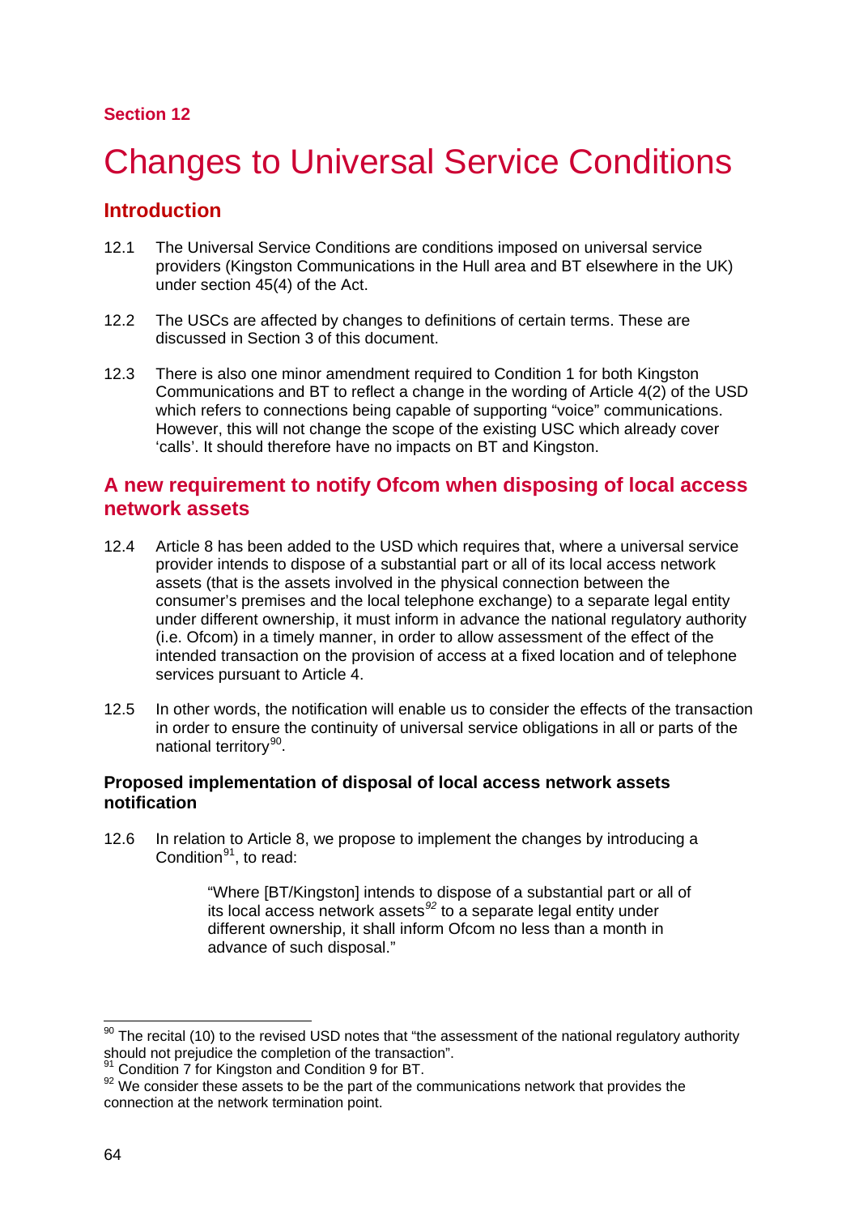Section 12

# Changes to Universal Service Conditions

## Introduction

12.1 The Universal Service Conditions are conditions imposed on universal service providers (Kingston Communications in the Hull area and BT elsewhere in the UK) under section 45(4) of the Act.

12.2 The USCs are affected by changes to definitions of certain terms. These are discussed in Section 3 of this document.

12.3 There is also one minor amendment required to Condition 1 for both Kingston Communications and BT to reflect a change in the wording of Article 4(2) of the USD which refers to connections being capable of supporting "voice" communications. However, this will not change the scope of the existing USC which already cover 'calls'. It should therefore have no impacts on BT and Kingston.

## A new requirement to notify Ofcom when disposing of local access network assets

12.4 Article 8 has been added to the USD which requires that, where a universal service provider intends to dispose of a substantial part or all of its local access network assets (that is the assets involved in the physical connection between the consumer's premises and the local telephone exchange) to a separate legal entity under different ownership, it must inform in advance the national regulatory authority (i.e. Ofcom) in a timely manner, in order to allow assessment of the effect of the intended transaction on the provision of access at a fixed location and of telephone services pursuant to Article 4.

12.5 In other words, the notification will enable us to consider the effects of the transaction in order to ensure the continuity of universal service obligations in all or parts of the national territory[90].

### Proposed implementation of disposal of local access network assets notification

12.6 In relation to Article 8, we propose to implement the changes by introducing a Condition[91], to read:

> "Where [BT/Kingston] intends to dispose of a substantial part or all of its local access network assets[92] to a separate legal entity under different ownership, it shall inform Ofcom no less than a month in advance of such disposal."

---

[90] The recital (10) to the revised USD notes that "the assessment of the national regulatory authority should not prejudice the completion of the transaction".

[91] Condition 7 for Kingston and Condition 9 for BT.

[92] We consider these assets to be the part of the communications network that provides the connection at the network termination point.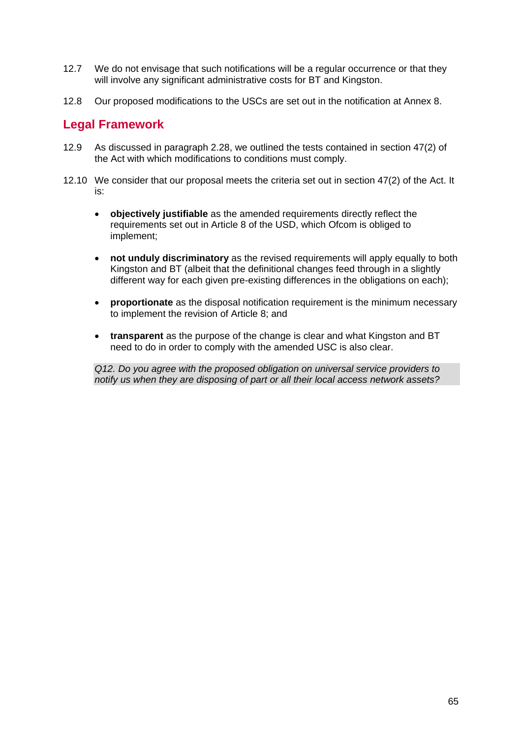12.7 We do not envisage that such notifications will be a regular occurrence or that they will involve any significant administrative costs for BT and Kingston.

12.8 Our proposed modifications to the USCs are set out in the notification at Annex 8.

## Legal Framework

12.9 As discussed in paragraph 2.28, we outlined the tests contained in section 47(2) of the Act with which modifications to conditions must comply.

12.10 We consider that our proposal meets the criteria set out in section 47(2) of the Act. It is:

- **objectively justifiable** as the amended requirements directly reflect the requirements set out in Article 8 of the USD, which Ofcom is obliged to implement;
- **not unduly discriminatory** as the revised requirements will apply equally to both Kingston and BT (albeit that the definitional changes feed through in a slightly different way for each given pre-existing differences in the obligations on each);
- **proportionate** as the disposal notification requirement is the minimum necessary to implement the revision of Article 8; and
- **transparent** as the purpose of the change is clear and what Kingston and BT need to do in order to comply with the amended USC is also clear.

*Q12. Do you agree with the proposed obligation on universal service providers to notify us when they are disposing of part or all their local access network assets?*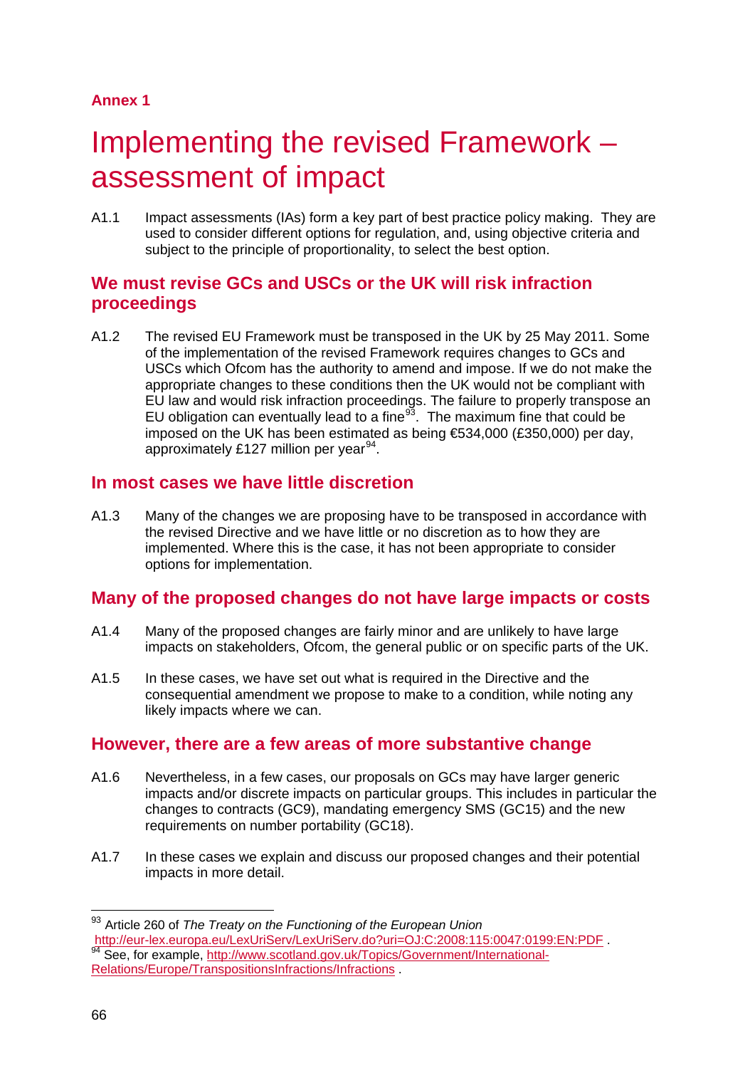**Annex 1**

# Implementing the revised Framework – assessment of impact

A1.1 Impact assessments (IAs) form a key part of best practice policy making. They are used to consider different options for regulation, and, using objective criteria and subject to the principle of proportionality, to select the best option.

## We must revise GCs and USCs or the UK will risk infraction proceedings

A1.2 The revised EU Framework must be transposed in the UK by 25 May 2011. Some of the implementation of the revised Framework requires changes to GCs and USCs which Ofcom has the authority to amend and impose. If we do not make the appropriate changes to these conditions then the UK would not be compliant with EU law and would risk infraction proceedings. The failure to properly transpose an EU obligation can eventually lead to a fine[93]. The maximum fine that could be imposed on the UK has been estimated as being €534,000 (£350,000) per day, approximately £127 million per year[94].

## In most cases we have little discretion

A1.3 Many of the changes we are proposing have to be transposed in accordance with the revised Directive and we have little or no discretion as to how they are implemented. Where this is the case, it has not been appropriate to consider options for implementation.

## Many of the proposed changes do not have large impacts or costs

A1.4 Many of the proposed changes are fairly minor and are unlikely to have large impacts on stakeholders, Ofcom, the general public or on specific parts of the UK.

A1.5 In these cases, we have set out what is required in the Directive and the consequential amendment we propose to make to a condition, while noting any likely impacts where we can.

## However, there are a few areas of more substantive change

A1.6 Nevertheless, in a few cases, our proposals on GCs may have larger generic impacts and/or discrete impacts on particular groups. This includes in particular the changes to contracts (GC9), mandating emergency SMS (GC15) and the new requirements on number portability (GC18).

A1.7 In these cases we explain and discuss our proposed changes and their potential impacts in more detail.

---

[93] Article 260 of *The Treaty on the Functioning of the European Union* http://eur-lex.europa.eu/LexUriServ/LexUriServ.do?uri=OJ:C:2008:115:0047:0199:EN:PDF .

[94] See, for example, http://www.scotland.gov.uk/Topics/Government/International-Relations/Europe/TranspositionsInfractions/Infractions .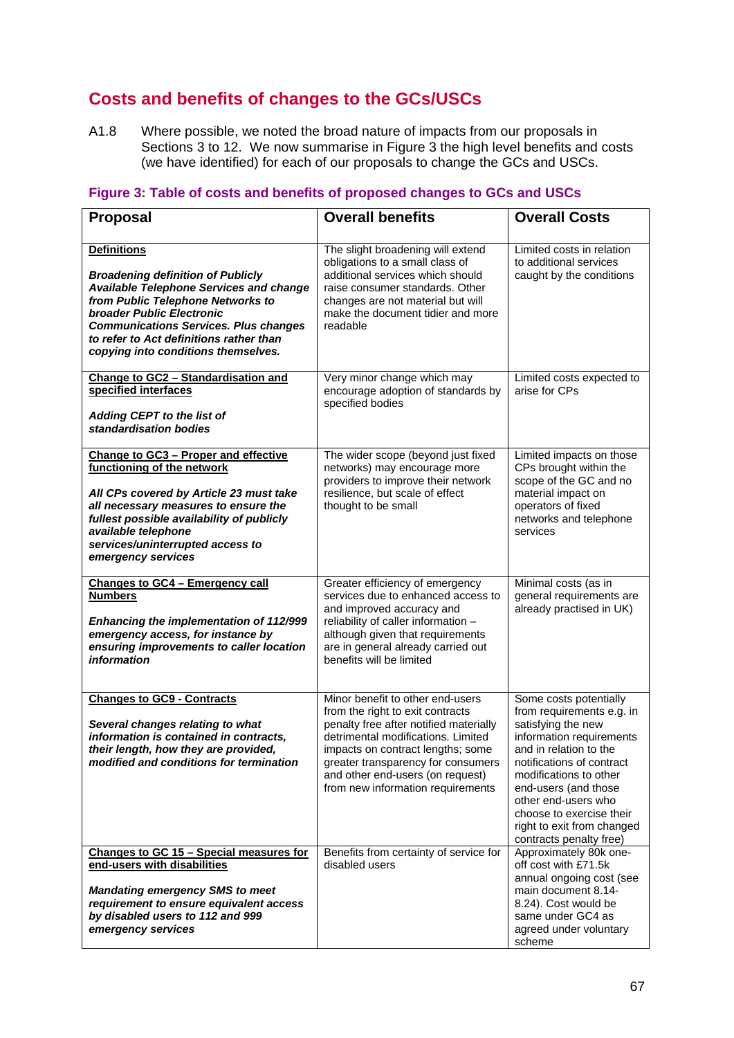## Costs and benefits of changes to the GCs/USCs

A1.8 Where possible, we noted the broad nature of impacts from our proposals in Sections 3 to 12. We now summarise in Figure 3 the high level benefits and costs (we have identified) for each of our proposals to change the GCs and USCs.

### Figure 3: Table of costs and benefits of proposed changes to GCs and USCs

| Proposal | Overall benefits | Overall Costs |
| --- | --- | --- |
| **Definitions**<br><br>***Broadening definition of Publicly Available Telephone Services and change from Public Telephone Networks to broader Public Electronic Communications Services. Plus changes to refer to Act definitions rather than copying into conditions themselves.*** | The slight broadening will extend obligations to a small class of additional services which should raise consumer standards. Other changes are not material but will make the document tidier and more readable | Limited costs in relation to additional services caught by the conditions |
| **Change to GC2 – Standardisation and specified interfaces**<br><br>***Adding CEPT to the list of standardisation bodies*** | Very minor change which may encourage adoption of standards by specified bodies | Limited costs expected to arise for CPs |
| **Change to GC3 – Proper and effective functioning of the network**<br><br>***All CPs covered by Article 23 must take all necessary measures to ensure the fullest possible availability of publicly available telephone services/uninterrupted access to emergency services*** | The wider scope (beyond just fixed networks) may encourage more providers to improve their network resilience, but scale of effect thought to be small | Limited impacts on those CPs brought within the scope of the GC and no material impact on operators of fixed networks and telephone services |
| **Changes to GC4 – Emergency call Numbers**<br><br>***Enhancing the implementation of 112/999 emergency access, for instance by ensuring improvements to caller location information*** | Greater efficiency of emergency services due to enhanced access to and improved accuracy and reliability of caller information – although given that requirements are in general already carried out benefits will be limited | Minimal costs (as in general requirements are already practised in UK) |
| **Changes to GC9 - Contracts**<br><br>***Several changes relating to what information is contained in contracts, their length, how they are provided, modified and conditions for termination*** | Minor benefit to other end-users from the right to exit contracts penalty free after notified materially detrimental modifications. Limited impacts on contract lengths; some greater transparency for consumers and other end-users (on request) from new information requirements | Some costs potentially from requirements e.g. in satisfying the new information requirements and in relation to the notifications of contract modifications to other end-users (and those other end-users who choose to exercise their right to exit from changed contracts penalty free) |
| **Changes to GC 15 – Special measures for end-users with disabilities**<br><br>***Mandating emergency SMS to meet requirement to ensure equivalent access by disabled users to 112 and 999 emergency services*** | Benefits from certainty of service for disabled users | Approximately 80k one-off cost with £71.5k annual ongoing cost (see main document 8.14-8.24). Cost would be same under GC4 as agreed under voluntary scheme |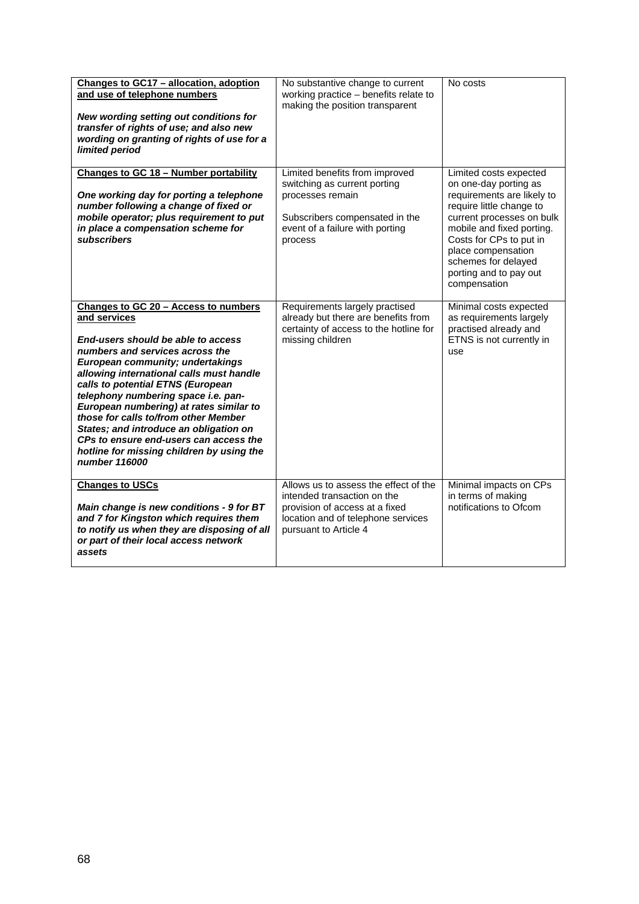| | | |
|---|---|---|
| **Changes to GC17 – allocation, adoption and use of telephone numbers**<br><br>***New wording setting out conditions for transfer of rights of use; and also new wording on granting of rights of use for a limited period*** | No substantive change to current working practice – benefits relate to making the position transparent | No costs |
| **Changes to GC 18 – Number portability**<br><br>***One working day for porting a telephone number following a change of fixed or mobile operator; plus requirement to put in place a compensation scheme for subscribers*** | Limited benefits from improved switching as current porting processes remain<br><br>Subscribers compensated in the event of a failure with porting process | Limited costs expected on one-day porting as requirements are likely to require little change to current processes on bulk mobile and fixed porting. Costs for CPs to put in place compensation schemes for delayed porting and to pay out compensation |
| **Changes to GC 20 – Access to numbers and services**<br><br>***End-users should be able to access numbers and services across the European community; undertakings allowing international calls must handle calls to potential ETNS (European telephony numbering space i.e. pan-European numbering) at rates similar to those for calls to/from other Member States; and introduce an obligation on CPs to ensure end-users can access the hotline for missing children by using the number 116000*** | Requirements largely practised already but there are benefits from certainty of access to the hotline for missing children | Minimal costs expected as requirements largely practised already and ETNS is not currently in use |
| **Changes to USCs**<br><br>***Main change is new conditions - 9 for BT and 7 for Kingston which requires them to notify us when they are disposing of all or part of their local access network assets*** | Allows us to assess the effect of the intended transaction on the provision of access at a fixed location and of telephone services pursuant to Article 4 | Minimal impacts on CPs in terms of making notifications to Ofcom |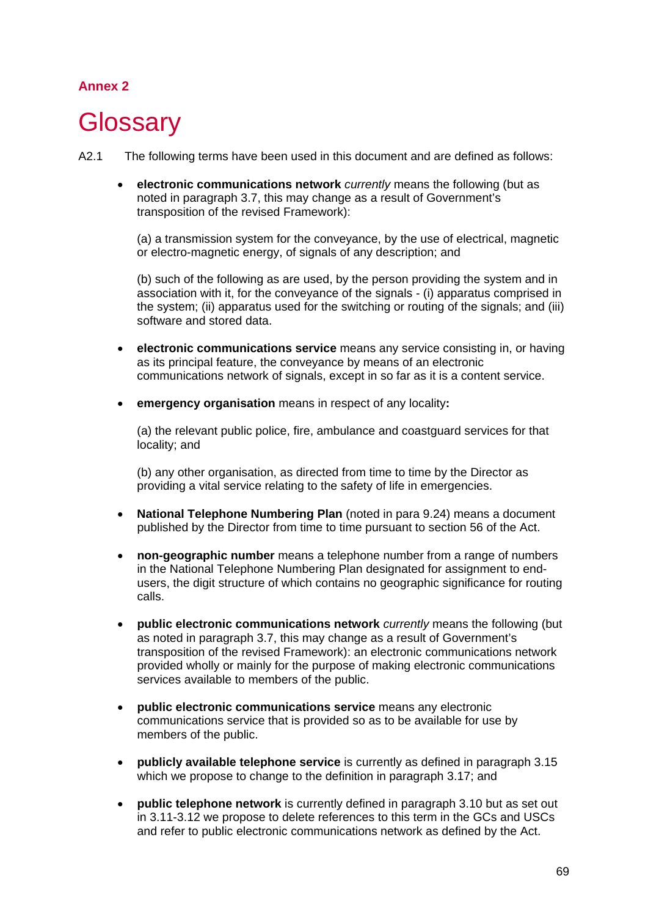**Annex 2**

# Glossary

A2.1 The following terms have been used in this document and are defined as follows:

- **electronic communications network** *currently* means the following (but as noted in paragraph 3.7, this may change as a result of Government's transposition of the revised Framework):

  (a) a transmission system for the conveyance, by the use of electrical, magnetic or electro-magnetic energy, of signals of any description; and

  (b) such of the following as are used, by the person providing the system and in association with it, for the conveyance of the signals - (i) apparatus comprised in the system; (ii) apparatus used for the switching or routing of the signals; and (iii) software and stored data.

- **electronic communications service** means any service consisting in, or having as its principal feature, the conveyance by means of an electronic communications network of signals, except in so far as it is a content service.

- **emergency organisation** means in respect of any locality**:**

  (a) the relevant public police, fire, ambulance and coastguard services for that locality; and

  (b) any other organisation, as directed from time to time by the Director as providing a vital service relating to the safety of life in emergencies.

- **National Telephone Numbering Plan** (noted in para 9.24) means a document published by the Director from time to time pursuant to section 56 of the Act.

- **non-geographic number** means a telephone number from a range of numbers in the National Telephone Numbering Plan designated for assignment to end-users, the digit structure of which contains no geographic significance for routing calls.

- **public electronic communications network** *currently* means the following (but as noted in paragraph 3.7, this may change as a result of Government's transposition of the revised Framework): an electronic communications network provided wholly or mainly for the purpose of making electronic communications services available to members of the public.

- **public electronic communications service** means any electronic communications service that is provided so as to be available for use by members of the public.

- **publicly available telephone service** is currently as defined in paragraph 3.15 which we propose to change to the definition in paragraph 3.17; and

- **public telephone network** is currently defined in paragraph 3.10 but as set out in 3.11-3.12 we propose to delete references to this term in the GCs and USCs and refer to public electronic communications network as defined by the Act.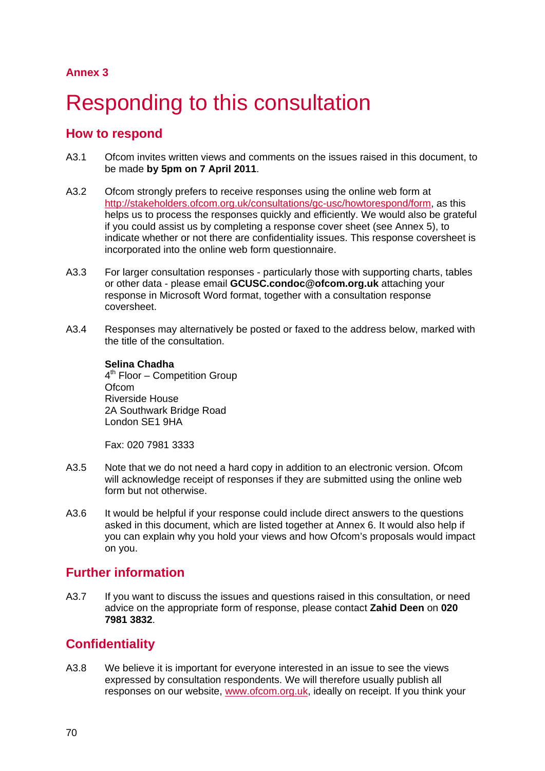Annex 3

# Responding to this consultation

## How to respond

A3.1 Ofcom invites written views and comments on the issues raised in this document, to be made **by 5pm on 7 April 2011**.

A3.2 Ofcom strongly prefers to receive responses using the online web form at http://stakeholders.ofcom.org.uk/consultations/gc-usc/howtorespond/form, as this helps us to process the responses quickly and efficiently. We would also be grateful if you could assist us by completing a response cover sheet (see Annex 5), to indicate whether or not there are confidentiality issues. This response coversheet is incorporated into the online web form questionnaire.

A3.3 For larger consultation responses - particularly those with supporting charts, tables or other data - please email **GCUSC.condoc@ofcom.org.uk** attaching your response in Microsoft Word format, together with a consultation response coversheet.

A3.4 Responses may alternatively be posted or faxed to the address below, marked with the title of the consultation.

**Selina Chadha**
4th Floor – Competition Group
Ofcom
Riverside House
2A Southwark Bridge Road
London SE1 9HA

Fax: 020 7981 3333

A3.5 Note that we do not need a hard copy in addition to an electronic version. Ofcom will acknowledge receipt of responses if they are submitted using the online web form but not otherwise.

A3.6 It would be helpful if your response could include direct answers to the questions asked in this document, which are listed together at Annex 6. It would also help if you can explain why you hold your views and how Ofcom's proposals would impact on you.

## Further information

A3.7 If you want to discuss the issues and questions raised in this consultation, or need advice on the appropriate form of response, please contact **Zahid Deen** on **020 7981 3832**.

## Confidentiality

A3.8 We believe it is important for everyone interested in an issue to see the views expressed by consultation respondents. We will therefore usually publish all responses on our website, www.ofcom.org.uk, ideally on receipt. If you think your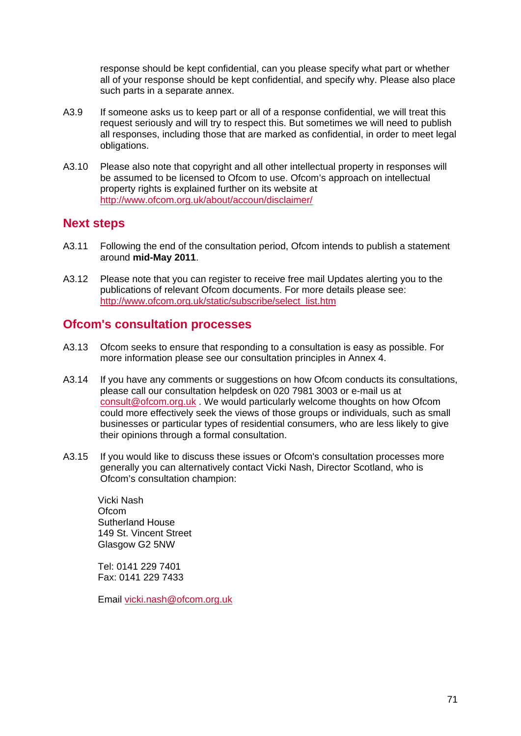response should be kept confidential, can you please specify what part or whether all of your response should be kept confidential, and specify why. Please also place such parts in a separate annex.

A3.9 If someone asks us to keep part or all of a response confidential, we will treat this request seriously and will try to respect this. But sometimes we will need to publish all responses, including those that are marked as confidential, in order to meet legal obligations.

A3.10 Please also note that copyright and all other intellectual property in responses will be assumed to be licensed to Ofcom to use. Ofcom's approach on intellectual property rights is explained further on its website at http://www.ofcom.org.uk/about/accoun/disclaimer/

## Next steps

A3.11 Following the end of the consultation period, Ofcom intends to publish a statement around **mid-May 2011**.

A3.12 Please note that you can register to receive free mail Updates alerting you to the publications of relevant Ofcom documents. For more details please see: http://www.ofcom.org.uk/static/subscribe/select_list.htm

## Ofcom's consultation processes

A3.13 Ofcom seeks to ensure that responding to a consultation is easy as possible. For more information please see our consultation principles in Annex 4.

A3.14 If you have any comments or suggestions on how Ofcom conducts its consultations, please call our consultation helpdesk on 020 7981 3003 or e-mail us at consult@ofcom.org.uk . We would particularly welcome thoughts on how Ofcom could more effectively seek the views of those groups or individuals, such as small businesses or particular types of residential consumers, who are less likely to give their opinions through a formal consultation.

A3.15 If you would like to discuss these issues or Ofcom's consultation processes more generally you can alternatively contact Vicki Nash, Director Scotland, who is Ofcom's consultation champion:

Vicki Nash
Ofcom
Sutherland House
149 St. Vincent Street
Glasgow G2 5NW

Tel: 0141 229 7401
Fax: 0141 229 7433

Email vicki.nash@ofcom.org.uk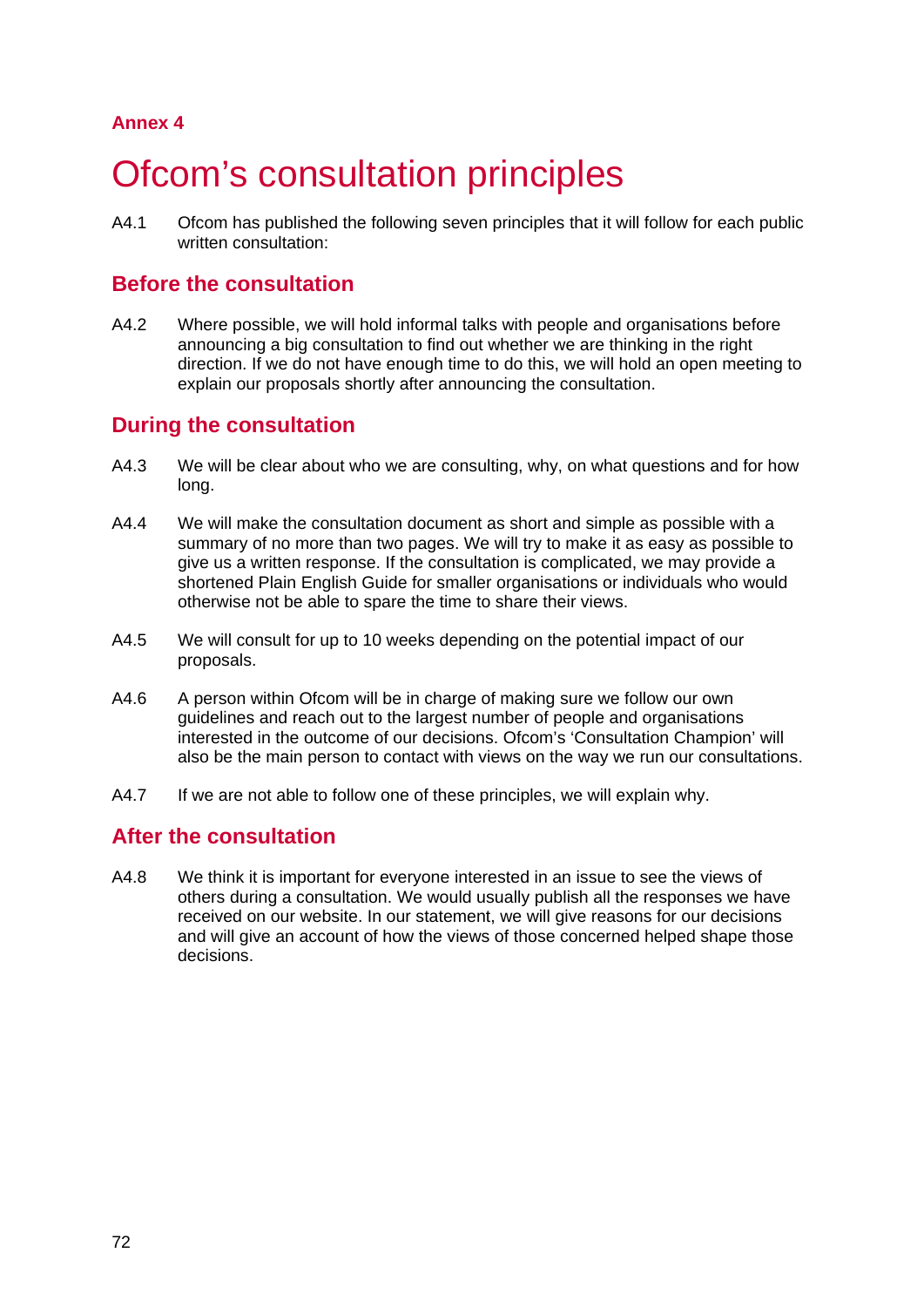**Annex 4**

# Ofcom's consultation principles

A4.1 Ofcom has published the following seven principles that it will follow for each public written consultation:

## Before the consultation

A4.2 Where possible, we will hold informal talks with people and organisations before announcing a big consultation to find out whether we are thinking in the right direction. If we do not have enough time to do this, we will hold an open meeting to explain our proposals shortly after announcing the consultation.

## During the consultation

A4.3 We will be clear about who we are consulting, why, on what questions and for how long.

A4.4 We will make the consultation document as short and simple as possible with a summary of no more than two pages. We will try to make it as easy as possible to give us a written response. If the consultation is complicated, we may provide a shortened Plain English Guide for smaller organisations or individuals who would otherwise not be able to spare the time to share their views.

A4.5 We will consult for up to 10 weeks depending on the potential impact of our proposals.

A4.6 A person within Ofcom will be in charge of making sure we follow our own guidelines and reach out to the largest number of people and organisations interested in the outcome of our decisions. Ofcom's 'Consultation Champion' will also be the main person to contact with views on the way we run our consultations.

A4.7 If we are not able to follow one of these principles, we will explain why.

## After the consultation

A4.8 We think it is important for everyone interested in an issue to see the views of others during a consultation. We would usually publish all the responses we have received on our website. In our statement, we will give reasons for our decisions and will give an account of how the views of those concerned helped shape those decisions.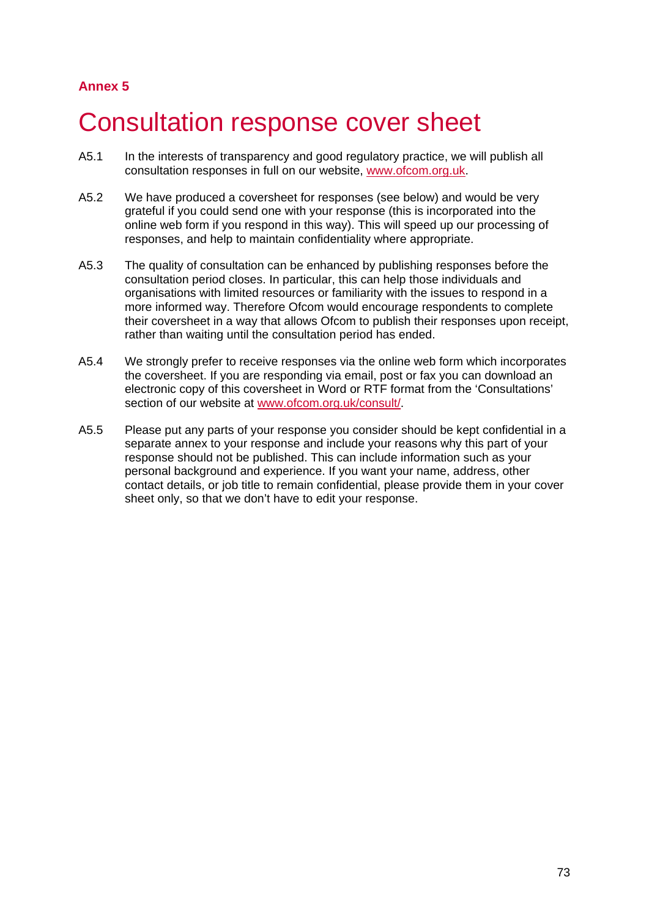## Annex 5

# Consultation response cover sheet

A5.1 In the interests of transparency and good regulatory practice, we will publish all consultation responses in full on our website, [www.ofcom.org.uk](http://www.ofcom.org.uk).

A5.2 We have produced a coversheet for responses (see below) and would be very grateful if you could send one with your response (this is incorporated into the online web form if you respond in this way). This will speed up our processing of responses, and help to maintain confidentiality where appropriate.

A5.3 The quality of consultation can be enhanced by publishing responses before the consultation period closes. In particular, this can help those individuals and organisations with limited resources or familiarity with the issues to respond in a more informed way. Therefore Ofcom would encourage respondents to complete their coversheet in a way that allows Ofcom to publish their responses upon receipt, rather than waiting until the consultation period has ended.

A5.4 We strongly prefer to receive responses via the online web form which incorporates the coversheet. If you are responding via email, post or fax you can download an electronic copy of this coversheet in Word or RTF format from the 'Consultations' section of our website at [www.ofcom.org.uk/consult/](http://www.ofcom.org.uk/consult/).

A5.5 Please put any parts of your response you consider should be kept confidential in a separate annex to your response and include your reasons why this part of your response should not be published. This can include information such as your personal background and experience. If you want your name, address, other contact details, or job title to remain confidential, please provide them in your cover sheet only, so that we don't have to edit your response.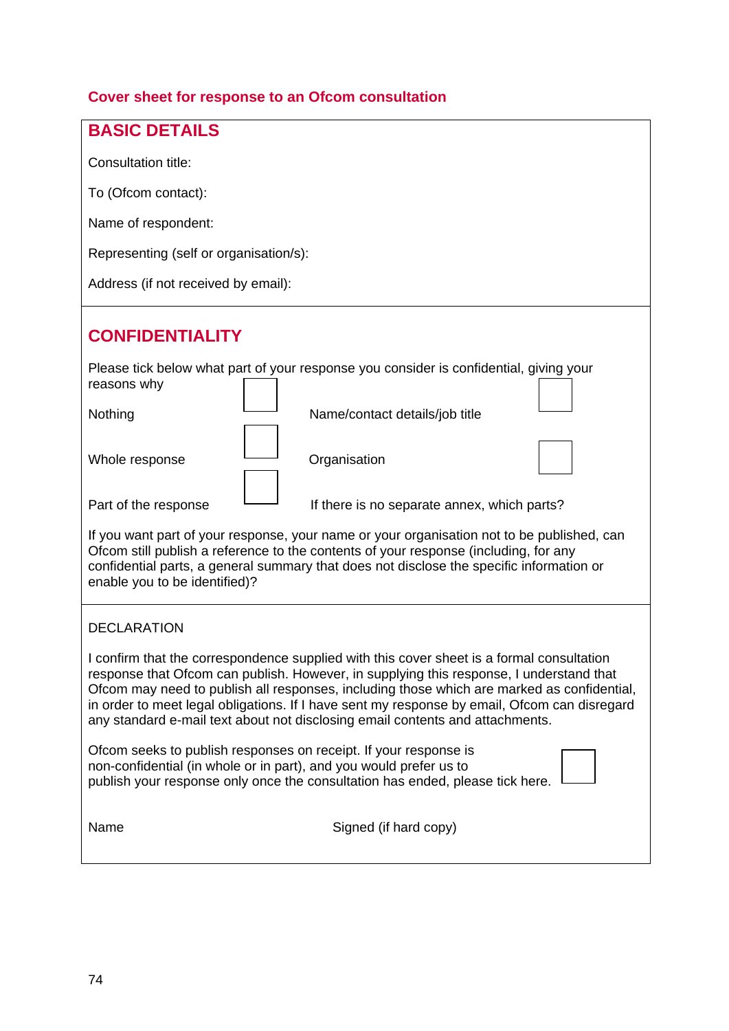**Cover sheet for response to an Ofcom consultation**

## BASIC DETAILS

Consultation title:

To (Ofcom contact):

Name of respondent:

Representing (self or organisation/s):

Address (if not received by email):

## CONFIDENTIALITY

Please tick below what part of your response you consider is confidential, giving your reasons why

| | | | |
|---|---|---|---|
| Nothing | ☐ | Name/contact details/job title | ☐ |
| Whole response | ☐ | Organisation | ☐ |
| Part of the response | ☐ | If there is no separate annex, which parts? | |

If you want part of your response, your name or your organisation not to be published, can Ofcom still publish a reference to the contents of your response (including, for any confidential parts, a general summary that does not disclose the specific information or enable you to be identified)?

DECLARATION

I confirm that the correspondence supplied with this cover sheet is a formal consultation response that Ofcom can publish. However, in supplying this response, I understand that Ofcom may need to publish all responses, including those which are marked as confidential, in order to meet legal obligations. If I have sent my response by email, Ofcom can disregard any standard e-mail text about not disclosing email contents and attachments.

Ofcom seeks to publish responses on receipt. If your response is non-confidential (in whole or in part), and you would prefer us to publish your response only once the consultation has ended, please tick here. ☐

Name

Signed (if hard copy)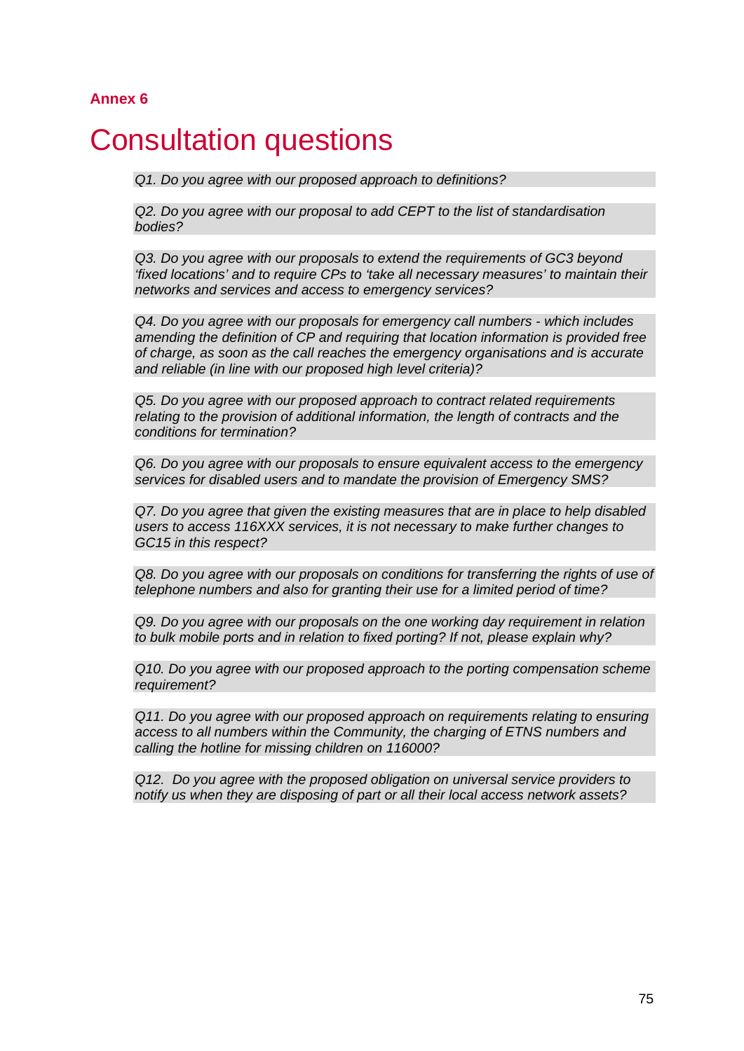**Annex 6**

# Consultation questions

*Q1. Do you agree with our proposed approach to definitions?*

*Q2. Do you agree with our proposal to add CEPT to the list of standardisation bodies?*

*Q3. Do you agree with our proposals to extend the requirements of GC3 beyond 'fixed locations' and to require CPs to 'take all necessary measures' to maintain their networks and services and access to emergency services?*

*Q4. Do you agree with our proposals for emergency call numbers - which includes amending the definition of CP and requiring that location information is provided free of charge, as soon as the call reaches the emergency organisations and is accurate and reliable (in line with our proposed high level criteria)?*

*Q5. Do you agree with our proposed approach to contract related requirements relating to the provision of additional information, the length of contracts and the conditions for termination?*

*Q6. Do you agree with our proposals to ensure equivalent access to the emergency services for disabled users and to mandate the provision of Emergency SMS?*

*Q7. Do you agree that given the existing measures that are in place to help disabled users to access 116XXX services, it is not necessary to make further changes to GC15 in this respect?*

*Q8. Do you agree with our proposals on conditions for transferring the rights of use of telephone numbers and also for granting their use for a limited period of time?*

*Q9. Do you agree with our proposals on the one working day requirement in relation to bulk mobile ports and in relation to fixed porting? If not, please explain why?*

*Q10. Do you agree with our proposed approach to the porting compensation scheme requirement?*

*Q11. Do you agree with our proposed approach on requirements relating to ensuring access to all numbers within the Community, the charging of ETNS numbers and calling the hotline for missing children on 116000?*

*Q12. Do you agree with the proposed obligation on universal service providers to notify us when they are disposing of part or all their local access network assets?*